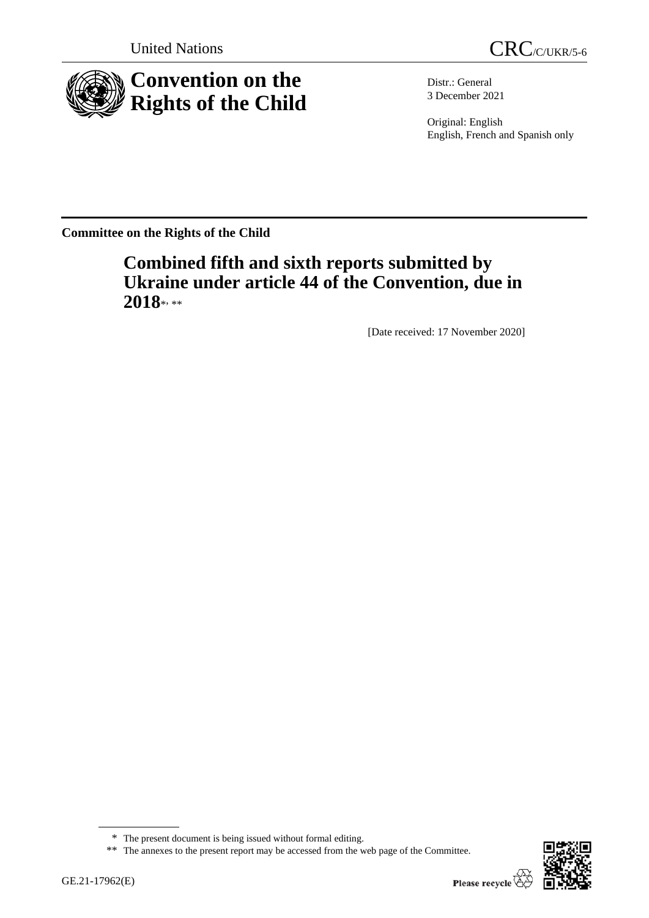United Nations

CRC/C/UKR/5-6

# Convention on the Rights of the Child

Distr.: General
3 December 2021

Original: English
English, French and Spanish only

**Committee on the Rights of the Child**

## Combined fifth and sixth reports submitted by Ukraine under article 44 of the Convention, due in 2018*, **

[Date received: 17 November 2020]

\* The present document is being issued without formal editing.

\*\* The annexes to the present report may be accessed from the web page of the Committee.

GE.21-17962(E)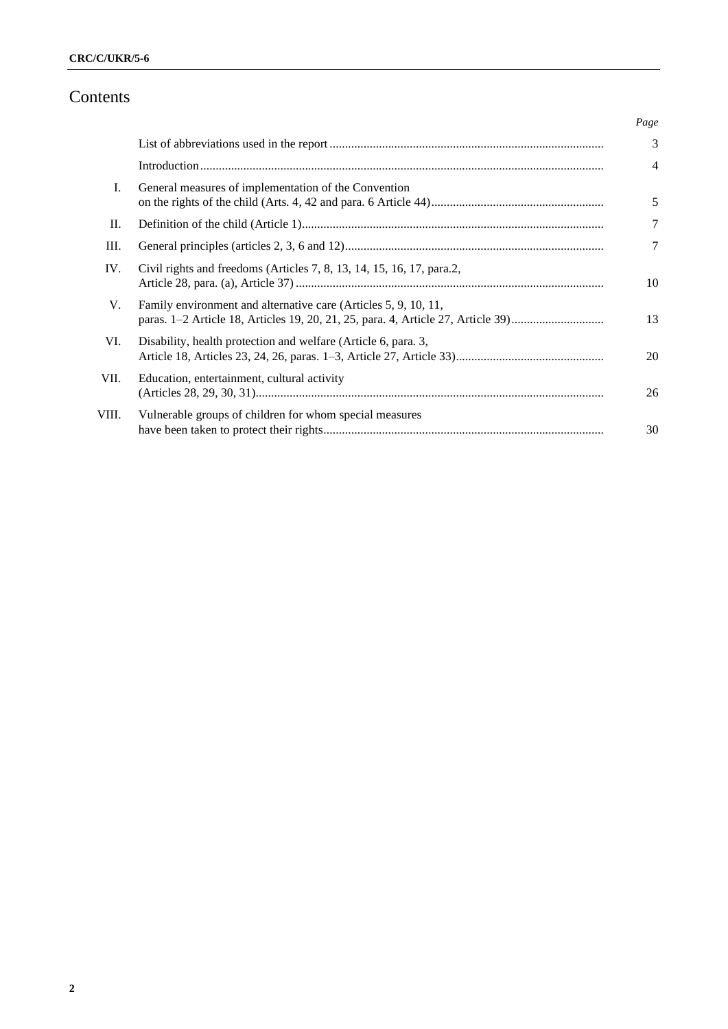# Contents

| | | *Page* |
|---|---|---|
| | List of abbreviations used in the report | 3 |
| | Introduction | 4 |
| I. | General measures of implementation of the Convention on the rights of the child (Arts. 4, 42 and para. 6 Article 44) | 5 |
| II. | Definition of the child (Article 1) | 7 |
| III. | General principles (articles 2, 3, 6 and 12) | 7 |
| IV. | Civil rights and freedoms (Articles 7, 8, 13, 14, 15, 16, 17, para.2, Article 28, para. (a), Article 37) | 10 |
| V. | Family environment and alternative care (Articles 5, 9, 10, 11, paras. 1–2 Article 18, Articles 19, 20, 21, 25, para. 4, Article 27, Article 39) | 13 |
| VI. | Disability, health protection and welfare (Article 6, para. 3, Article 18, Articles 23, 24, 26, paras. 1–3, Article 27, Article 33) | 20 |
| VII. | Education, entertainment, cultural activity (Articles 28, 29, 30, 31) | 26 |
| VIII. | Vulnerable groups of children for whom special measures have been taken to protect their rights | 30 |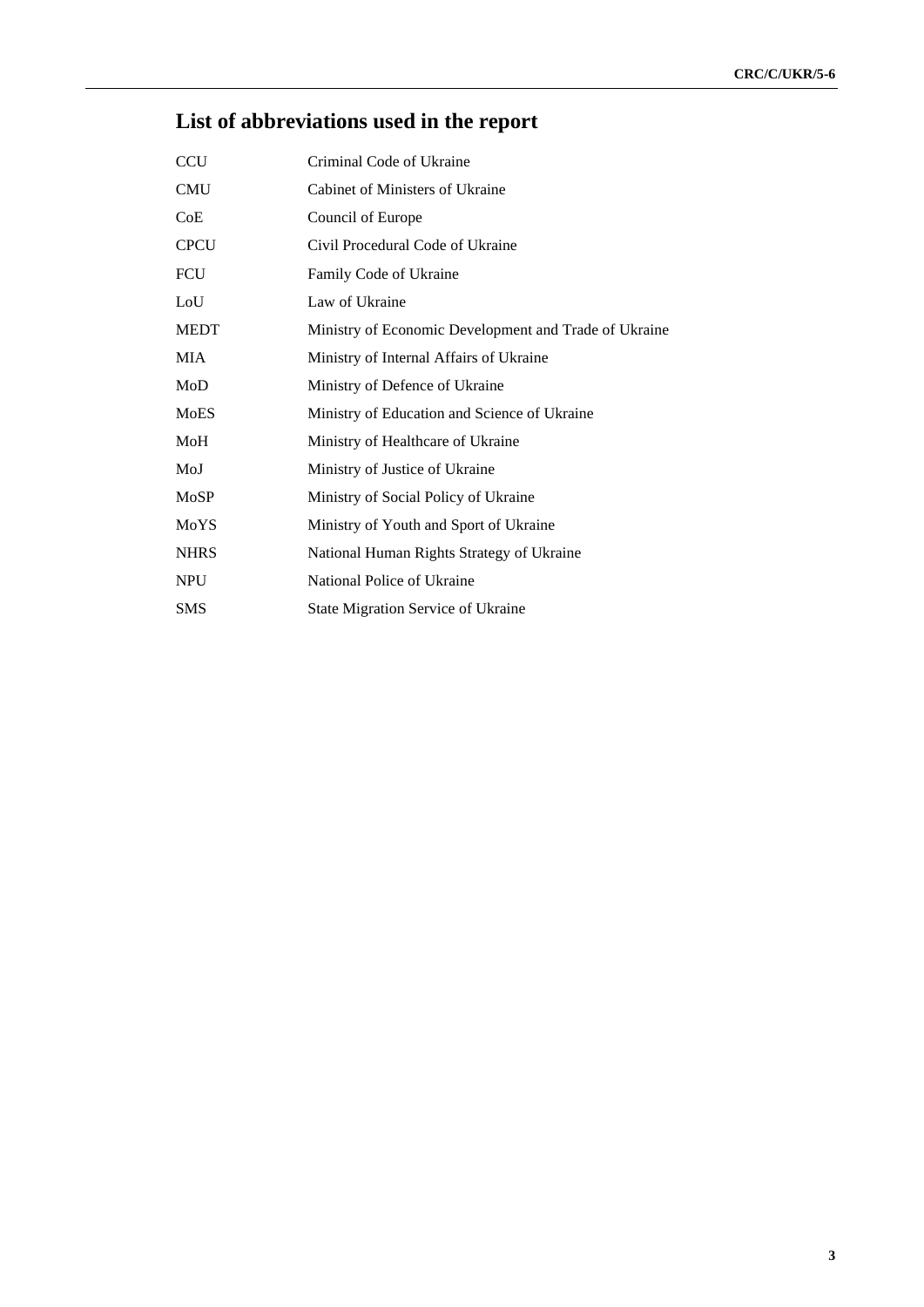# List of abbreviations used in the report

| | |
|---|---|
| CCU | Criminal Code of Ukraine |
| CMU | Cabinet of Ministers of Ukraine |
| CoE | Council of Europe |
| CPCU | Civil Procedural Code of Ukraine |
| FCU | Family Code of Ukraine |
| LoU | Law of Ukraine |
| MEDT | Ministry of Economic Development and Trade of Ukraine |
| MIA | Ministry of Internal Affairs of Ukraine |
| MoD | Ministry of Defence of Ukraine |
| MoES | Ministry of Education and Science of Ukraine |
| MoH | Ministry of Healthcare of Ukraine |
| MoJ | Ministry of Justice of Ukraine |
| MoSP | Ministry of Social Policy of Ukraine |
| MoYS | Ministry of Youth and Sport of Ukraine |
| NHRS | National Human Rights Strategy of Ukraine |
| NPU | National Police of Ukraine |
| SMS | State Migration Service of Ukraine |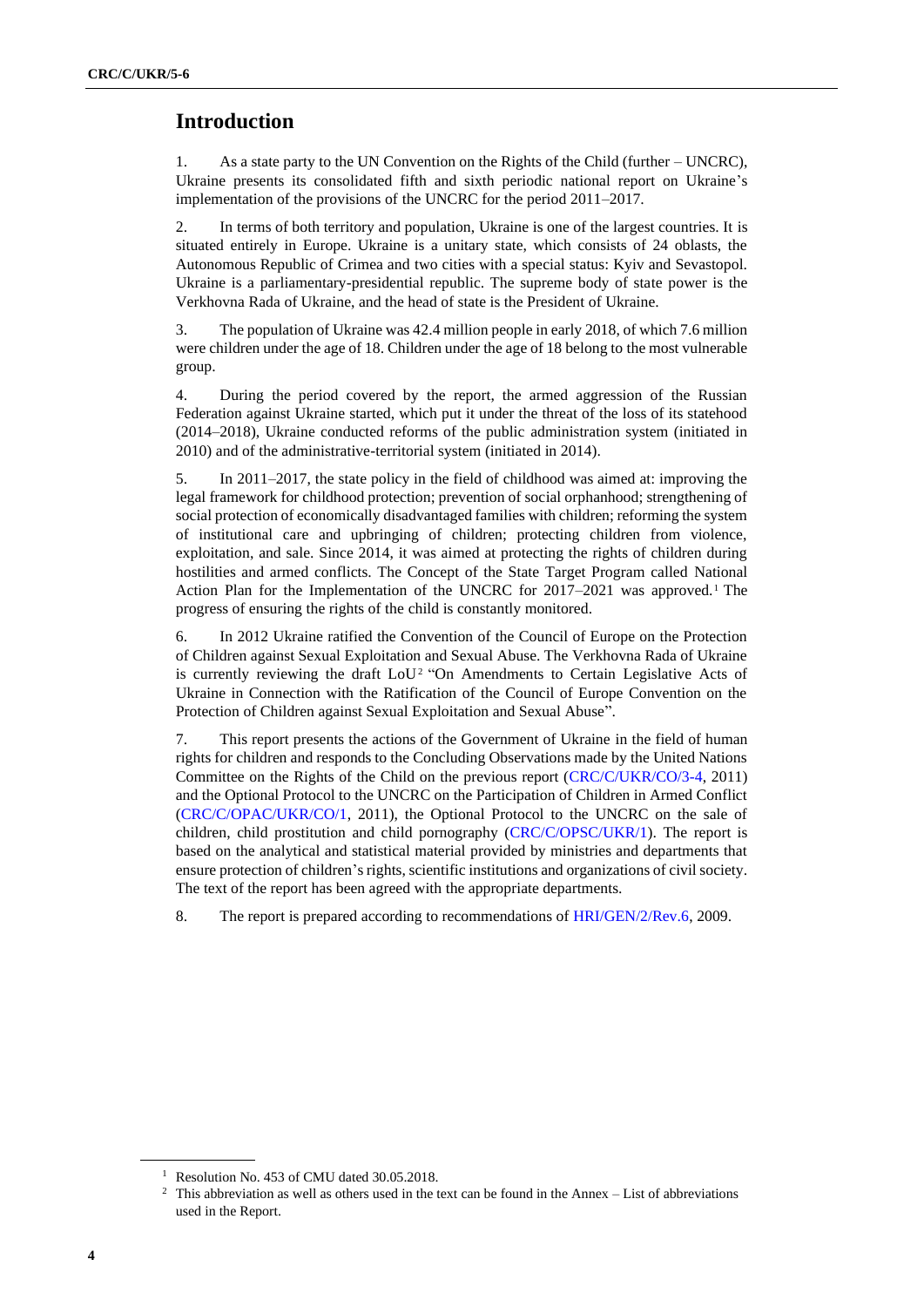## Introduction

1. As a state party to the UN Convention on the Rights of the Child (further – UNCRC), Ukraine presents its consolidated fifth and sixth periodic national report on Ukraine's implementation of the provisions of the UNCRC for the period 2011–2017.

2. In terms of both territory and population, Ukraine is one of the largest countries. It is situated entirely in Europe. Ukraine is a unitary state, which consists of 24 oblasts, the Autonomous Republic of Crimea and two cities with a special status: Kyiv and Sevastopol. Ukraine is a parliamentary-presidential republic. The supreme body of state power is the Verkhovna Rada of Ukraine, and the head of state is the President of Ukraine.

3. The population of Ukraine was 42.4 million people in early 2018, of which 7.6 million were children under the age of 18. Children under the age of 18 belong to the most vulnerable group.

4. During the period covered by the report, the armed aggression of the Russian Federation against Ukraine started, which put it under the threat of the loss of its statehood (2014–2018), Ukraine conducted reforms of the public administration system (initiated in 2010) and of the administrative-territorial system (initiated in 2014).

5. In 2011–2017, the state policy in the field of childhood was aimed at: improving the legal framework for childhood protection; prevention of social orphanhood; strengthening of social protection of economically disadvantaged families with children; reforming the system of institutional care and upbringing of children; protecting children from violence, exploitation, and sale. Since 2014, it was aimed at protecting the rights of children during hostilities and armed conflicts. The Concept of the State Target Program called National Action Plan for the Implementation of the UNCRC for 2017–2021 was approved.[1] The progress of ensuring the rights of the child is constantly monitored.

6. In 2012 Ukraine ratified the Convention of the Council of Europe on the Protection of Children against Sexual Exploitation and Sexual Abuse. The Verkhovna Rada of Ukraine is currently reviewing the draft LoU[2] "On Amendments to Certain Legislative Acts of Ukraine in Connection with the Ratification of the Council of Europe Convention on the Protection of Children against Sexual Exploitation and Sexual Abuse".

7. This report presents the actions of the Government of Ukraine in the field of human rights for children and responds to the Concluding Observations made by the United Nations Committee on the Rights of the Child on the previous report (CRC/C/UKR/CO/3-4, 2011) and the Optional Protocol to the UNCRC on the Participation of Children in Armed Conflict (CRC/C/OPAC/UKR/CO/1, 2011), the Optional Protocol to the UNCRC on the sale of children, child prostitution and child pornography (CRC/C/OPSC/UKR/1). The report is based on the analytical and statistical material provided by ministries and departments that ensure protection of children's rights, scientific institutions and organizations of civil society. The text of the report has been agreed with the appropriate departments.

8. The report is prepared according to recommendations of HRI/GEN/2/Rev.6, 2009.

---

[1] Resolution No. 453 of CMU dated 30.05.2018.

[2] This abbreviation as well as others used in the text can be found in the Annex – List of abbreviations used in the Report.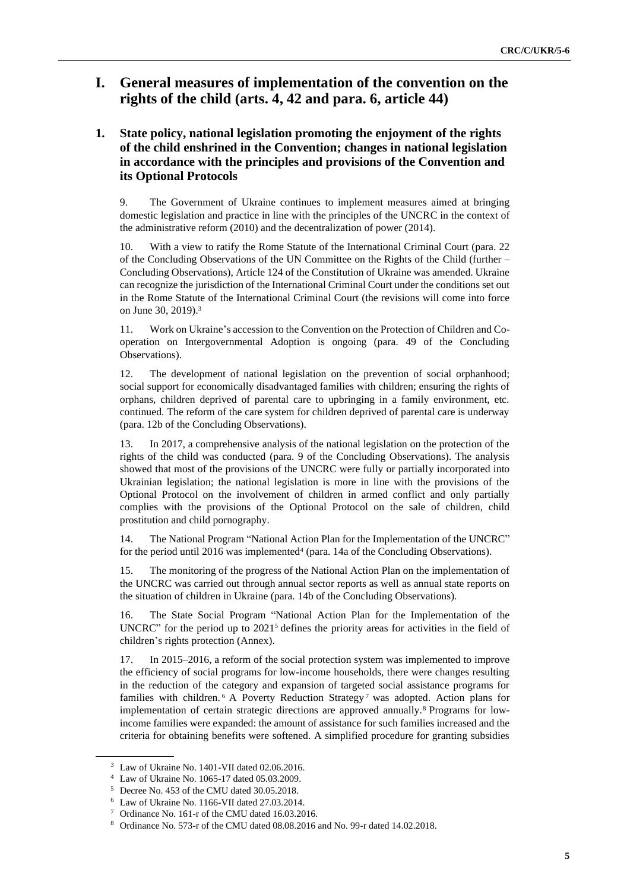# I. General measures of implementation of the convention on the rights of the child (arts. 4, 42 and para. 6, article 44)

## 1. State policy, national legislation promoting the enjoyment of the rights of the child enshrined in the Convention; changes in national legislation in accordance with the principles and provisions of the Convention and its Optional Protocols

9. The Government of Ukraine continues to implement measures aimed at bringing domestic legislation and practice in line with the principles of the UNCRC in the context of the administrative reform (2010) and the decentralization of power (2014).

10. With a view to ratify the Rome Statute of the International Criminal Court (para. 22 of the Concluding Observations of the UN Committee on the Rights of the Child (further – Concluding Observations), Article 124 of the Constitution of Ukraine was amended. Ukraine can recognize the jurisdiction of the International Criminal Court under the conditions set out in the Rome Statute of the International Criminal Court (the revisions will come into force on June 30, 2019).[3]

11. Work on Ukraine's accession to the Convention on the Protection of Children and Co-operation on Intergovernmental Adoption is ongoing (para. 49 of the Concluding Observations).

12. The development of national legislation on the prevention of social orphanhood; social support for economically disadvantaged families with children; ensuring the rights of orphans, children deprived of parental care to upbringing in a family environment, etc. continued. The reform of the care system for children deprived of parental care is underway (para. 12b of the Concluding Observations).

13. In 2017, a comprehensive analysis of the national legislation on the protection of the rights of the child was conducted (para. 9 of the Concluding Observations). The analysis showed that most of the provisions of the UNCRC were fully or partially incorporated into Ukrainian legislation; the national legislation is more in line with the provisions of the Optional Protocol on the involvement of children in armed conflict and only partially complies with the provisions of the Optional Protocol on the sale of children, child prostitution and child pornography.

14. The National Program "National Action Plan for the Implementation of the UNCRC" for the period until 2016 was implemented[4] (para. 14a of the Concluding Observations).

15. The monitoring of the progress of the National Action Plan on the implementation of the UNCRC was carried out through annual sector reports as well as annual state reports on the situation of children in Ukraine (para. 14b of the Concluding Observations).

16. The State Social Program "National Action Plan for the Implementation of the UNCRC" for the period up to 2021[5] defines the priority areas for activities in the field of children's rights protection (Annex).

17. In 2015–2016, a reform of the social protection system was implemented to improve the efficiency of social programs for low-income households, there were changes resulting in the reduction of the category and expansion of targeted social assistance programs for families with children.[6] A Poverty Reduction Strategy[7] was adopted. Action plans for implementation of certain strategic directions are approved annually.[8] Programs for low-income families were expanded: the amount of assistance for such families increased and the criteria for obtaining benefits were softened. A simplified procedure for granting subsidies

---

[3] Law of Ukraine No. 1401-VII dated 02.06.2016.

[4] Law of Ukraine No. 1065-17 dated 05.03.2009.

[5] Decree No. 453 of the CMU dated 30.05.2018.

[6] Law of Ukraine No. 1166-VII dated 27.03.2014.

[7] Ordinance No. 161-r of the CMU dated 16.03.2016.

[8] Ordinance No. 573-r of the CMU dated 08.08.2016 and No. 99-r dated 14.02.2018.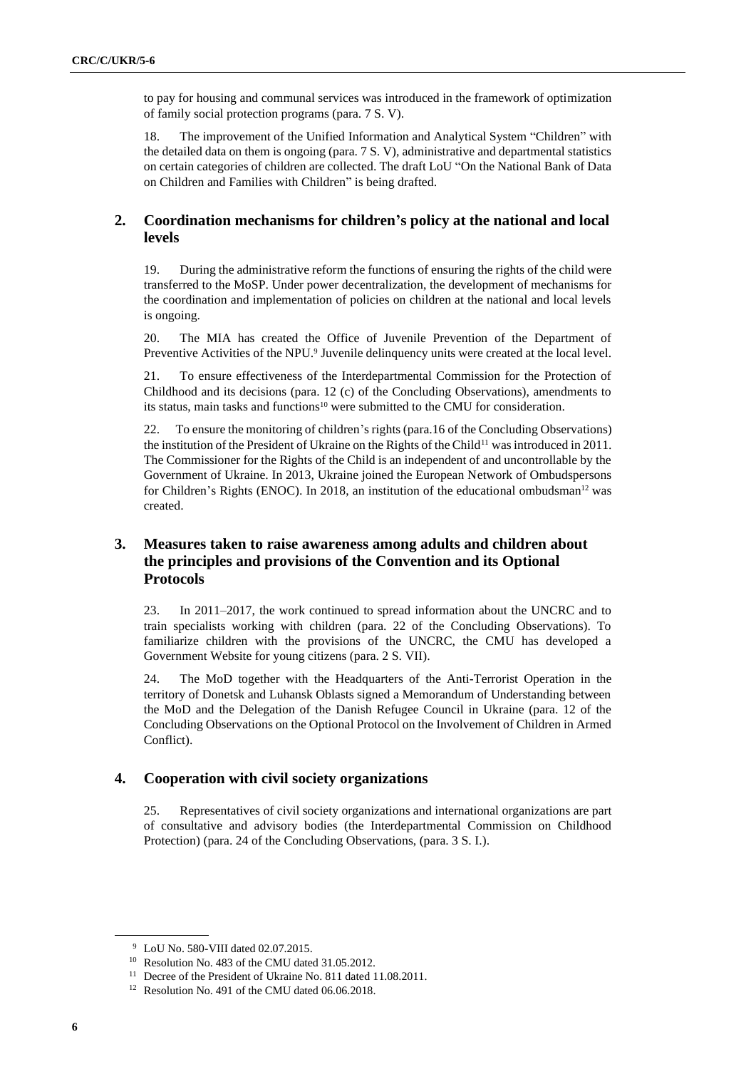to pay for housing and communal services was introduced in the framework of optimization of family social protection programs (para. 7 S. V).

18. The improvement of the Unified Information and Analytical System "Children" with the detailed data on them is ongoing (para. 7 S. V), administrative and departmental statistics on certain categories of children are collected. The draft LoU "On the National Bank of Data on Children and Families with Children" is being drafted.

## 2. Coordination mechanisms for children's policy at the national and local levels

19. During the administrative reform the functions of ensuring the rights of the child were transferred to the MoSP. Under power decentralization, the development of mechanisms for the coordination and implementation of policies on children at the national and local levels is ongoing.

20. The MIA has created the Office of Juvenile Prevention of the Department of Preventive Activities of the NPU.[9] Juvenile delinquency units were created at the local level.

21. To ensure effectiveness of the Interdepartmental Commission for the Protection of Childhood and its decisions (para. 12 (c) of the Concluding Observations), amendments to its status, main tasks and functions[10] were submitted to the CMU for consideration.

22. To ensure the monitoring of children's rights (para.16 of the Concluding Observations) the institution of the President of Ukraine on the Rights of the Child[11] was introduced in 2011. The Commissioner for the Rights of the Child is an independent of and uncontrollable by the Government of Ukraine. In 2013, Ukraine joined the European Network of Ombudspersons for Children's Rights (ENOC). In 2018, an institution of the educational ombudsman[12] was created.

## 3. Measures taken to raise awareness among adults and children about the principles and provisions of the Convention and its Optional Protocols

23. In 2011–2017, the work continued to spread information about the UNCRC and to train specialists working with children (para. 22 of the Concluding Observations). To familiarize children with the provisions of the UNCRC, the CMU has developed a Government Website for young citizens (para. 2 S. VII).

24. The MoD together with the Headquarters of the Anti-Terrorist Operation in the territory of Donetsk and Luhansk Oblasts signed a Memorandum of Understanding between the MoD and the Delegation of the Danish Refugee Council in Ukraine (para. 12 of the Concluding Observations on the Optional Protocol on the Involvement of Children in Armed Conflict).

## 4. Cooperation with civil society organizations

25. Representatives of civil society organizations and international organizations are part of consultative and advisory bodies (the Interdepartmental Commission on Childhood Protection) (para. 24 of the Concluding Observations, (para. 3 S. I.).

---

[9] LoU No. 580-VIII dated 02.07.2015.

[10] Resolution No. 483 of the CMU dated 31.05.2012.

[11] Decree of the President of Ukraine No. 811 dated 11.08.2011.

[12] Resolution No. 491 of the CMU dated 06.06.2018.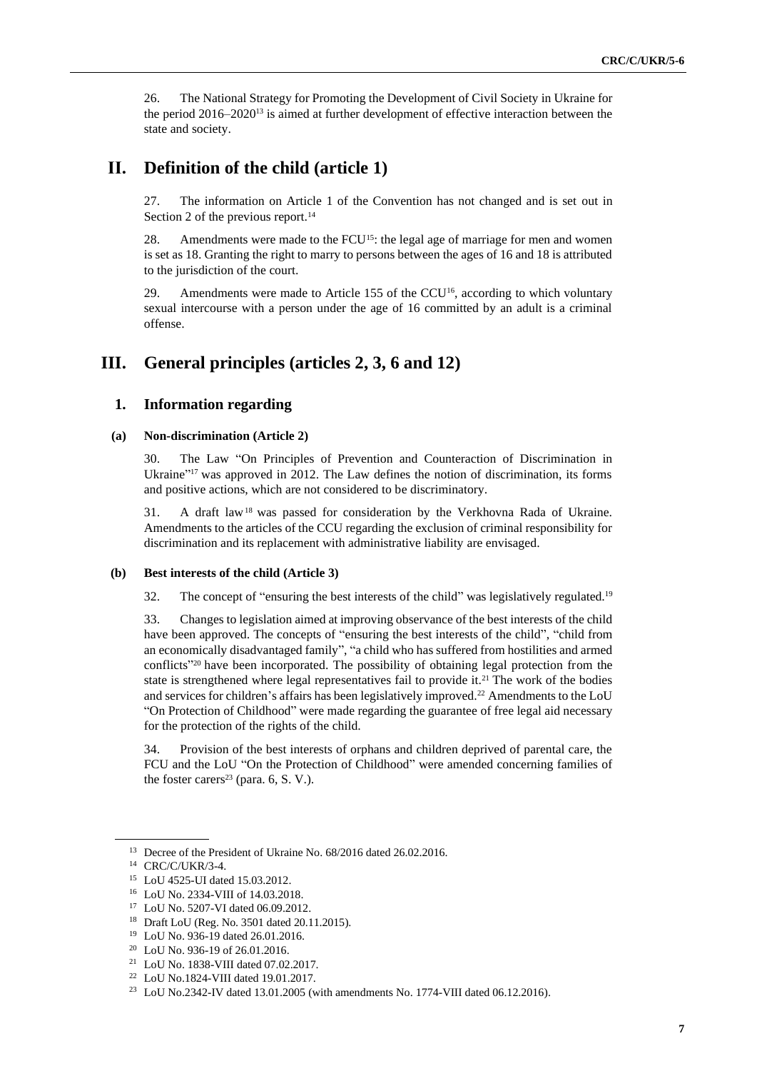26. The National Strategy for Promoting the Development of Civil Society in Ukraine for the period 2016–2020[13] is aimed at further development of effective interaction between the state and society.

# II. Definition of the child (article 1)

27. The information on Article 1 of the Convention has not changed and is set out in Section 2 of the previous report.[14]

28. Amendments were made to the FCU[15]: the legal age of marriage for men and women is set as 18. Granting the right to marry to persons between the ages of 16 and 18 is attributed to the jurisdiction of the court.

29. Amendments were made to Article 155 of the CCU[16], according to which voluntary sexual intercourse with a person under the age of 16 committed by an adult is a criminal offense.

# III. General principles (articles 2, 3, 6 and 12)

## 1. Information regarding

### (a) Non-discrimination (Article 2)

30. The Law "On Principles of Prevention and Counteraction of Discrimination in Ukraine"[17] was approved in 2012. The Law defines the notion of discrimination, its forms and positive actions, which are not considered to be discriminatory.

31. A draft law[18] was passed for consideration by the Verkhovna Rada of Ukraine. Amendments to the articles of the CCU regarding the exclusion of criminal responsibility for discrimination and its replacement with administrative liability are envisaged.

### (b) Best interests of the child (Article 3)

32. The concept of "ensuring the best interests of the child" was legislatively regulated.[19]

33. Changes to legislation aimed at improving observance of the best interests of the child have been approved. The concepts of "ensuring the best interests of the child", "child from an economically disadvantaged family", "a child who has suffered from hostilities and armed conflicts"[20] have been incorporated. The possibility of obtaining legal protection from the state is strengthened where legal representatives fail to provide it.[21] The work of the bodies and services for children's affairs has been legislatively improved.[22] Amendments to the LoU "On Protection of Childhood" were made regarding the guarantee of free legal aid necessary for the protection of the rights of the child.

34. Provision of the best interests of orphans and children deprived of parental care, the FCU and the LoU "On the Protection of Childhood" were amended concerning families of the foster carers[23] (para. 6, S. V.).

---

[13] Decree of the President of Ukraine No. 68/2016 dated 26.02.2016.

[14] CRC/C/UKR/3-4.

[15] LoU 4525-UI dated 15.03.2012.

[16] LoU No. 2334-VIII of 14.03.2018.

[17] LoU No. 5207-VI dated 06.09.2012.

[18] Draft LoU (Reg. No. 3501 dated 20.11.2015).

[19] LoU No. 936-19 dated 26.01.2016.

[20] LoU No. 936-19 of 26.01.2016.

[21] LoU No. 1838-VIII dated 07.02.2017.

[22] LoU No.1824-VIII dated 19.01.2017.

[23] LoU No.2342-IV dated 13.01.2005 (with amendments No. 1774-VIII dated 06.12.2016).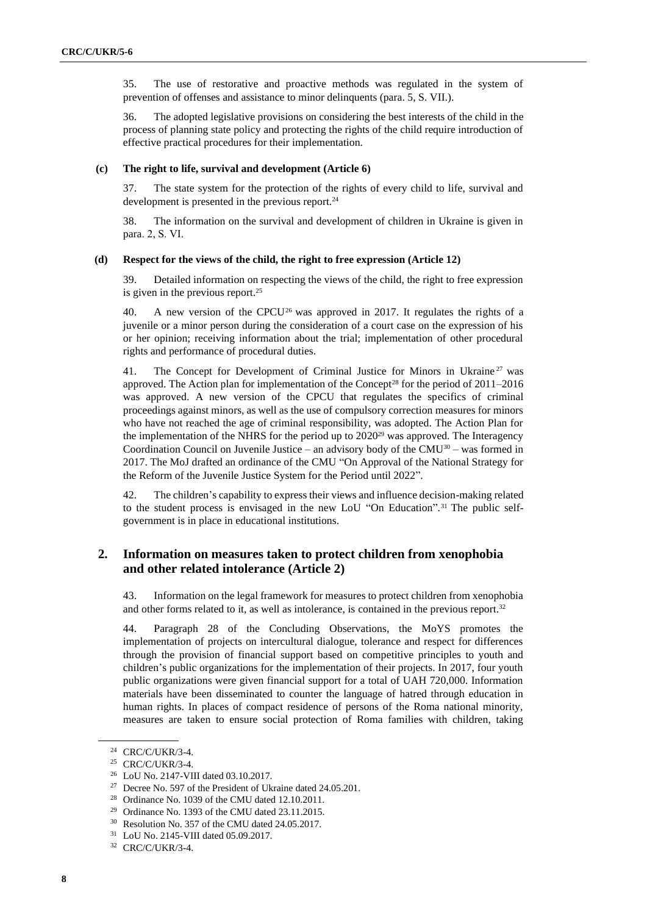35. The use of restorative and proactive methods was regulated in the system of prevention of offenses and assistance to minor delinquents (para. 5, S. VII.).

36. The adopted legislative provisions on considering the best interests of the child in the process of planning state policy and protecting the rights of the child require introduction of effective practical procedures for their implementation.

### (c) The right to life, survival and development (Article 6)

37. The state system for the protection of the rights of every child to life, survival and development is presented in the previous report.[24]

38. The information on the survival and development of children in Ukraine is given in para. 2, S. VI.

### (d) Respect for the views of the child, the right to free expression (Article 12)

39. Detailed information on respecting the views of the child, the right to free expression is given in the previous report.[25]

40. A new version of the CPCU[26] was approved in 2017. It regulates the rights of a juvenile or a minor person during the consideration of a court case on the expression of his or her opinion; receiving information about the trial; implementation of other procedural rights and performance of procedural duties.

41. The Concept for Development of Criminal Justice for Minors in Ukraine[27] was approved. The Action plan for implementation of the Concept[28] for the period of 2011–2016 was approved. A new version of the CPCU that regulates the specifics of criminal proceedings against minors, as well as the use of compulsory correction measures for minors who have not reached the age of criminal responsibility, was adopted. The Action Plan for the implementation of the NHRS for the period up to 2020[29] was approved. The Interagency Coordination Council on Juvenile Justice – an advisory body of the CMU[30] – was formed in 2017. The MoJ drafted an ordinance of the CMU "On Approval of the National Strategy for the Reform of the Juvenile Justice System for the Period until 2022".

42. The children's capability to express their views and influence decision-making related to the student process is envisaged in the new LoU "On Education".[31] The public self-government is in place in educational institutions.

## 2. Information on measures taken to protect children from xenophobia and other related intolerance (Article 2)

43. Information on the legal framework for measures to protect children from xenophobia and other forms related to it, as well as intolerance, is contained in the previous report.[32]

44. Paragraph 28 of the Concluding Observations, the MoYS promotes the implementation of projects on intercultural dialogue, tolerance and respect for differences through the provision of financial support based on competitive principles to youth and children's public organizations for the implementation of their projects. In 2017, four youth public organizations were given financial support for a total of UAH 720,000. Information materials have been disseminated to counter the language of hatred through education in human rights. In places of compact residence of persons of the Roma national minority, measures are taken to ensure social protection of Roma families with children, taking

---

[24] CRC/C/UKR/3-4.

[25] CRC/C/UKR/3-4.

[26] LoU No. 2147-VIII dated 03.10.2017.

[27] Decree No. 597 of the President of Ukraine dated 24.05.201.

[28] Ordinance No. 1039 of the CMU dated 12.10.2011.

[29] Ordinance No. 1393 of the CMU dated 23.11.2015.

[30] Resolution No. 357 of the CMU dated 24.05.2017.

[31] LoU No. 2145-VIII dated 05.09.2017.

[32] CRC/C/UKR/3-4.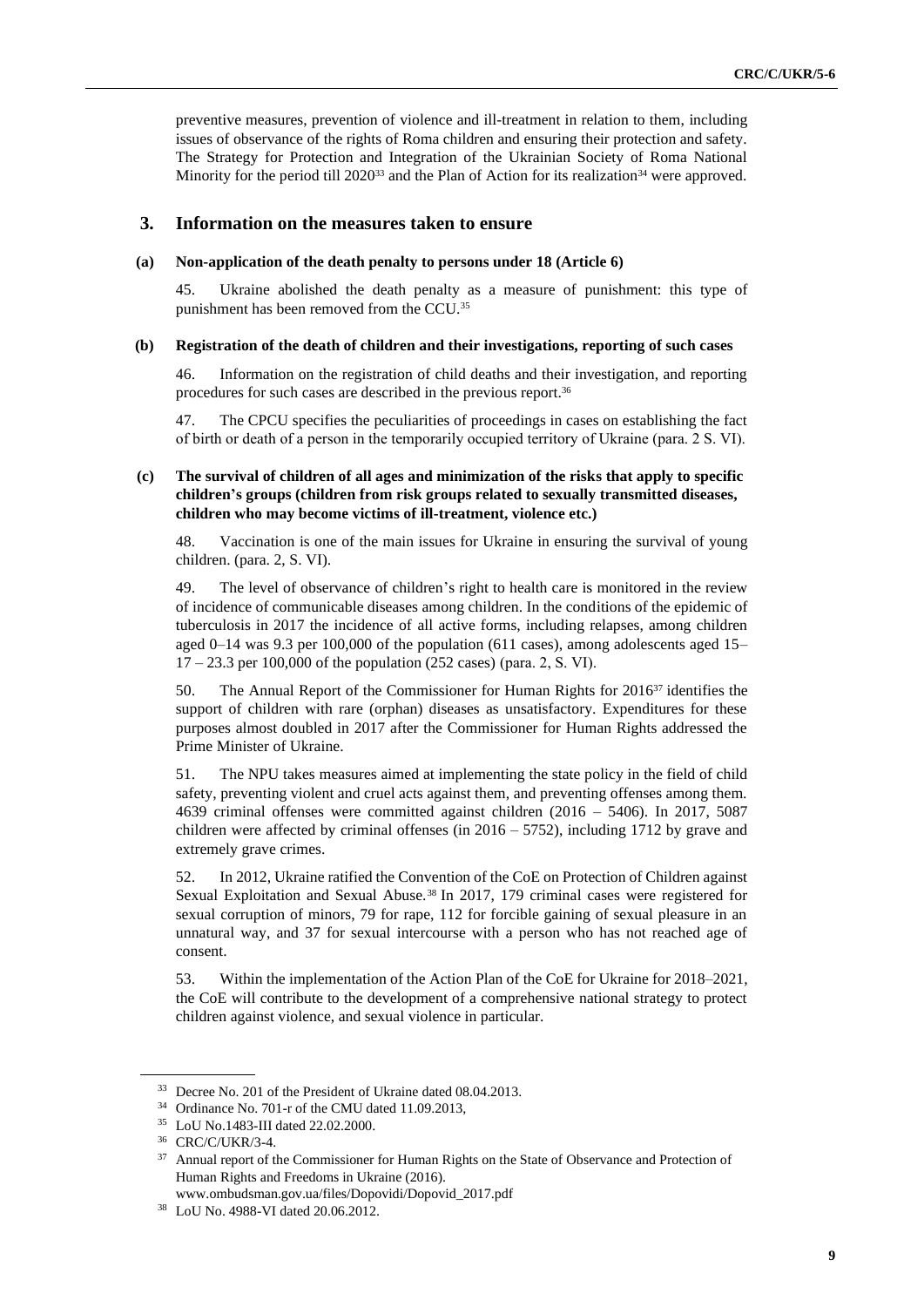preventive measures, prevention of violence and ill-treatment in relation to them, including issues of observance of the rights of Roma children and ensuring their protection and safety. The Strategy for Protection and Integration of the Ukrainian Society of Roma National Minority for the period till 2020[33] and the Plan of Action for its realization[34] were approved.

## 3. Information on the measures taken to ensure

### (a) Non-application of the death penalty to persons under 18 (Article 6)

45. Ukraine abolished the death penalty as a measure of punishment: this type of punishment has been removed from the CCU.[35]

### (b) Registration of the death of children and their investigations, reporting of such cases

46. Information on the registration of child deaths and their investigation, and reporting procedures for such cases are described in the previous report.[36]

47. The CPCU specifies the peculiarities of proceedings in cases on establishing the fact of birth or death of a person in the temporarily occupied territory of Ukraine (para. 2 S. VI).

### (c) The survival of children of all ages and minimization of the risks that apply to specific children's groups (children from risk groups related to sexually transmitted diseases, children who may become victims of ill-treatment, violence etc.)

48. Vaccination is one of the main issues for Ukraine in ensuring the survival of young children. (para. 2, S. VI).

49. The level of observance of children's right to health care is monitored in the review of incidence of communicable diseases among children. In the conditions of the epidemic of tuberculosis in 2017 the incidence of all active forms, including relapses, among children aged 0–14 was 9.3 per 100,000 of the population (611 cases), among adolescents aged 15–17 – 23.3 per 100,000 of the population (252 cases) (para. 2, S. VI).

50. The Annual Report of the Commissioner for Human Rights for 2016[37] identifies the support of children with rare (orphan) diseases as unsatisfactory. Expenditures for these purposes almost doubled in 2017 after the Commissioner for Human Rights addressed the Prime Minister of Ukraine.

51. The NPU takes measures aimed at implementing the state policy in the field of child safety, preventing violent and cruel acts against them, and preventing offenses among them. 4639 criminal offenses were committed against children (2016 – 5406). In 2017, 5087 children were affected by criminal offenses (in 2016 – 5752), including 1712 by grave and extremely grave crimes.

52. In 2012, Ukraine ratified the Convention of the CoE on Protection of Children against Sexual Exploitation and Sexual Abuse.[38] In 2017, 179 criminal cases were registered for sexual corruption of minors, 79 for rape, 112 for forcible gaining of sexual pleasure in an unnatural way, and 37 for sexual intercourse with a person who has not reached age of consent.

53. Within the implementation of the Action Plan of the CoE for Ukraine for 2018–2021, the CoE will contribute to the development of a comprehensive national strategy to protect children against violence, and sexual violence in particular.

---

[33] Decree No. 201 of the President of Ukraine dated 08.04.2013.

[34] Ordinance No. 701-r of the CMU dated 11.09.2013,

[35] LoU No.1483-III dated 22.02.2000.

[36] CRC/C/UKR/3-4.

[37] Annual report of the Commissioner for Human Rights on the State of Observance and Protection of Human Rights and Freedoms in Ukraine (2016). www.ombudsman.gov.ua/files/Dopovidi/Dopovid_2017.pdf

[38] LoU No. 4988-VI dated 20.06.2012.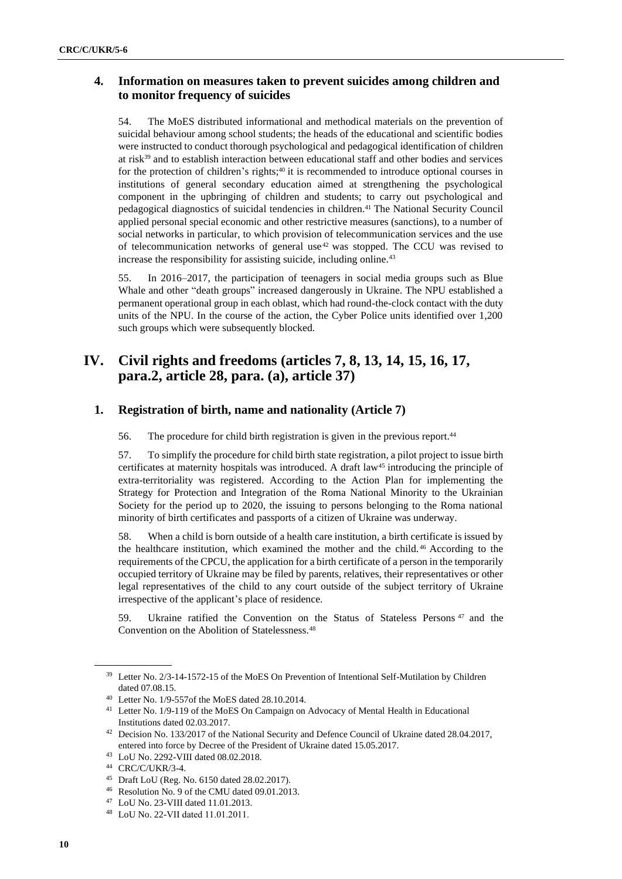### 4. Information on measures taken to prevent suicides among children and to monitor frequency of suicides

54. The MoES distributed informational and methodical materials on the prevention of suicidal behaviour among school students; the heads of the educational and scientific bodies were instructed to conduct thorough psychological and pedagogical identification of children at risk[39] and to establish interaction between educational staff and other bodies and services for the protection of children's rights;[40] it is recommended to introduce optional courses in institutions of general secondary education aimed at strengthening the psychological component in the upbringing of children and students; to carry out psychological and pedagogical diagnostics of suicidal tendencies in children.[41] The National Security Council applied personal special economic and other restrictive measures (sanctions), to a number of social networks in particular, to which provision of telecommunication services and the use of telecommunication networks of general use[42] was stopped. The CCU was revised to increase the responsibility for assisting suicide, including online.[43]

55. In 2016–2017, the participation of teenagers in social media groups such as Blue Whale and other "death groups" increased dangerously in Ukraine. The NPU established a permanent operational group in each oblast, which had round-the-clock contact with the duty units of the NPU. In the course of the action, the Cyber Police units identified over 1,200 such groups which were subsequently blocked.

## IV. Civil rights and freedoms (articles 7, 8, 13, 14, 15, 16, 17, para.2, article 28, para. (a), article 37)

### 1. Registration of birth, name and nationality (Article 7)

56. The procedure for child birth registration is given in the previous report.[44]

57. To simplify the procedure for child birth state registration, a pilot project to issue birth certificates at maternity hospitals was introduced. A draft law[45] introducing the principle of extra-territoriality was registered. According to the Action Plan for implementing the Strategy for Protection and Integration of the Roma National Minority to the Ukrainian Society for the period up to 2020, the issuing to persons belonging to the Roma national minority of birth certificates and passports of a citizen of Ukraine was underway.

58. When a child is born outside of a health care institution, a birth certificate is issued by the healthcare institution, which examined the mother and the child.[46] According to the requirements of the CPCU, the application for a birth certificate of a person in the temporarily occupied territory of Ukraine may be filed by parents, relatives, their representatives or other legal representatives of the child to any court outside of the subject territory of Ukraine irrespective of the applicant's place of residence.

59. Ukraine ratified the Convention on the Status of Stateless Persons[47] and the Convention on the Abolition of Statelessness.[48]

---

[39] Letter No. 2/3-14-1572-15 of the MoES On Prevention of Intentional Self-Mutilation by Children dated 07.08.15.

[40] Letter No. 1/9-557of the MoES dated 28.10.2014.

[41] Letter No. 1/9-119 of the MoES On Campaign on Advocacy of Mental Health in Educational Institutions dated 02.03.2017.

[42] Decision No. 133/2017 of the National Security and Defence Council of Ukraine dated 28.04.2017, entered into force by Decree of the President of Ukraine dated 15.05.2017.

[43] LoU No. 2292-VIII dated 08.02.2018.

[44] CRC/C/UKR/3-4.

[45] Draft LoU (Reg. No. 6150 dated 28.02.2017).

[46] Resolution No. 9 of the CMU dated 09.01.2013.

[47] LoU No. 23-VIII dated 11.01.2013.

[48] LoU No. 22-VII dated 11.01.2011.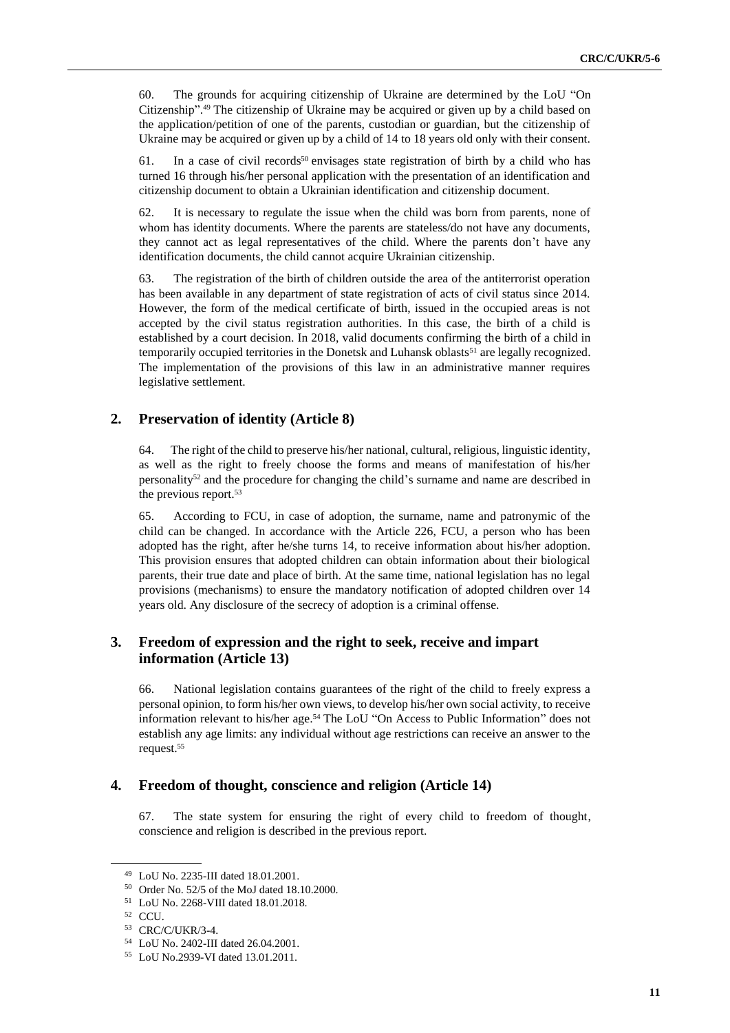60. The grounds for acquiring citizenship of Ukraine are determined by the LoU "On Citizenship".[49] The citizenship of Ukraine may be acquired or given up by a child based on the application/petition of one of the parents, custodian or guardian, but the citizenship of Ukraine may be acquired or given up by a child of 14 to 18 years old only with their consent.

61. In a case of civil records[50] envisages state registration of birth by a child who has turned 16 through his/her personal application with the presentation of an identification and citizenship document to obtain a Ukrainian identification and citizenship document.

62. It is necessary to regulate the issue when the child was born from parents, none of whom has identity documents. Where the parents are stateless/do not have any documents, they cannot act as legal representatives of the child. Where the parents don't have any identification documents, the child cannot acquire Ukrainian citizenship.

63. The registration of the birth of children outside the area of the antiterrorist operation has been available in any department of state registration of acts of civil status since 2014. However, the form of the medical certificate of birth, issued in the occupied areas is not accepted by the civil status registration authorities. In this case, the birth of a child is established by a court decision. In 2018, valid documents confirming the birth of a child in temporarily occupied territories in the Donetsk and Luhansk oblasts[51] are legally recognized. The implementation of the provisions of this law in an administrative manner requires legislative settlement.

## 2. Preservation of identity (Article 8)

64. The right of the child to preserve his/her national, cultural, religious, linguistic identity, as well as the right to freely choose the forms and means of manifestation of his/her personality[52] and the procedure for changing the child's surname and name are described in the previous report.[53]

65. According to FCU, in case of adoption, the surname, name and patronymic of the child can be changed. In accordance with the Article 226, FCU, a person who has been adopted has the right, after he/she turns 14, to receive information about his/her adoption. This provision ensures that adopted children can obtain information about their biological parents, their true date and place of birth. At the same time, national legislation has no legal provisions (mechanisms) to ensure the mandatory notification of adopted children over 14 years old. Any disclosure of the secrecy of adoption is a criminal offense.

## 3. Freedom of expression and the right to seek, receive and impart information (Article 13)

66. National legislation contains guarantees of the right of the child to freely express a personal opinion, to form his/her own views, to develop his/her own social activity, to receive information relevant to his/her age.[54] The LoU "On Access to Public Information" does not establish any age limits: any individual without age restrictions can receive an answer to the request.[55]

## 4. Freedom of thought, conscience and religion (Article 14)

67. The state system for ensuring the right of every child to freedom of thought, conscience and religion is described in the previous report.

---

[49] LoU No. 2235-III dated 18.01.2001.

[50] Order No. 52/5 of the MoJ dated 18.10.2000.

[51] LoU No. 2268-VIII dated 18.01.2018.

[52] CCU.

[53] CRC/C/UKR/3-4.

[54] LoU No. 2402-III dated 26.04.2001.

[55] LoU No.2939-VI dated 13.01.2011.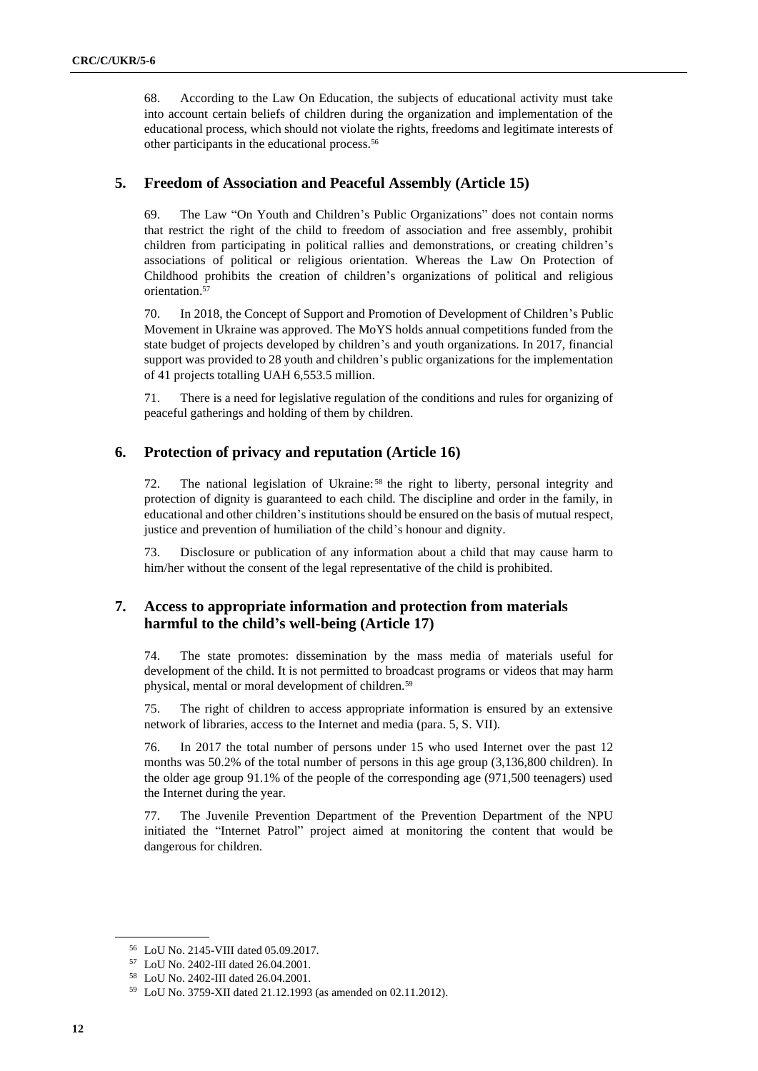68. According to the Law On Education, the subjects of educational activity must take into account certain beliefs of children during the organization and implementation of the educational process, which should not violate the rights, freedoms and legitimate interests of other participants in the educational process.[56]

## 5. Freedom of Association and Peaceful Assembly (Article 15)

69. The Law "On Youth and Children's Public Organizations" does not contain norms that restrict the right of the child to freedom of association and free assembly, prohibit children from participating in political rallies and demonstrations, or creating children's associations of political or religious orientation. Whereas the Law On Protection of Childhood prohibits the creation of children's organizations of political and religious orientation.[57]

70. In 2018, the Concept of Support and Promotion of Development of Children's Public Movement in Ukraine was approved. The MoYS holds annual competitions funded from the state budget of projects developed by children's and youth organizations. In 2017, financial support was provided to 28 youth and children's public organizations for the implementation of 41 projects totalling UAH 6,553.5 million.

71. There is a need for legislative regulation of the conditions and rules for organizing of peaceful gatherings and holding of them by children.

## 6. Protection of privacy and reputation (Article 16)

72. The national legislation of Ukraine:[58] the right to liberty, personal integrity and protection of dignity is guaranteed to each child. The discipline and order in the family, in educational and other children's institutions should be ensured on the basis of mutual respect, justice and prevention of humiliation of the child's honour and dignity.

73. Disclosure or publication of any information about a child that may cause harm to him/her without the consent of the legal representative of the child is prohibited.

## 7. Access to appropriate information and protection from materials harmful to the child's well-being (Article 17)

74. The state promotes: dissemination by the mass media of materials useful for development of the child. It is not permitted to broadcast programs or videos that may harm physical, mental or moral development of children.[59]

75. The right of children to access appropriate information is ensured by an extensive network of libraries, access to the Internet and media (para. 5, S. VII).

76. In 2017 the total number of persons under 15 who used Internet over the past 12 months was 50.2% of the total number of persons in this age group (3,136,800 children). In the older age group 91.1% of the people of the corresponding age (971,500 teenagers) used the Internet during the year.

77. The Juvenile Prevention Department of the Prevention Department of the NPU initiated the "Internet Patrol" project aimed at monitoring the content that would be dangerous for children.

---

[56] LoU No. 2145-VIII dated 05.09.2017.

[57] LoU No. 2402-III dated 26.04.2001.

[58] LoU No. 2402-III dated 26.04.2001.

[59] LoU No. 3759-XII dated 21.12.1993 (as amended on 02.11.2012).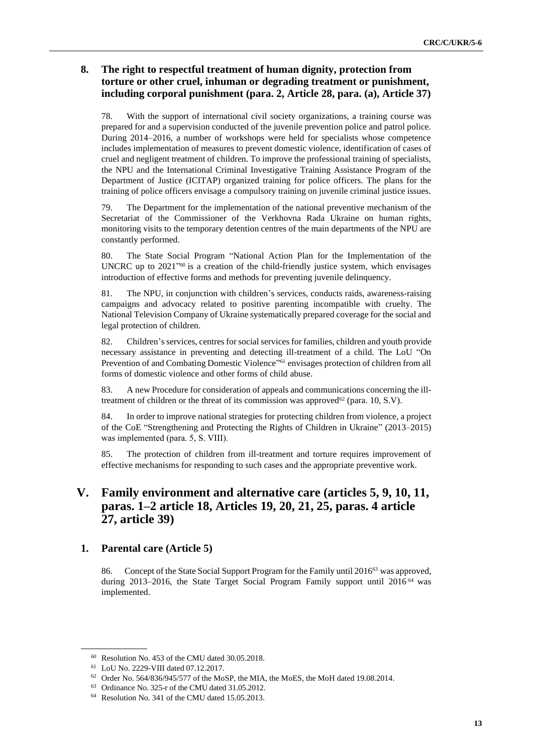## 8. The right to respectful treatment of human dignity, protection from torture or other cruel, inhuman or degrading treatment or punishment, including corporal punishment (para. 2, Article 28, para. (a), Article 37)

78. With the support of international civil society organizations, a training course was prepared for and a supervision conducted of the juvenile prevention police and patrol police. During 2014–2016, a number of workshops were held for specialists whose competence includes implementation of measures to prevent domestic violence, identification of cases of cruel and negligent treatment of children. To improve the professional training of specialists, the NPU and the International Criminal Investigative Training Assistance Program of the Department of Justice (ICITAP) organized training for police officers. The plans for the training of police officers envisage a compulsory training on juvenile criminal justice issues.

79. The Department for the implementation of the national preventive mechanism of the Secretariat of the Commissioner of the Verkhovna Rada Ukraine on human rights, monitoring visits to the temporary detention centres of the main departments of the NPU are constantly performed.

80. The State Social Program "National Action Plan for the Implementation of the UNCRC up to 2021"[60] is a creation of the child-friendly justice system, which envisages introduction of effective forms and methods for preventing juvenile delinquency.

81. The NPU, in conjunction with children's services, conducts raids, awareness-raising campaigns and advocacy related to positive parenting incompatible with cruelty. The National Television Company of Ukraine systematically prepared coverage for the social and legal protection of children.

82. Children's services, centres for social services for families, children and youth provide necessary assistance in preventing and detecting ill-treatment of a child. The LoU "On Prevention of and Combating Domestic Violence"[61] envisages protection of children from all forms of domestic violence and other forms of child abuse.

83. A new Procedure for consideration of appeals and communications concerning the ill-treatment of children or the threat of its commission was approved[62] (para. 10, S.V).

84. In order to improve national strategies for protecting children from violence, a project of the CoE "Strengthening and Protecting the Rights of Children in Ukraine" (2013–2015) was implemented (para. 5, S. VIII).

85. The protection of children from ill-treatment and torture requires improvement of effective mechanisms for responding to such cases and the appropriate preventive work.

# V. Family environment and alternative care (articles 5, 9, 10, 11, paras. 1–2 article 18, Articles 19, 20, 21, 25, paras. 4 article 27, article 39)

## 1. Parental care (Article 5)

86. Concept of the State Social Support Program for the Family until 2016[63] was approved, during 2013–2016, the State Target Social Program Family support until 2016[64] was implemented.

---

[60] Resolution No. 453 of the CMU dated 30.05.2018.

[61] LoU No. 2229-VIII dated 07.12.2017.

[62] Order No. 564/836/945/577 of the MoSP, the MIA, the MoES, the MoH dated 19.08.2014.

[63] Ordinance No. 325-r of the CMU dated 31.05.2012.

[64] Resolution No. 341 of the CMU dated 15.05.2013.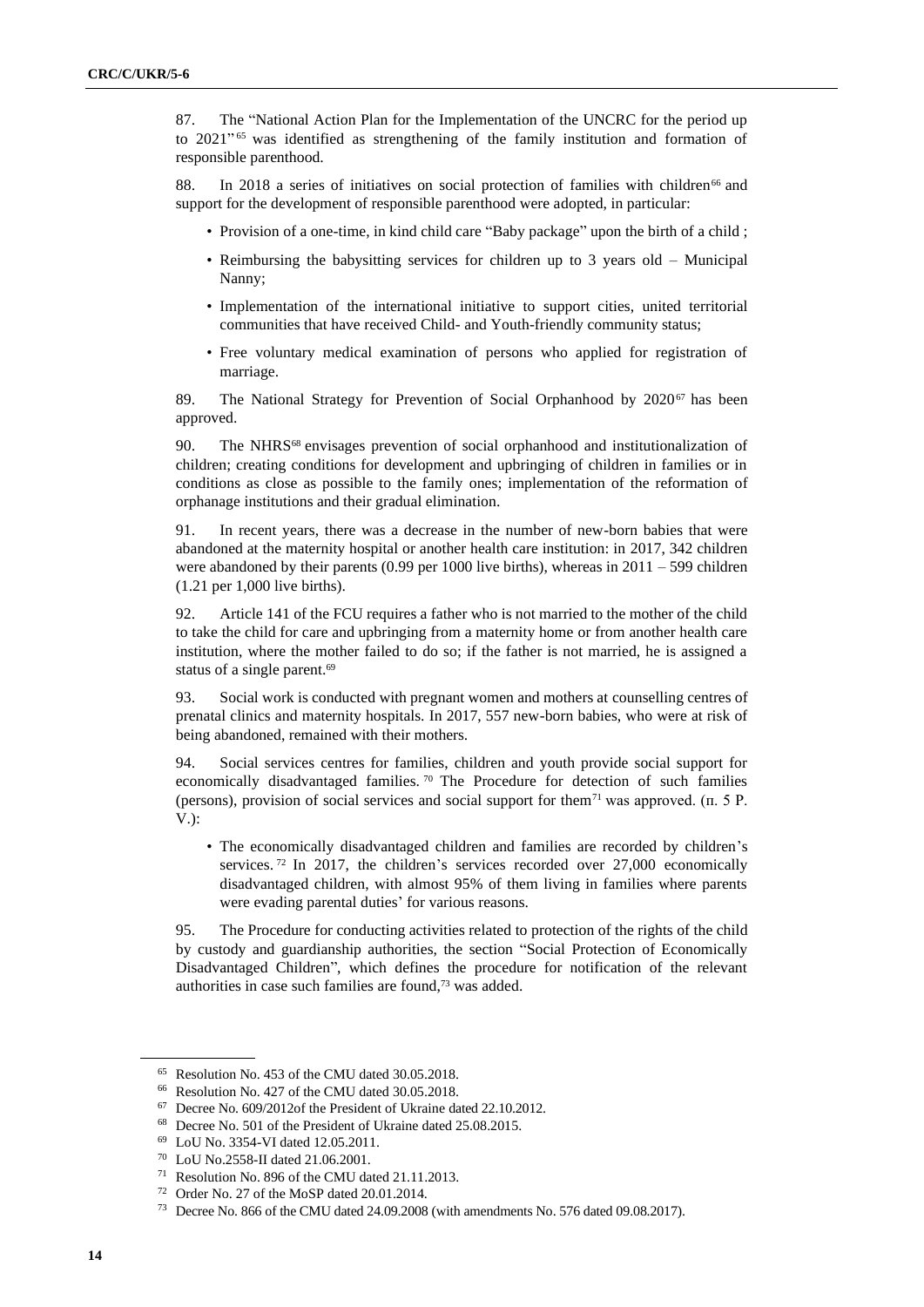87. The "National Action Plan for the Implementation of the UNCRC for the period up to 2021"[65] was identified as strengthening of the family institution and formation of responsible parenthood.

88. In 2018 a series of initiatives on social protection of families with children[66] and support for the development of responsible parenthood were adopted, in particular:

- Provision of a one-time, in kind child care "Baby package" upon the birth of a child ;
- Reimbursing the babysitting services for children up to 3 years old – Municipal Nanny;
- Implementation of the international initiative to support cities, united territorial communities that have received Child- and Youth-friendly community status;
- Free voluntary medical examination of persons who applied for registration of marriage.

89. The National Strategy for Prevention of Social Orphanhood by 2020[67] has been approved.

90. The NHRS[68] envisages prevention of social orphanhood and institutionalization of children; creating conditions for development and upbringing of children in families or in conditions as close as possible to the family ones; implementation of the reformation of orphanage institutions and their gradual elimination.

91. In recent years, there was a decrease in the number of new-born babies that were abandoned at the maternity hospital or another health care institution: in 2017, 342 children were abandoned by their parents (0.99 per 1000 live births), whereas in 2011 – 599 children (1.21 per 1,000 live births).

92. Article 141 of the FCU requires a father who is not married to the mother of the child to take the child for care and upbringing from a maternity home or from another health care institution, where the mother failed to do so; if the father is not married, he is assigned a status of a single parent.[69]

93. Social work is conducted with pregnant women and mothers at counselling centres of prenatal clinics and maternity hospitals. In 2017, 557 new-born babies, who were at risk of being abandoned, remained with their mothers.

94. Social services centres for families, children and youth provide social support for economically disadvantaged families.[70] The Procedure for detection of such families (persons), provision of social services and social support for them[71] was approved. (п. 5 P. V.):

- The economically disadvantaged children and families are recorded by children's services.[72] In 2017, the children's services recorded over 27,000 economically disadvantaged children, with almost 95% of them living in families where parents were evading parental duties' for various reasons.

95. The Procedure for conducting activities related to protection of the rights of the child by custody and guardianship authorities, the section "Social Protection of Economically Disadvantaged Children", which defines the procedure for notification of the relevant authorities in case such families are found,[73] was added.

---

[65] Resolution No. 453 of the CMU dated 30.05.2018.

[66] Resolution No. 427 of the CMU dated 30.05.2018.

[67] Decree No. 609/2012of the President of Ukraine dated 22.10.2012.

[68] Decree No. 501 of the President of Ukraine dated 25.08.2015.

[69] LoU No. 3354-VI dated 12.05.2011.

[70] LoU No.2558-II dated 21.06.2001.

[71] Resolution No. 896 of the CMU dated 21.11.2013.

[72] Order No. 27 of the MoSP dated 20.01.2014.

[73] Decree No. 866 of the CMU dated 24.09.2008 (with amendments No. 576 dated 09.08.2017).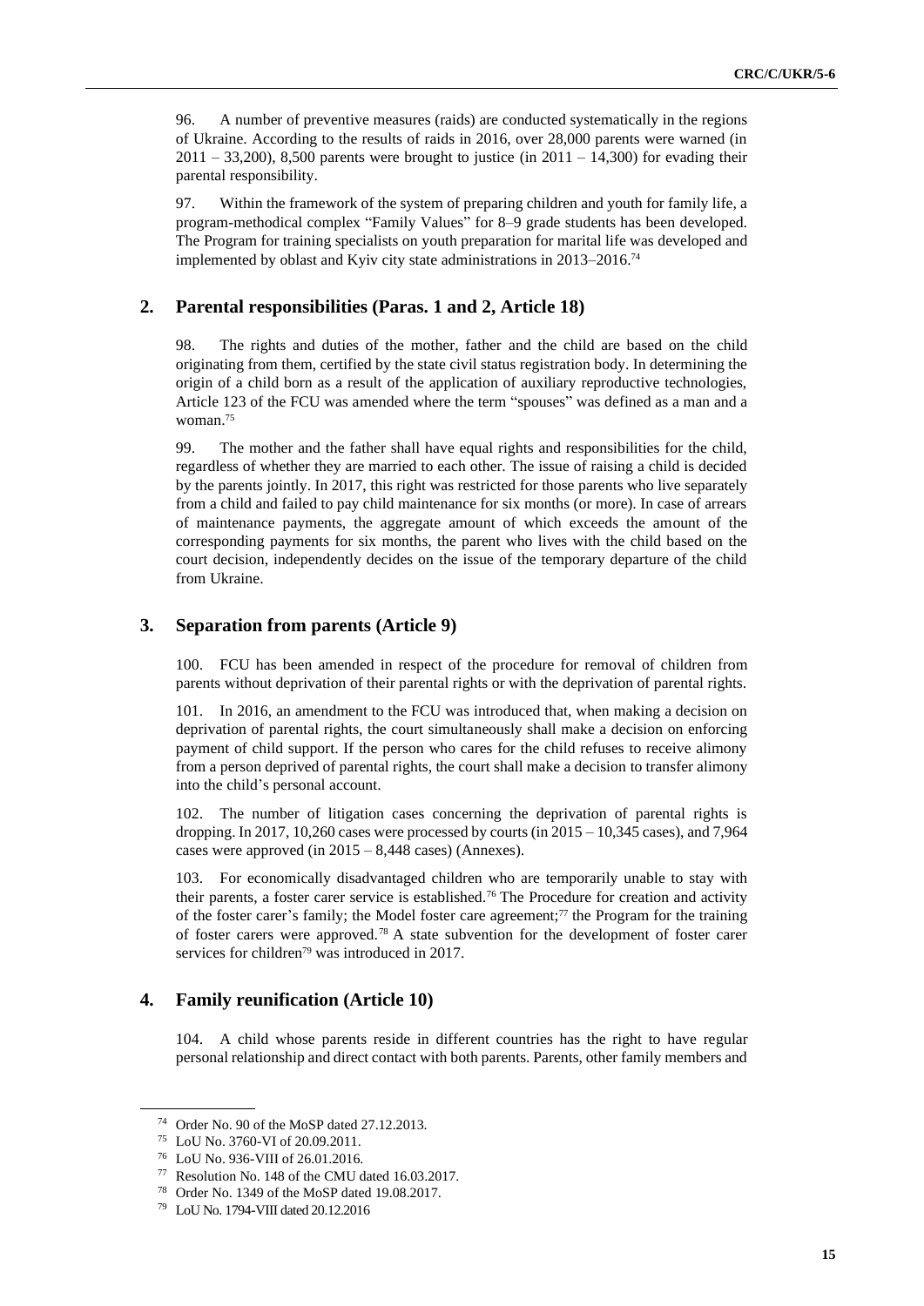96. A number of preventive measures (raids) are conducted systematically in the regions of Ukraine. According to the results of raids in 2016, over 28,000 parents were warned (in 2011 – 33,200), 8,500 parents were brought to justice (in 2011 – 14,300) for evading their parental responsibility.

97. Within the framework of the system of preparing children and youth for family life, a program-methodical complex "Family Values" for 8–9 grade students has been developed. The Program for training specialists on youth preparation for marital life was developed and implemented by oblast and Kyiv city state administrations in 2013–2016.[74]

## 2. Parental responsibilities (Paras. 1 and 2, Article 18)

98. The rights and duties of the mother, father and the child are based on the child originating from them, certified by the state civil status registration body. In determining the origin of a child born as a result of the application of auxiliary reproductive technologies, Article 123 of the FCU was amended where the term "spouses" was defined as a man and a woman.[75]

99. The mother and the father shall have equal rights and responsibilities for the child, regardless of whether they are married to each other. The issue of raising a child is decided by the parents jointly. In 2017, this right was restricted for those parents who live separately from a child and failed to pay child maintenance for six months (or more). In case of arrears of maintenance payments, the aggregate amount of which exceeds the amount of the corresponding payments for six months, the parent who lives with the child based on the court decision, independently decides on the issue of the temporary departure of the child from Ukraine.

## 3. Separation from parents (Article 9)

100. FCU has been amended in respect of the procedure for removal of children from parents without deprivation of their parental rights or with the deprivation of parental rights.

101. In 2016, an amendment to the FCU was introduced that, when making a decision on deprivation of parental rights, the court simultaneously shall make a decision on enforcing payment of child support. If the person who cares for the child refuses to receive alimony from a person deprived of parental rights, the court shall make a decision to transfer alimony into the child's personal account.

102. The number of litigation cases concerning the deprivation of parental rights is dropping. In 2017, 10,260 cases were processed by courts (in 2015 – 10,345 cases), and 7,964 cases were approved (in 2015 – 8,448 cases) (Annexes).

103. For economically disadvantaged children who are temporarily unable to stay with their parents, a foster carer service is established.[76] The Procedure for creation and activity of the foster carer's family; the Model foster care agreement;[77] the Program for the training of foster carers were approved.[78] A state subvention for the development of foster carer services for children[79] was introduced in 2017.

## 4. Family reunification (Article 10)

104. A child whose parents reside in different countries has the right to have regular personal relationship and direct contact with both parents. Parents, other family members and

---

[74] Order No. 90 of the MoSP dated 27.12.2013.

[75] LoU No. 3760-VI of 20.09.2011.

[76] LoU No. 936-VIII of 26.01.2016.

[77] Resolution No. 148 of the CMU dated 16.03.2017.

[78] Order No. 1349 of the MoSP dated 19.08.2017.

[79] LoU No. 1794-VIII dated 20.12.2016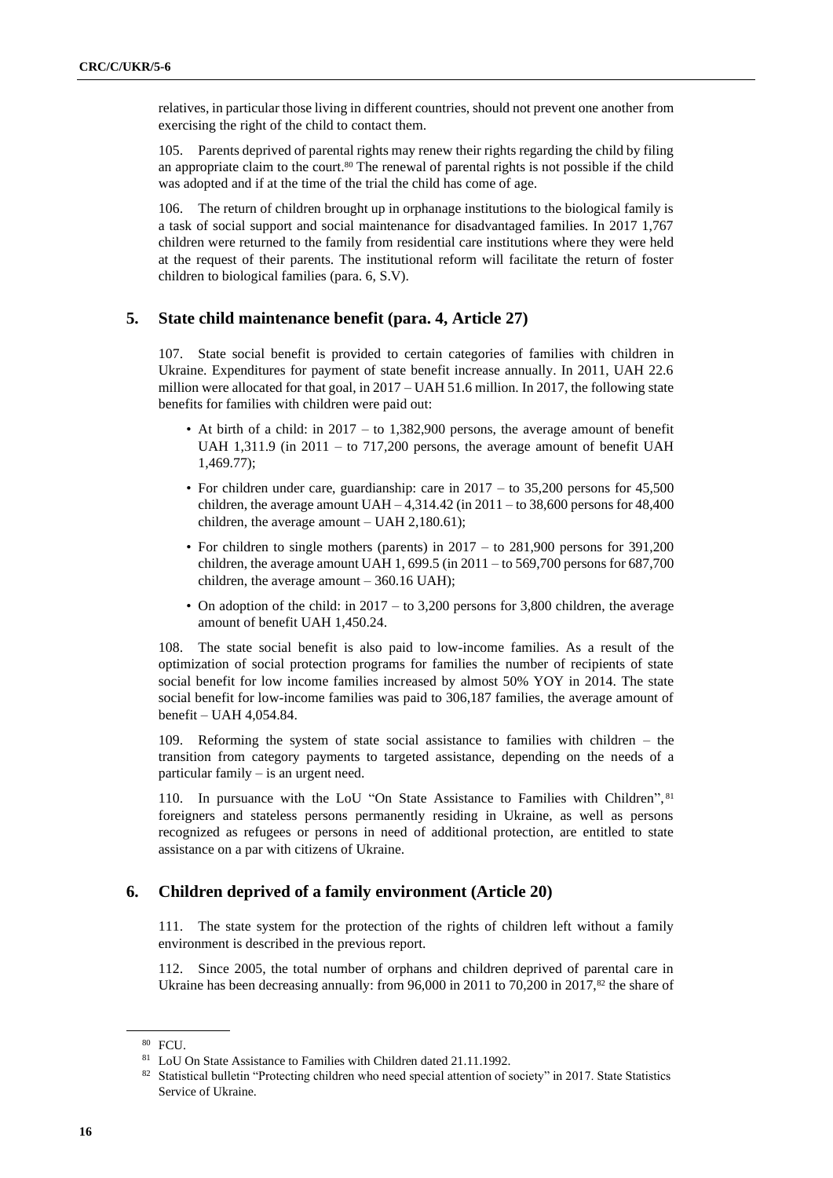relatives, in particular those living in different countries, should not prevent one another from exercising the right of the child to contact them.

105. Parents deprived of parental rights may renew their rights regarding the child by filing an appropriate claim to the court.[80] The renewal of parental rights is not possible if the child was adopted and if at the time of the trial the child has come of age.

106. The return of children brought up in orphanage institutions to the biological family is a task of social support and social maintenance for disadvantaged families. In 2017 1,767 children were returned to the family from residential care institutions where they were held at the request of their parents. The institutional reform will facilitate the return of foster children to biological families (para. 6, S.V).

## 5. State child maintenance benefit (para. 4, Article 27)

107. State social benefit is provided to certain categories of families with children in Ukraine. Expenditures for payment of state benefit increase annually. In 2011, UAH 22.6 million were allocated for that goal, in 2017 – UAH 51.6 million. In 2017, the following state benefits for families with children were paid out:

- At birth of a child: in 2017 – to 1,382,900 persons, the average amount of benefit UAH 1,311.9 (in 2011 – to 717,200 persons, the average amount of benefit UAH 1,469.77);
- For children under care, guardianship: care in 2017 – to 35,200 persons for 45,500 children, the average amount UAH – 4,314.42 (in 2011 – to 38,600 persons for 48,400 children, the average amount – UAH 2,180.61);
- For children to single mothers (parents) in 2017 – to 281,900 persons for 391,200 children, the average amount UAH 1, 699.5 (in 2011 – to 569,700 persons for 687,700 children, the average amount – 360.16 UAH);
- On adoption of the child: in 2017 – to 3,200 persons for 3,800 children, the average amount of benefit UAH 1,450.24.

108. The state social benefit is also paid to low-income families. As a result of the optimization of social protection programs for families the number of recipients of state social benefit for low income families increased by almost 50% YOY in 2014. The state social benefit for low-income families was paid to 306,187 families, the average amount of benefit – UAH 4,054.84.

109. Reforming the system of state social assistance to families with children – the transition from category payments to targeted assistance, depending on the needs of a particular family – is an urgent need.

110. In pursuance with the LoU "On State Assistance to Families with Children",[81] foreigners and stateless persons permanently residing in Ukraine, as well as persons recognized as refugees or persons in need of additional protection, are entitled to state assistance on a par with citizens of Ukraine.

## 6. Children deprived of a family environment (Article 20)

111. The state system for the protection of the rights of children left without a family environment is described in the previous report.

112. Since 2005, the total number of orphans and children deprived of parental care in Ukraine has been decreasing annually: from 96,000 in 2011 to 70,200 in 2017,[82] the share of

---

[80] FCU.

[81] LoU On State Assistance to Families with Children dated 21.11.1992.

[82] Statistical bulletin "Protecting children who need special attention of society" in 2017. State Statistics Service of Ukraine.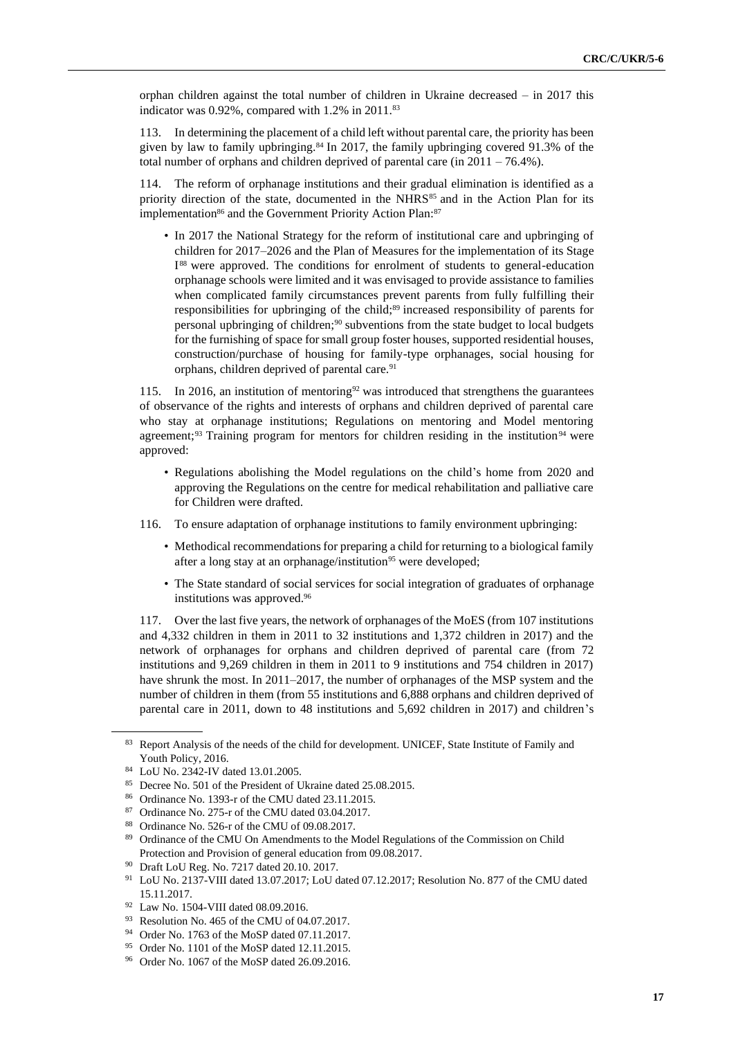orphan children against the total number of children in Ukraine decreased – in 2017 this indicator was 0.92%, compared with 1.2% in 2011.[83]

113. In determining the placement of a child left without parental care, the priority has been given by law to family upbringing.[84] In 2017, the family upbringing covered 91.3% of the total number of orphans and children deprived of parental care (in 2011 – 76.4%).

114. The reform of orphanage institutions and their gradual elimination is identified as a priority direction of the state, documented in the NHRS[85] and in the Action Plan for its implementation[86] and the Government Priority Action Plan:[87]

- In 2017 the National Strategy for the reform of institutional care and upbringing of children for 2017–2026 and the Plan of Measures for the implementation of its Stage I[88] were approved. The conditions for enrolment of students to general-education orphanage schools were limited and it was envisaged to provide assistance to families when complicated family circumstances prevent parents from fully fulfilling their responsibilities for upbringing of the child;[89] increased responsibility of parents for personal upbringing of children;[90] subventions from the state budget to local budgets for the furnishing of space for small group foster houses, supported residential houses, construction/purchase of housing for family-type orphanages, social housing for orphans, children deprived of parental care.[91]

115. In 2016, an institution of mentoring[92] was introduced that strengthens the guarantees of observance of the rights and interests of orphans and children deprived of parental care who stay at orphanage institutions; Regulations on mentoring and Model mentoring agreement;[93] Training program for mentors for children residing in the institution[94] were approved:

- Regulations abolishing the Model regulations on the child's home from 2020 and approving the Regulations on the centre for medical rehabilitation and palliative care for Children were drafted.

116. To ensure adaptation of orphanage institutions to family environment upbringing:

- Methodical recommendations for preparing a child for returning to a biological family after a long stay at an orphanage/institution[95] were developed;
- The State standard of social services for social integration of graduates of orphanage institutions was approved.[96]

117. Over the last five years, the network of orphanages of the MoES (from 107 institutions and 4,332 children in them in 2011 to 32 institutions and 1,372 children in 2017) and the network of orphanages for orphans and children deprived of parental care (from 72 institutions and 9,269 children in them in 2011 to 9 institutions and 754 children in 2017) have shrunk the most. In 2011–2017, the number of orphanages of the MSP system and the number of children in them (from 55 institutions and 6,888 orphans and children deprived of parental care in 2011, down to 48 institutions and 5,692 children in 2017) and children's

---

[83] Report Analysis of the needs of the child for development. UNICEF, State Institute of Family and Youth Policy, 2016.

[84] LoU No. 2342-IV dated 13.01.2005.

[85] Decree No. 501 of the President of Ukraine dated 25.08.2015.

[86] Ordinance No. 1393-r of the CMU dated 23.11.2015.

[87] Ordinance No. 275-r of the CMU dated 03.04.2017.

[88] Ordinance No. 526-r of the CMU of 09.08.2017.

[89] Ordinance of the CMU On Amendments to the Model Regulations of the Commission on Child Protection and Provision of general education from 09.08.2017.

[90] Draft LoU Reg. No. 7217 dated 20.10. 2017.

[91] LoU No. 2137-VIII dated 13.07.2017; LoU dated 07.12.2017; Resolution No. 877 of the CMU dated 15.11.2017.

[92] Law No. 1504-VIII dated 08.09.2016.

[93] Resolution No. 465 of the CMU of 04.07.2017.

[94] Order No. 1763 of the MoSP dated 07.11.2017.

[95] Order No. 1101 of the MoSP dated 12.11.2015.

[96] Order No. 1067 of the MoSP dated 26.09.2016.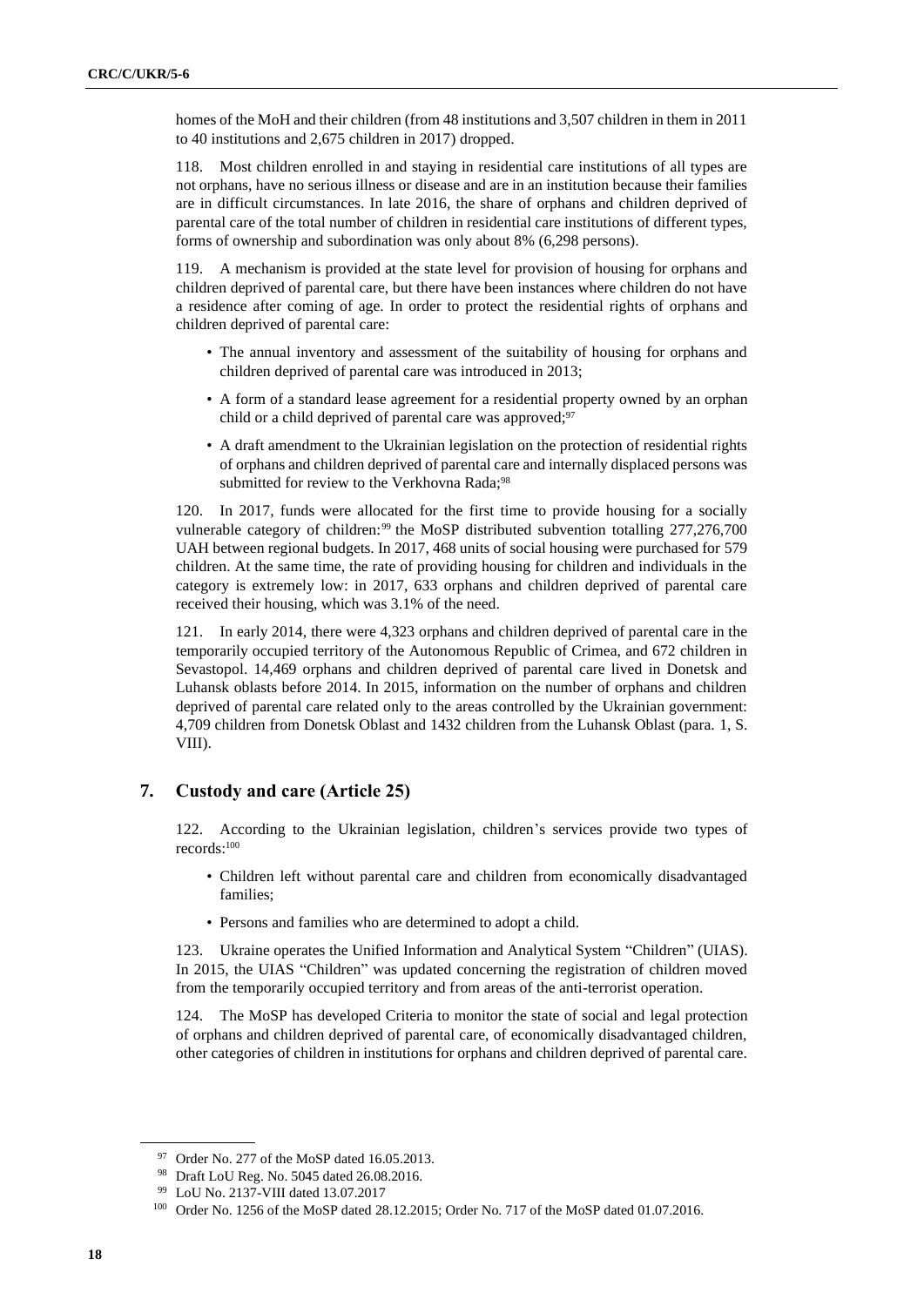homes of the MoH and their children (from 48 institutions and 3,507 children in them in 2011 to 40 institutions and 2,675 children in 2017) dropped.

118. Most children enrolled in and staying in residential care institutions of all types are not orphans, have no serious illness or disease and are in an institution because their families are in difficult circumstances. In late 2016, the share of orphans and children deprived of parental care of the total number of children in residential care institutions of different types, forms of ownership and subordination was only about 8% (6,298 persons).

119. A mechanism is provided at the state level for provision of housing for orphans and children deprived of parental care, but there have been instances where children do not have a residence after coming of age. In order to protect the residential rights of orphans and children deprived of parental care:

- The annual inventory and assessment of the suitability of housing for orphans and children deprived of parental care was introduced in 2013;
- A form of a standard lease agreement for a residential property owned by an orphan child or a child deprived of parental care was approved;[97]
- A draft amendment to the Ukrainian legislation on the protection of residential rights of orphans and children deprived of parental care and internally displaced persons was submitted for review to the Verkhovna Rada;[98]

120. In 2017, funds were allocated for the first time to provide housing for a socially vulnerable category of children:[99] the MoSP distributed subvention totalling 277,276,700 UAH between regional budgets. In 2017, 468 units of social housing were purchased for 579 children. At the same time, the rate of providing housing for children and individuals in the category is extremely low: in 2017, 633 orphans and children deprived of parental care received their housing, which was 3.1% of the need.

121. In early 2014, there were 4,323 orphans and children deprived of parental care in the temporarily occupied territory of the Autonomous Republic of Crimea, and 672 children in Sevastopol. 14,469 orphans and children deprived of parental care lived in Donetsk and Luhansk oblasts before 2014. In 2015, information on the number of orphans and children deprived of parental care related only to the areas controlled by the Ukrainian government: 4,709 children from Donetsk Oblast and 1432 children from the Luhansk Oblast (para. 1, S. VIII).

## 7. Custody and care (Article 25)

122. According to the Ukrainian legislation, children's services provide two types of records:[100]

- Children left without parental care and children from economically disadvantaged families;
- Persons and families who are determined to adopt a child.

123. Ukraine operates the Unified Information and Analytical System "Children" (UIAS). In 2015, the UIAS "Children" was updated concerning the registration of children moved from the temporarily occupied territory and from areas of the anti-terrorist operation.

124. The MoSP has developed Criteria to monitor the state of social and legal protection of orphans and children deprived of parental care, of economically disadvantaged children, other categories of children in institutions for orphans and children deprived of parental care.

---

[97] Order No. 277 of the MoSP dated 16.05.2013.

[98] Draft LoU Reg. No. 5045 dated 26.08.2016.

[99] LoU No. 2137-VIII dated 13.07.2017

[100] Order No. 1256 of the MoSP dated 28.12.2015; Order No. 717 of the MoSP dated 01.07.2016.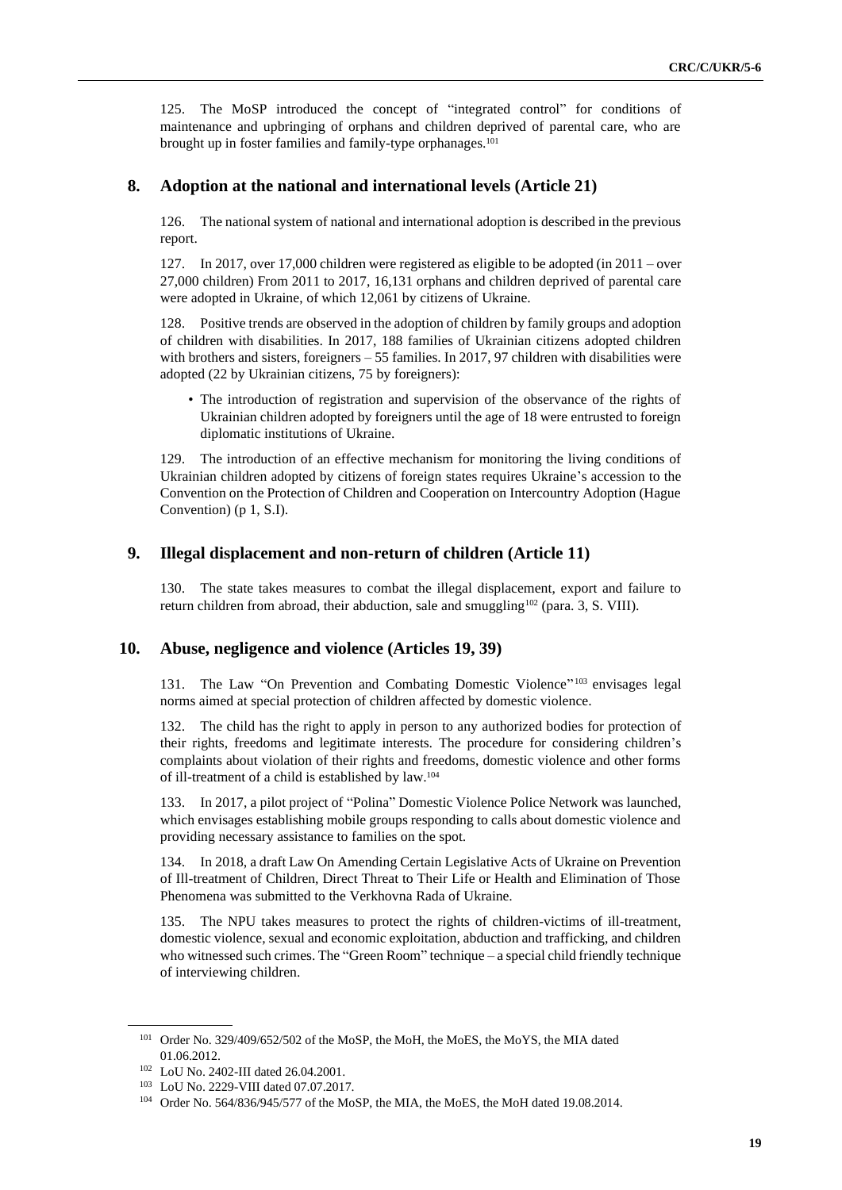125. The MoSP introduced the concept of "integrated control" for conditions of maintenance and upbringing of orphans and children deprived of parental care, who are brought up in foster families and family-type orphanages.[101]

## 8. Adoption at the national and international levels (Article 21)

126. The national system of national and international adoption is described in the previous report.

127. In 2017, over 17,000 children were registered as eligible to be adopted (in 2011 – over 27,000 children) From 2011 to 2017, 16,131 orphans and children deprived of parental care were adopted in Ukraine, of which 12,061 by citizens of Ukraine.

128. Positive trends are observed in the adoption of children by family groups and adoption of children with disabilities. In 2017, 188 families of Ukrainian citizens adopted children with brothers and sisters, foreigners – 55 families. In 2017, 97 children with disabilities were adopted (22 by Ukrainian citizens, 75 by foreigners):

- The introduction of registration and supervision of the observance of the rights of Ukrainian children adopted by foreigners until the age of 18 were entrusted to foreign diplomatic institutions of Ukraine.

129. The introduction of an effective mechanism for monitoring the living conditions of Ukrainian children adopted by citizens of foreign states requires Ukraine's accession to the Convention on the Protection of Children and Cooperation on Intercountry Adoption (Hague Convention) (p 1, S.I).

## 9. Illegal displacement and non-return of children (Article 11)

130. The state takes measures to combat the illegal displacement, export and failure to return children from abroad, their abduction, sale and smuggling[102] (para. 3, S. VIII).

## 10. Abuse, negligence and violence (Articles 19, 39)

131. The Law "On Prevention and Combating Domestic Violence"[103] envisages legal norms aimed at special protection of children affected by domestic violence.

132. The child has the right to apply in person to any authorized bodies for protection of their rights, freedoms and legitimate interests. The procedure for considering children's complaints about violation of their rights and freedoms, domestic violence and other forms of ill-treatment of a child is established by law.[104]

133. In 2017, a pilot project of "Polina" Domestic Violence Police Network was launched, which envisages establishing mobile groups responding to calls about domestic violence and providing necessary assistance to families on the spot.

134. In 2018, a draft Law On Amending Certain Legislative Acts of Ukraine on Prevention of Ill-treatment of Children, Direct Threat to Their Life or Health and Elimination of Those Phenomena was submitted to the Verkhovna Rada of Ukraine.

135. The NPU takes measures to protect the rights of children-victims of ill-treatment, domestic violence, sexual and economic exploitation, abduction and trafficking, and children who witnessed such crimes. The "Green Room" technique – a special child friendly technique of interviewing children.

---

[101] Order No. 329/409/652/502 of the MoSP, the MoH, the MoES, the MoYS, the MIA dated 01.06.2012.

[102] LoU No. 2402-III dated 26.04.2001.

[103] LoU No. 2229-VIII dated 07.07.2017.

[104] Order No. 564/836/945/577 of the MoSP, the MIA, the MoES, the MoH dated 19.08.2014.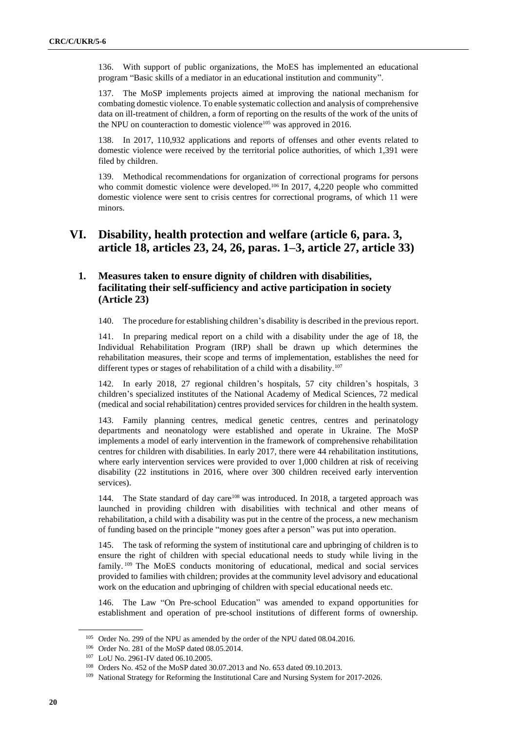136. With support of public organizations, the MoES has implemented an educational program "Basic skills of a mediator in an educational institution and community".

137. The MoSP implements projects aimed at improving the national mechanism for combating domestic violence. To enable systematic collection and analysis of comprehensive data on ill-treatment of children, a form of reporting on the results of the work of the units of the NPU on counteraction to domestic violence[105] was approved in 2016.

138. In 2017, 110,932 applications and reports of offenses and other events related to domestic violence were received by the territorial police authorities, of which 1,391 were filed by children.

139. Methodical recommendations for organization of correctional programs for persons who commit domestic violence were developed.[106] In 2017, 4,220 people who committed domestic violence were sent to crisis centres for correctional programs, of which 11 were minors.

# VI. Disability, health protection and welfare (article 6, para. 3, article 18, articles 23, 24, 26, paras. 1–3, article 27, article 33)

## 1. Measures taken to ensure dignity of children with disabilities, facilitating their self-sufficiency and active participation in society (Article 23)

140. The procedure for establishing children's disability is described in the previous report.

141. In preparing medical report on a child with a disability under the age of 18, the Individual Rehabilitation Program (IRP) shall be drawn up which determines the rehabilitation measures, their scope and terms of implementation, establishes the need for different types or stages of rehabilitation of a child with a disability.[107]

142. In early 2018, 27 regional children's hospitals, 57 city children's hospitals, 3 children's specialized institutes of the National Academy of Medical Sciences, 72 medical (medical and social rehabilitation) centres provided services for children in the health system.

143. Family planning centres, medical genetic centres, centres and perinatology departments and neonatology were established and operate in Ukraine. The MoSP implements a model of early intervention in the framework of comprehensive rehabilitation centres for children with disabilities. In early 2017, there were 44 rehabilitation institutions, where early intervention services were provided to over 1,000 children at risk of receiving disability (22 institutions in 2016, where over 300 children received early intervention services).

144. The State standard of day care[108] was introduced. In 2018, a targeted approach was launched in providing children with disabilities with technical and other means of rehabilitation, a child with a disability was put in the centre of the process, a new mechanism of funding based on the principle "money goes after a person" was put into operation.

145. The task of reforming the system of institutional care and upbringing of children is to ensure the right of children with special educational needs to study while living in the family.[109] The MoES conducts monitoring of educational, medical and social services provided to families with children; provides at the community level advisory and educational work on the education and upbringing of children with special educational needs etc.

146. The Law "On Pre-school Education" was amended to expand opportunities for establishment and operation of pre-school institutions of different forms of ownership.

---

[105] Order No. 299 of the NPU as amended by the order of the NPU dated 08.04.2016.

[106] Order No. 281 of the MoSP dated 08.05.2014.

[107] LoU No. 2961-IV dated 06.10.2005.

[108] Orders No. 452 of the MoSP dated 30.07.2013 and No. 653 dated 09.10.2013.

[109] National Strategy for Reforming the Institutional Care and Nursing System for 2017-2026.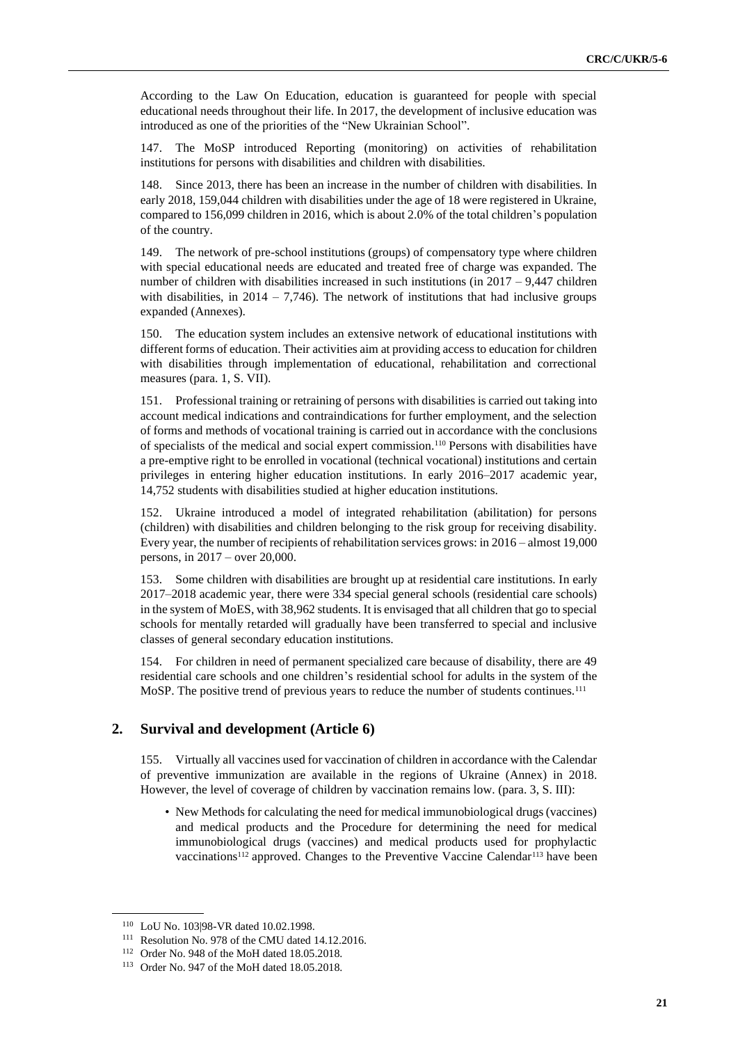According to the Law On Education, education is guaranteed for people with special educational needs throughout their life. In 2017, the development of inclusive education was introduced as one of the priorities of the "New Ukrainian School".

147. The MoSP introduced Reporting (monitoring) on activities of rehabilitation institutions for persons with disabilities and children with disabilities.

148. Since 2013, there has been an increase in the number of children with disabilities. In early 2018, 159,044 children with disabilities under the age of 18 were registered in Ukraine, compared to 156,099 children in 2016, which is about 2.0% of the total children's population of the country.

149. The network of pre-school institutions (groups) of compensatory type where children with special educational needs are educated and treated free of charge was expanded. The number of children with disabilities increased in such institutions (in 2017 – 9,447 children with disabilities, in 2014 – 7,746). The network of institutions that had inclusive groups expanded (Annexes).

150. The education system includes an extensive network of educational institutions with different forms of education. Their activities aim at providing access to education for children with disabilities through implementation of educational, rehabilitation and correctional measures (para. 1, S. VII).

151. Professional training or retraining of persons with disabilities is carried out taking into account medical indications and contraindications for further employment, and the selection of forms and methods of vocational training is carried out in accordance with the conclusions of specialists of the medical and social expert commission.[110] Persons with disabilities have a pre-emptive right to be enrolled in vocational (technical vocational) institutions and certain privileges in entering higher education institutions. In early 2016–2017 academic year, 14,752 students with disabilities studied at higher education institutions.

152. Ukraine introduced a model of integrated rehabilitation (abilitation) for persons (children) with disabilities and children belonging to the risk group for receiving disability. Every year, the number of recipients of rehabilitation services grows: in 2016 – almost 19,000 persons, in 2017 – over 20,000.

153. Some children with disabilities are brought up at residential care institutions. In early 2017–2018 academic year, there were 334 special general schools (residential care schools) in the system of MoES, with 38,962 students. It is envisaged that all children that go to special schools for mentally retarded will gradually have been transferred to special and inclusive classes of general secondary education institutions.

154. For children in need of permanent specialized care because of disability, there are 49 residential care schools and one children's residential school for adults in the system of the MoSP. The positive trend of previous years to reduce the number of students continues.[111]

## 2. Survival and development (Article 6)

155. Virtually all vaccines used for vaccination of children in accordance with the Calendar of preventive immunization are available in the regions of Ukraine (Annex) in 2018. However, the level of coverage of children by vaccination remains low. (para. 3, S. III):

- New Methods for calculating the need for medical immunobiological drugs (vaccines) and medical products and the Procedure for determining the need for medical immunobiological drugs (vaccines) and medical products used for prophylactic vaccinations[112] approved. Changes to the Preventive Vaccine Calendar[113] have been

---

[110] LoU No. 103|98-VR dated 10.02.1998.

[111] Resolution No. 978 of the CMU dated 14.12.2016.

[112] Order No. 948 of the MoH dated 18.05.2018.

[113] Order No. 947 of the MoH dated 18.05.2018.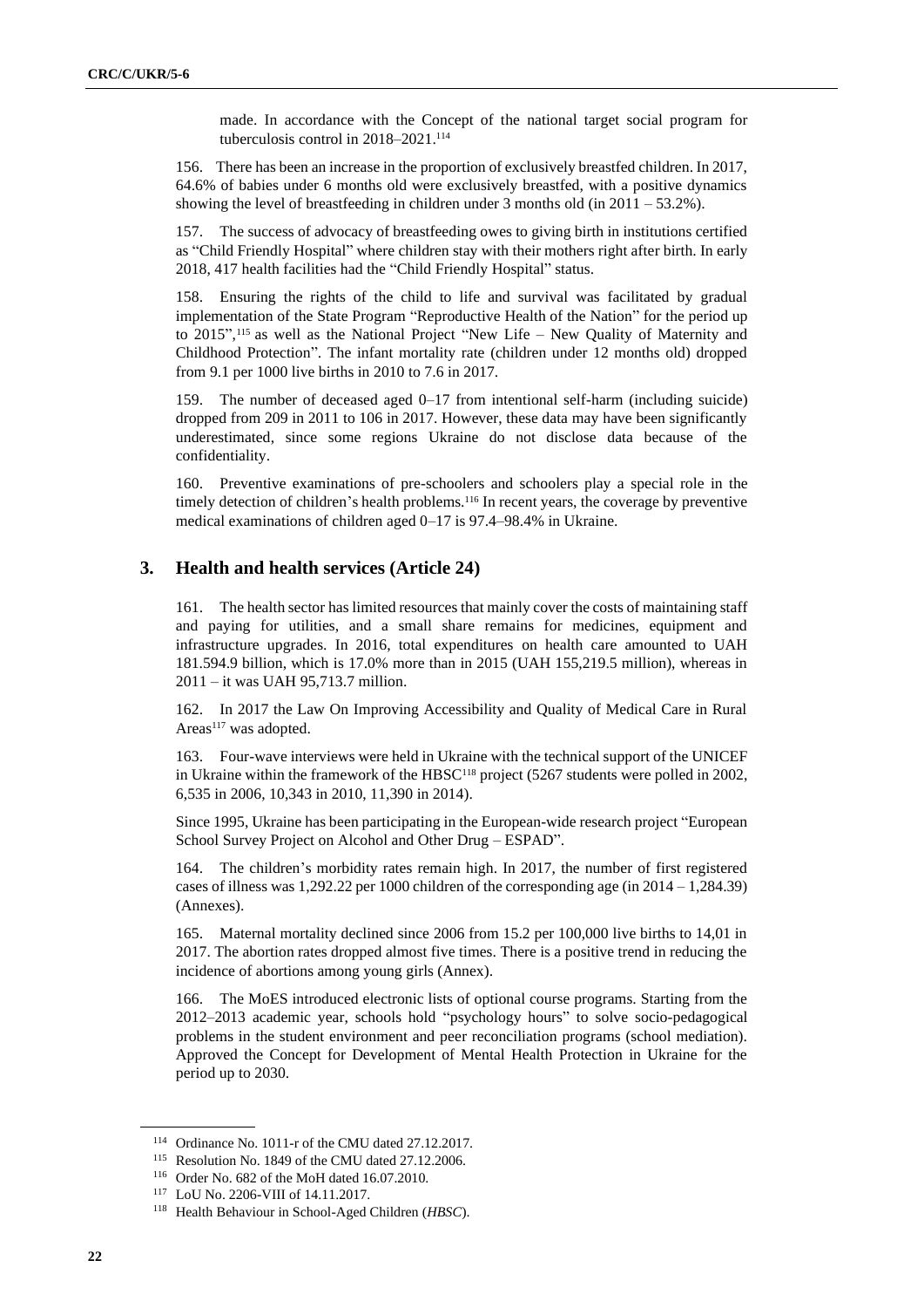made. In accordance with the Concept of the national target social program for tuberculosis control in 2018–2021.[114]

156. There has been an increase in the proportion of exclusively breastfed children. In 2017, 64.6% of babies under 6 months old were exclusively breastfed, with a positive dynamics showing the level of breastfeeding in children under 3 months old (in 2011 – 53.2%).

157. The success of advocacy of breastfeeding owes to giving birth in institutions certified as "Child Friendly Hospital" where children stay with their mothers right after birth. In early 2018, 417 health facilities had the "Child Friendly Hospital" status.

158. Ensuring the rights of the child to life and survival was facilitated by gradual implementation of the State Program "Reproductive Health of the Nation" for the period up to 2015",[115] as well as the National Project "New Life – New Quality of Maternity and Childhood Protection". The infant mortality rate (children under 12 months old) dropped from 9.1 per 1000 live births in 2010 to 7.6 in 2017.

159. The number of deceased aged 0–17 from intentional self-harm (including suicide) dropped from 209 in 2011 to 106 in 2017. However, these data may have been significantly underestimated, since some regions Ukraine do not disclose data because of the confidentiality.

160. Preventive examinations of pre-schoolers and schoolers play a special role in the timely detection of children's health problems.[116] In recent years, the coverage by preventive medical examinations of children aged 0–17 is 97.4–98.4% in Ukraine.

## 3. Health and health services (Article 24)

161. The health sector has limited resources that mainly cover the costs of maintaining staff and paying for utilities, and a small share remains for medicines, equipment and infrastructure upgrades. In 2016, total expenditures on health care amounted to UAH 181.594.9 billion, which is 17.0% more than in 2015 (UAH 155,219.5 million), whereas in 2011 – it was UAH 95,713.7 million.

162. In 2017 the Law On Improving Accessibility and Quality of Medical Care in Rural Areas[117] was adopted.

163. Four-wave interviews were held in Ukraine with the technical support of the UNICEF in Ukraine within the framework of the HBSC[118] project (5267 students were polled in 2002, 6,535 in 2006, 10,343 in 2010, 11,390 in 2014).

Since 1995, Ukraine has been participating in the European-wide research project "European School Survey Project on Alcohol and Other Drug – ESPAD".

164. The children's morbidity rates remain high. In 2017, the number of first registered cases of illness was 1,292.22 per 1000 children of the corresponding age (in 2014 – 1,284.39) (Annexes).

165. Maternal mortality declined since 2006 from 15.2 per 100,000 live births to 14,01 in 2017. The abortion rates dropped almost five times. There is a positive trend in reducing the incidence of abortions among young girls (Annex).

166. The MoES introduced electronic lists of optional course programs. Starting from the 2012–2013 academic year, schools hold "psychology hours" to solve socio-pedagogical problems in the student environment and peer reconciliation programs (school mediation). Approved the Concept for Development of Mental Health Protection in Ukraine for the period up to 2030.

---

[114] Ordinance No. 1011-r of the CMU dated 27.12.2017.

[115] Resolution No. 1849 of the CMU dated 27.12.2006.

[116] Order No. 682 of the MoH dated 16.07.2010.

[117] LoU No. 2206-VIII of 14.11.2017.

[118] Health Behaviour in School-Aged Children (*HBSC*).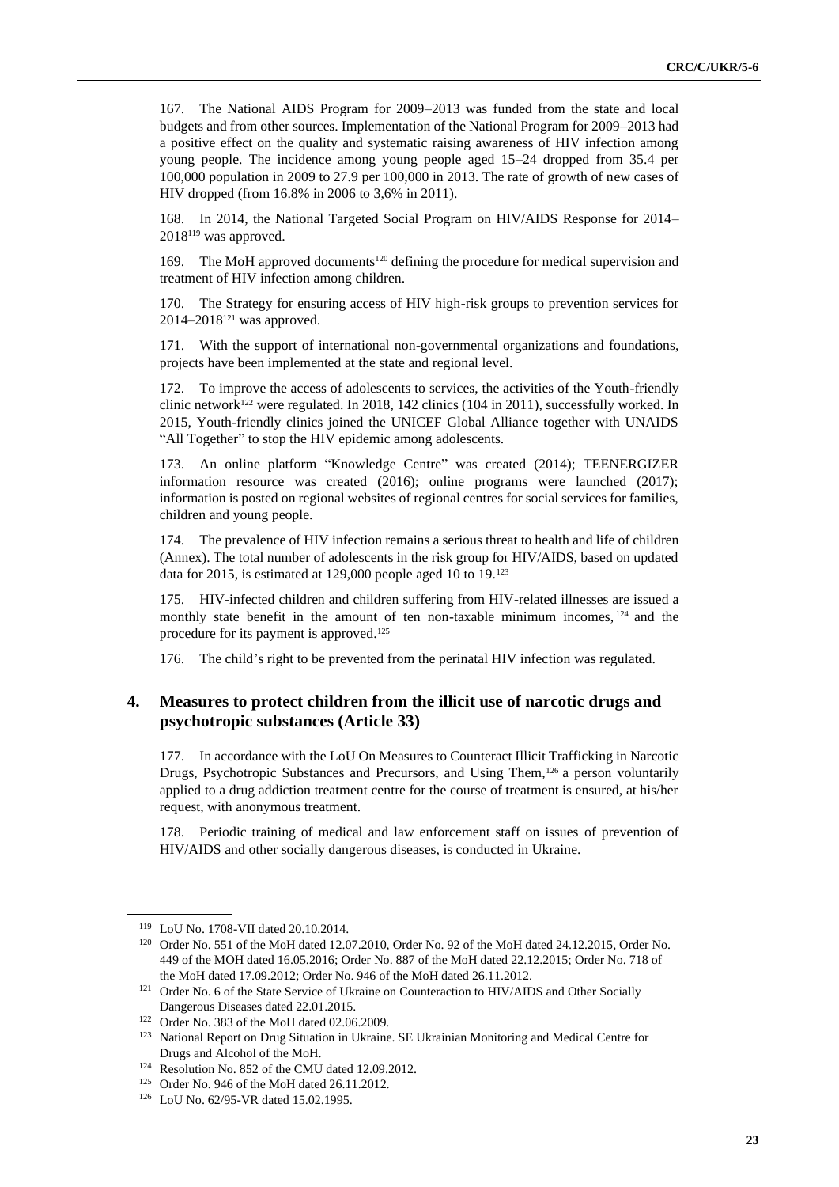167. The National AIDS Program for 2009–2013 was funded from the state and local budgets and from other sources. Implementation of the National Program for 2009–2013 had a positive effect on the quality and systematic raising awareness of HIV infection among young people. The incidence among young people aged 15–24 dropped from 35.4 per 100,000 population in 2009 to 27.9 per 100,000 in 2013. The rate of growth of new cases of HIV dropped (from 16.8% in 2006 to 3,6% in 2011).

168. In 2014, the National Targeted Social Program on HIV/AIDS Response for 2014–2018[119] was approved.

169. The MoH approved documents[120] defining the procedure for medical supervision and treatment of HIV infection among children.

170. The Strategy for ensuring access of HIV high-risk groups to prevention services for 2014–2018[121] was approved.

171. With the support of international non-governmental organizations and foundations, projects have been implemented at the state and regional level.

172. To improve the access of adolescents to services, the activities of the Youth-friendly clinic network[122] were regulated. In 2018, 142 clinics (104 in 2011), successfully worked. In 2015, Youth-friendly clinics joined the UNICEF Global Alliance together with UNAIDS "All Together" to stop the HIV epidemic among adolescents.

173. An online platform "Knowledge Centre" was created (2014); TEENERGIZER information resource was created (2016); online programs were launched (2017); information is posted on regional websites of regional centres for social services for families, children and young people.

174. The prevalence of HIV infection remains a serious threat to health and life of children (Annex). The total number of adolescents in the risk group for HIV/AIDS, based on updated data for 2015, is estimated at 129,000 people aged 10 to 19.[123]

175. HIV-infected children and children suffering from HIV-related illnesses are issued a monthly state benefit in the amount of ten non-taxable minimum incomes,[124] and the procedure for its payment is approved.[125]

176. The child's right to be prevented from the perinatal HIV infection was regulated.

## 4. Measures to protect children from the illicit use of narcotic drugs and psychotropic substances (Article 33)

177. In accordance with the LoU On Measures to Counteract Illicit Trafficking in Narcotic Drugs, Psychotropic Substances and Precursors, and Using Them,[126] a person voluntarily applied to a drug addiction treatment centre for the course of treatment is ensured, at his/her request, with anonymous treatment.

178. Periodic training of medical and law enforcement staff on issues of prevention of HIV/AIDS and other socially dangerous diseases, is conducted in Ukraine.

---

[119] LoU No. 1708-VII dated 20.10.2014.

[120] Order No. 551 of the MoH dated 12.07.2010, Order No. 92 of the MoH dated 24.12.2015, Order No. 449 of the MOH dated 16.05.2016; Order No. 887 of the MoH dated 22.12.2015; Order No. 718 of the MoH dated 17.09.2012; Order No. 946 of the MoH dated 26.11.2012.

[121] Order No. 6 of the State Service of Ukraine on Counteraction to HIV/AIDS and Other Socially Dangerous Diseases dated 22.01.2015.

[122] Order No. 383 of the MoH dated 02.06.2009.

[123] National Report on Drug Situation in Ukraine. SE Ukrainian Monitoring and Medical Centre for Drugs and Alcohol of the MoH.

[124] Resolution No. 852 of the CMU dated 12.09.2012.

[125] Order No. 946 of the MoH dated 26.11.2012.

[126] LoU No. 62/95-VR dated 15.02.1995.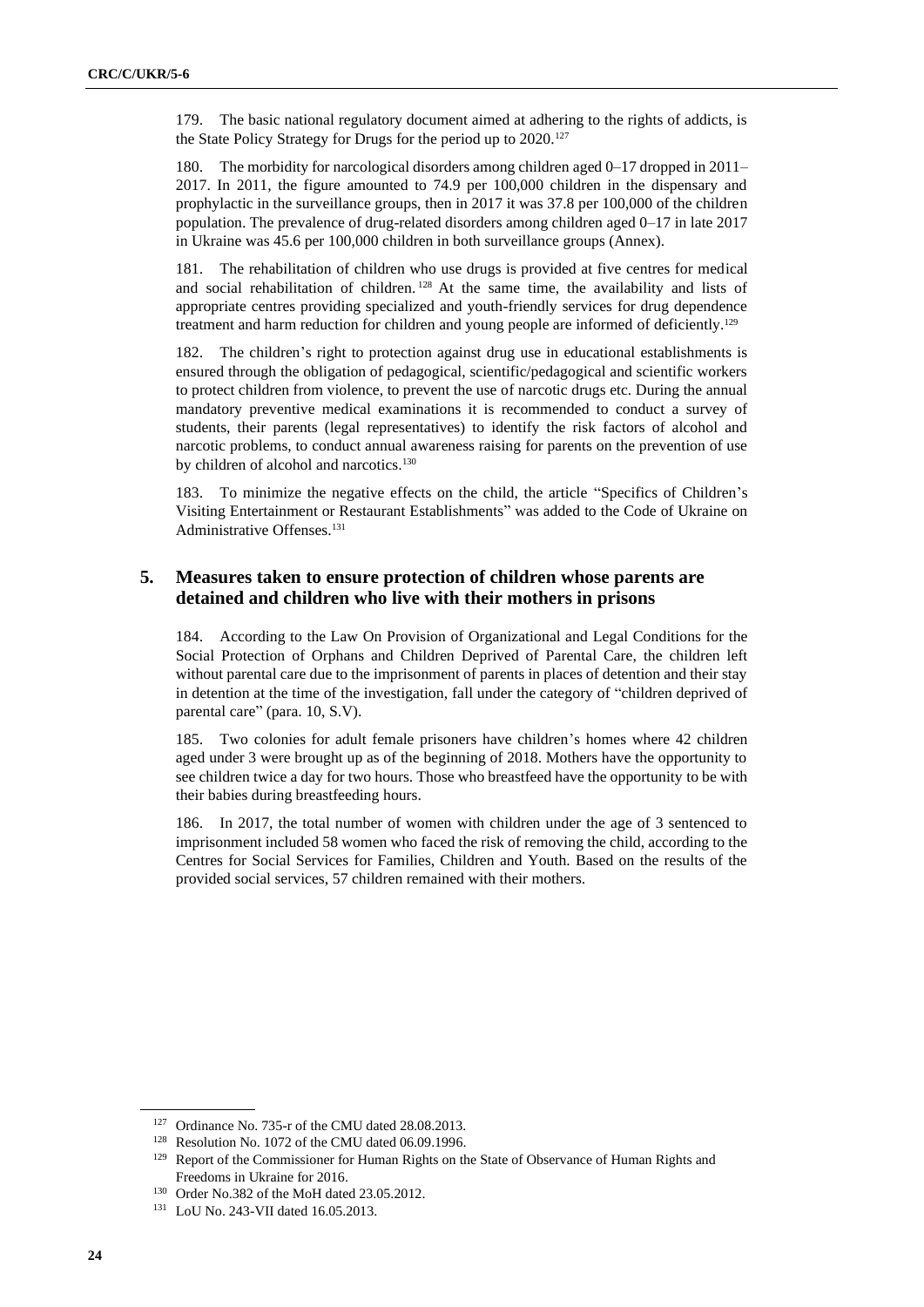179. The basic national regulatory document aimed at adhering to the rights of addicts, is the State Policy Strategy for Drugs for the period up to 2020.[127]

180. The morbidity for narcological disorders among children aged 0–17 dropped in 2011–2017. In 2011, the figure amounted to 74.9 per 100,000 children in the dispensary and prophylactic in the surveillance groups, then in 2017 it was 37.8 per 100,000 of the children population. The prevalence of drug-related disorders among children aged 0–17 in late 2017 in Ukraine was 45.6 per 100,000 children in both surveillance groups (Annex).

181. The rehabilitation of children who use drugs is provided at five centres for medical and social rehabilitation of children.[128] At the same time, the availability and lists of appropriate centres providing specialized and youth-friendly services for drug dependence treatment and harm reduction for children and young people are informed of deficiently.[129]

182. The children's right to protection against drug use in educational establishments is ensured through the obligation of pedagogical, scientific/pedagogical and scientific workers to protect children from violence, to prevent the use of narcotic drugs etc. During the annual mandatory preventive medical examinations it is recommended to conduct a survey of students, their parents (legal representatives) to identify the risk factors of alcohol and narcotic problems, to conduct annual awareness raising for parents on the prevention of use by children of alcohol and narcotics.[130]

183. To minimize the negative effects on the child, the article "Specifics of Children's Visiting Entertainment or Restaurant Establishments" was added to the Code of Ukraine on Administrative Offenses.[131]

## 5. Measures taken to ensure protection of children whose parents are detained and children who live with their mothers in prisons

184. According to the Law On Provision of Organizational and Legal Conditions for the Social Protection of Orphans and Children Deprived of Parental Care, the children left without parental care due to the imprisonment of parents in places of detention and their stay in detention at the time of the investigation, fall under the category of "children deprived of parental care" (para. 10, S.V).

185. Two colonies for adult female prisoners have children's homes where 42 children aged under 3 were brought up as of the beginning of 2018. Mothers have the opportunity to see children twice a day for two hours. Those who breastfeed have the opportunity to be with their babies during breastfeeding hours.

186. In 2017, the total number of women with children under the age of 3 sentenced to imprisonment included 58 women who faced the risk of removing the child, according to the Centres for Social Services for Families, Children and Youth. Based on the results of the provided social services, 57 children remained with their mothers.

---

[127] Ordinance No. 735-r of the CMU dated 28.08.2013.

[128] Resolution No. 1072 of the CMU dated 06.09.1996.

[129] Report of the Commissioner for Human Rights on the State of Observance of Human Rights and Freedoms in Ukraine for 2016.

[130] Order No.382 of the MoH dated 23.05.2012.

[131] LoU No. 243-VII dated 16.05.2013.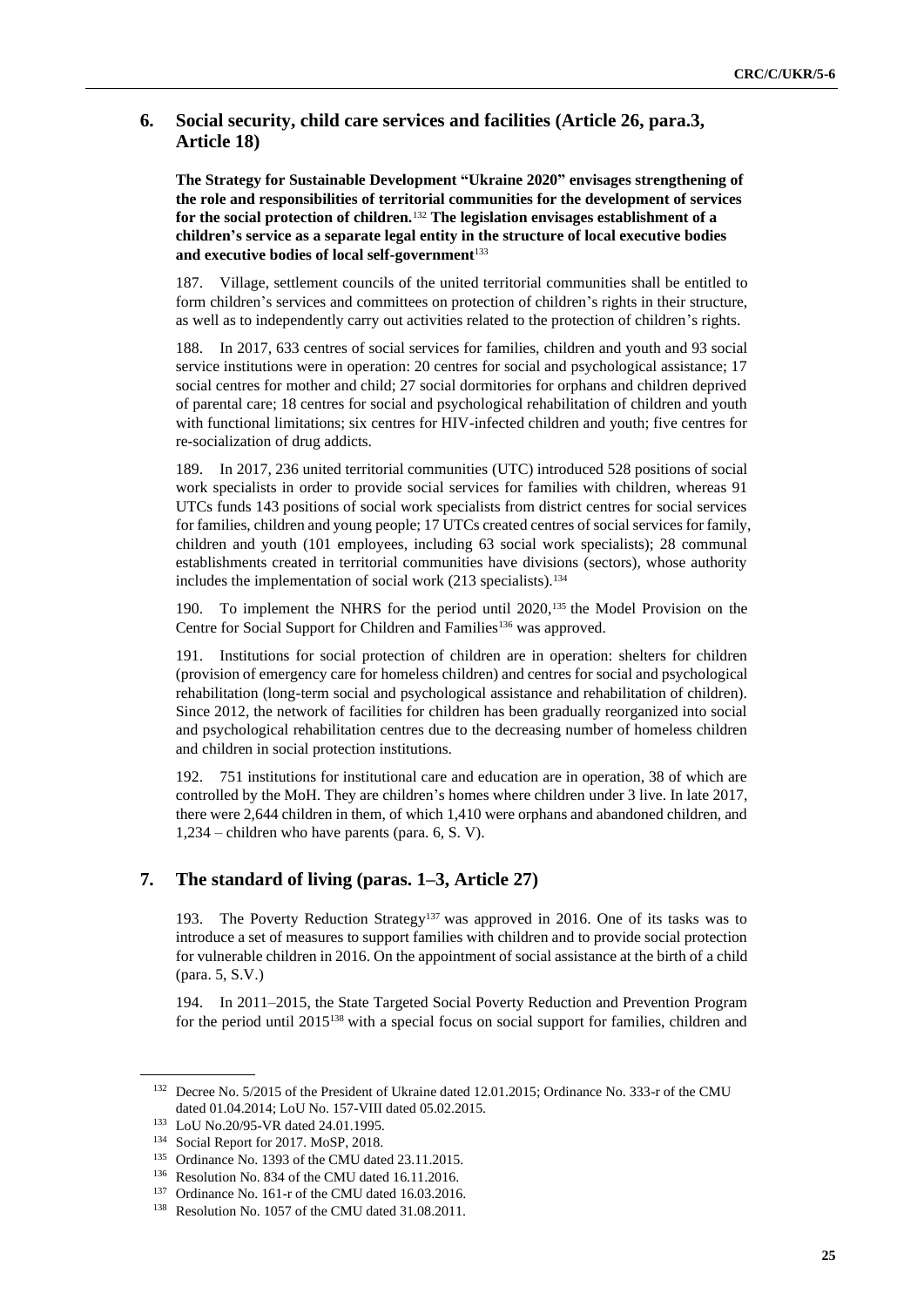## 6. Social security, child care services and facilities (Article 26, para.3, Article 18)

**The Strategy for Sustainable Development "Ukraine 2020" envisages strengthening of the role and responsibilities of territorial communities for the development of services for the social protection of children.**[132] **The legislation envisages establishment of a children's service as a separate legal entity in the structure of local executive bodies and executive bodies of local self-government**[133]

187. Village, settlement councils of the united territorial communities shall be entitled to form children's services and committees on protection of children's rights in their structure, as well as to independently carry out activities related to the protection of children's rights.

188. In 2017, 633 centres of social services for families, children and youth and 93 social service institutions were in operation: 20 centres for social and psychological assistance; 17 social centres for mother and child; 27 social dormitories for orphans and children deprived of parental care; 18 centres for social and psychological rehabilitation of children and youth with functional limitations; six centres for HIV-infected children and youth; five centres for re-socialization of drug addicts.

189. In 2017, 236 united territorial communities (UTC) introduced 528 positions of social work specialists in order to provide social services for families with children, whereas 91 UTCs funds 143 positions of social work specialists from district centres for social services for families, children and young people; 17 UTCs created centres of social services for family, children and youth (101 employees, including 63 social work specialists); 28 communal establishments created in territorial communities have divisions (sectors), whose authority includes the implementation of social work (213 specialists).[134]

190. To implement the NHRS for the period until 2020,[135] the Model Provision on the Centre for Social Support for Children and Families[136] was approved.

191. Institutions for social protection of children are in operation: shelters for children (provision of emergency care for homeless children) and centres for social and psychological rehabilitation (long-term social and psychological assistance and rehabilitation of children). Since 2012, the network of facilities for children has been gradually reorganized into social and psychological rehabilitation centres due to the decreasing number of homeless children and children in social protection institutions.

192. 751 institutions for institutional care and education are in operation, 38 of which are controlled by the MoH. They are children's homes where children under 3 live. In late 2017, there were 2,644 children in them, of which 1,410 were orphans and abandoned children, and 1,234 – children who have parents (para. 6, S. V).

## 7. The standard of living (paras. 1–3, Article 27)

193. The Poverty Reduction Strategy[137] was approved in 2016. One of its tasks was to introduce a set of measures to support families with children and to provide social protection for vulnerable children in 2016. On the appointment of social assistance at the birth of a child (para. 5, S.V.)

194. In 2011–2015, the State Targeted Social Poverty Reduction and Prevention Program for the period until 2015[138] with a special focus on social support for families, children and

---

[132] Decree No. 5/2015 of the President of Ukraine dated 12.01.2015; Ordinance No. 333-r of the CMU dated 01.04.2014; LoU No. 157-VIII dated 05.02.2015.

[133] LoU No.20/95-VR dated 24.01.1995.

[134] Social Report for 2017. MoSP, 2018.

[135] Ordinance No. 1393 of the CMU dated 23.11.2015.

[136] Resolution No. 834 of the CMU dated 16.11.2016.

[137] Ordinance No. 161-r of the CMU dated 16.03.2016.

[138] Resolution No. 1057 of the CMU dated 31.08.2011.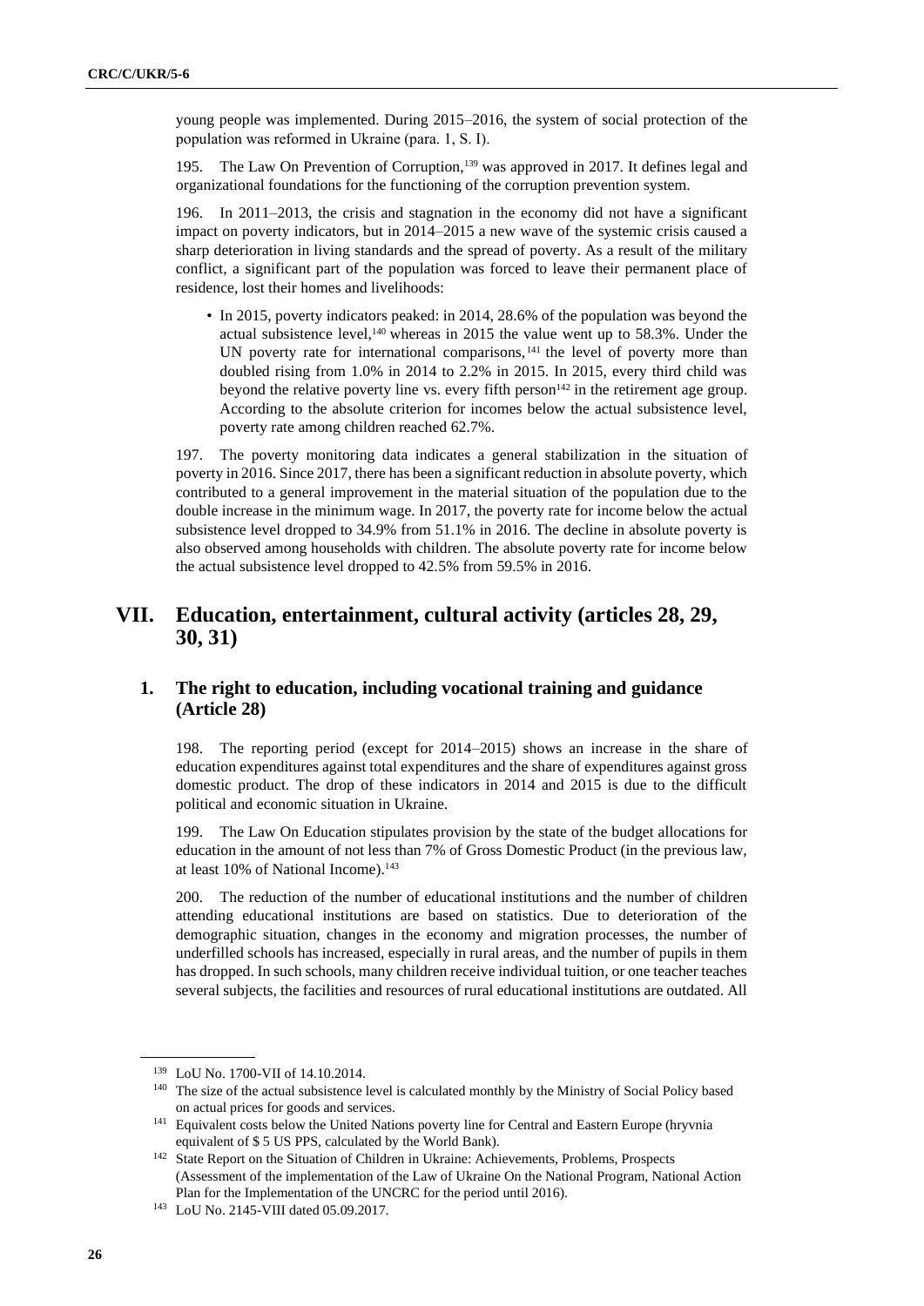young people was implemented. During 2015–2016, the system of social protection of the population was reformed in Ukraine (para. 1, S. I).

195. The Law On Prevention of Corruption,[139] was approved in 2017. It defines legal and organizational foundations for the functioning of the corruption prevention system.

196. In 2011–2013, the crisis and stagnation in the economy did not have a significant impact on poverty indicators, but in 2014–2015 a new wave of the systemic crisis caused a sharp deterioration in living standards and the spread of poverty. As a result of the military conflict, a significant part of the population was forced to leave their permanent place of residence, lost their homes and livelihoods:

- In 2015, poverty indicators peaked: in 2014, 28.6% of the population was beyond the actual subsistence level,[140] whereas in 2015 the value went up to 58.3%. Under the UN poverty rate for international comparisons,[141] the level of poverty more than doubled rising from 1.0% in 2014 to 2.2% in 2015. In 2015, every third child was beyond the relative poverty line vs. every fifth person[142] in the retirement age group. According to the absolute criterion for incomes below the actual subsistence level, poverty rate among children reached 62.7%.

197. The poverty monitoring data indicates a general stabilization in the situation of poverty in 2016. Since 2017, there has been a significant reduction in absolute poverty, which contributed to a general improvement in the material situation of the population due to the double increase in the minimum wage. In 2017, the poverty rate for income below the actual subsistence level dropped to 34.9% from 51.1% in 2016. The decline in absolute poverty is also observed among households with children. The absolute poverty rate for income below the actual subsistence level dropped to 42.5% from 59.5% in 2016.

# VII. Education, entertainment, cultural activity (articles 28, 29, 30, 31)

## 1. The right to education, including vocational training and guidance (Article 28)

198. The reporting period (except for 2014–2015) shows an increase in the share of education expenditures against total expenditures and the share of expenditures against gross domestic product. The drop of these indicators in 2014 and 2015 is due to the difficult political and economic situation in Ukraine.

199. The Law On Education stipulates provision by the state of the budget allocations for education in the amount of not less than 7% of Gross Domestic Product (in the previous law, at least 10% of National Income).[143]

200. The reduction of the number of educational institutions and the number of children attending educational institutions are based on statistics. Due to deterioration of the demographic situation, changes in the economy and migration processes, the number of underfilled schools has increased, especially in rural areas, and the number of pupils in them has dropped. In such schools, many children receive individual tuition, or one teacher teaches several subjects, the facilities and resources of rural educational institutions are outdated. All

---

[139] LoU No. 1700-VII of 14.10.2014.

[140] The size of the actual subsistence level is calculated monthly by the Ministry of Social Policy based on actual prices for goods and services.

[141] Equivalent costs below the United Nations poverty line for Central and Eastern Europe (hryvnia equivalent of $ 5 US PPS, calculated by the World Bank).

[142] State Report on the Situation of Children in Ukraine: Achievements, Problems, Prospects (Assessment of the implementation of the Law of Ukraine On the National Program, National Action Plan for the Implementation of the UNCRC for the period until 2016).

[143] LoU No. 2145-VIII dated 05.09.2017.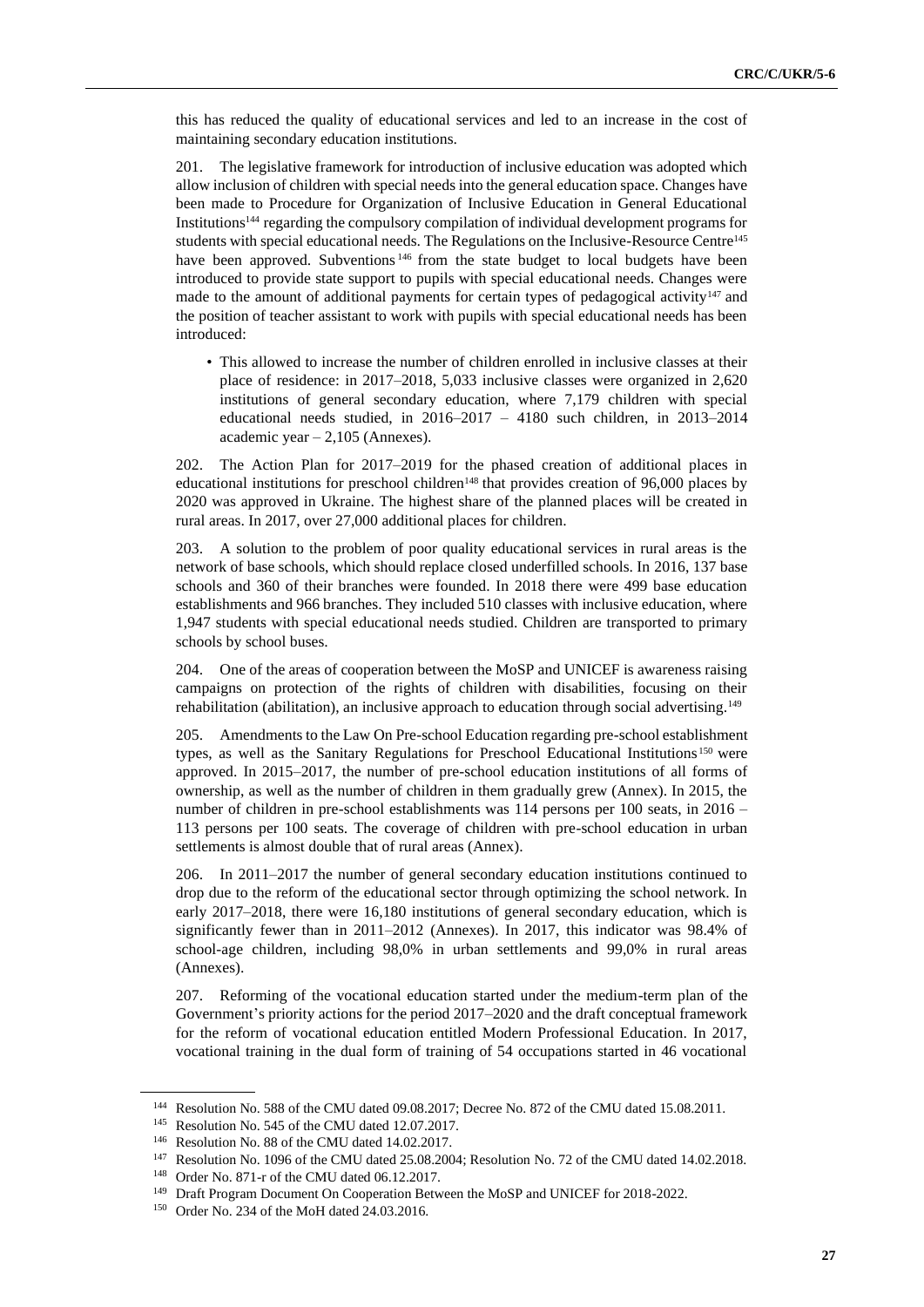this has reduced the quality of educational services and led to an increase in the cost of maintaining secondary education institutions.

201. The legislative framework for introduction of inclusive education was adopted which allow inclusion of children with special needs into the general education space. Changes have been made to Procedure for Organization of Inclusive Education in General Educational Institutions[144] regarding the compulsory compilation of individual development programs for students with special educational needs. The Regulations on the Inclusive-Resource Centre[145] have been approved. Subventions[146] from the state budget to local budgets have been introduced to provide state support to pupils with special educational needs. Changes were made to the amount of additional payments for certain types of pedagogical activity[147] and the position of teacher assistant to work with pupils with special educational needs has been introduced:

- This allowed to increase the number of children enrolled in inclusive classes at their place of residence: in 2017–2018, 5,033 inclusive classes were organized in 2,620 institutions of general secondary education, where 7,179 children with special educational needs studied, in 2016–2017 – 4180 such children, in 2013–2014 academic year – 2,105 (Annexes).

202. The Action Plan for 2017–2019 for the phased creation of additional places in educational institutions for preschool children[148] that provides creation of 96,000 places by 2020 was approved in Ukraine. The highest share of the planned places will be created in rural areas. In 2017, over 27,000 additional places for children.

203. A solution to the problem of poor quality educational services in rural areas is the network of base schools, which should replace closed underfilled schools. In 2016, 137 base schools and 360 of their branches were founded. In 2018 there were 499 base education establishments and 966 branches. They included 510 classes with inclusive education, where 1,947 students with special educational needs studied. Children are transported to primary schools by school buses.

204. One of the areas of cooperation between the MoSP and UNICEF is awareness raising campaigns on protection of the rights of children with disabilities, focusing on their rehabilitation (abilitation), an inclusive approach to education through social advertising.[149]

205. Amendments to the Law On Pre-school Education regarding pre-school establishment types, as well as the Sanitary Regulations for Preschool Educational Institutions[150] were approved. In 2015–2017, the number of pre-school education institutions of all forms of ownership, as well as the number of children in them gradually grew (Annex). In 2015, the number of children in pre-school establishments was 114 persons per 100 seats, in 2016 – 113 persons per 100 seats. The coverage of children with pre-school education in urban settlements is almost double that of rural areas (Annex).

206. In 2011–2017 the number of general secondary education institutions continued to drop due to the reform of the educational sector through optimizing the school network. In early 2017–2018, there were 16,180 institutions of general secondary education, which is significantly fewer than in 2011–2012 (Annexes). In 2017, this indicator was 98.4% of school-age children, including 98,0% in urban settlements and 99,0% in rural areas (Annexes).

207. Reforming of the vocational education started under the medium-term plan of the Government's priority actions for the period 2017–2020 and the draft conceptual framework for the reform of vocational education entitled Modern Professional Education. In 2017, vocational training in the dual form of training of 54 occupations started in 46 vocational

---

[144] Resolution No. 588 of the CMU dated 09.08.2017; Decree No. 872 of the CMU dated 15.08.2011.

[145] Resolution No. 545 of the CMU dated 12.07.2017.

[146] Resolution No. 88 of the CMU dated 14.02.2017.

[147] Resolution No. 1096 of the CMU dated 25.08.2004; Resolution No. 72 of the CMU dated 14.02.2018.

[148] Order No. 871-r of the CMU dated 06.12.2017.

[149] Draft Program Document On Cooperation Between the MoSP and UNICEF for 2018-2022.

[150] Order No. 234 of the MoH dated 24.03.2016.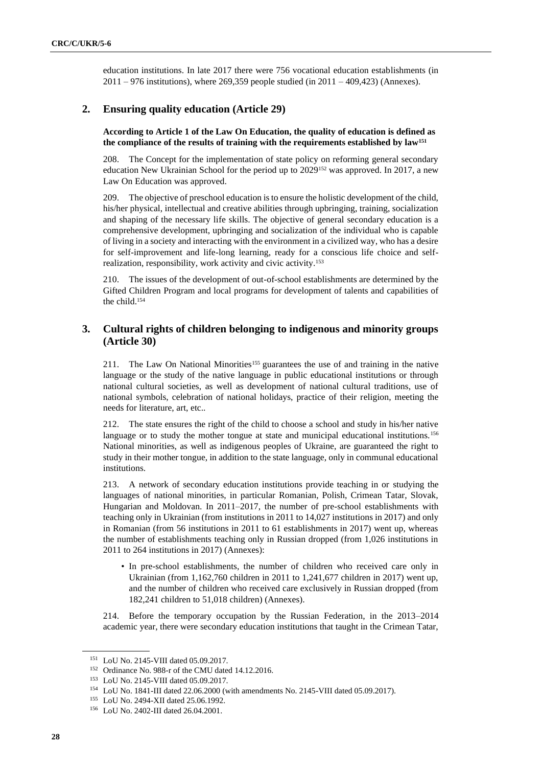education institutions. In late 2017 there were 756 vocational education establishments (in 2011 – 976 institutions), where 269,359 people studied (in 2011 – 409,423) (Annexes).

## 2. Ensuring quality education (Article 29)

**According to Article 1 of the Law On Education, the quality of education is defined as the compliance of the results of training with the requirements established by law[151]**

208. The Concept for the implementation of state policy on reforming general secondary education New Ukrainian School for the period up to 2029[152] was approved. In 2017, a new Law On Education was approved.

209. The objective of preschool education is to ensure the holistic development of the child, his/her physical, intellectual and creative abilities through upbringing, training, socialization and shaping of the necessary life skills. The objective of general secondary education is a comprehensive development, upbringing and socialization of the individual who is capable of living in a society and interacting with the environment in a civilized way, who has a desire for self-improvement and life-long learning, ready for a conscious life choice and self-realization, responsibility, work activity and civic activity.[153]

210. The issues of the development of out-of-school establishments are determined by the Gifted Children Program and local programs for development of talents and capabilities of the child.[154]

## 3. Cultural rights of children belonging to indigenous and minority groups (Article 30)

211. The Law On National Minorities[155] guarantees the use of and training in the native language or the study of the native language in public educational institutions or through national cultural societies, as well as development of national cultural traditions, use of national symbols, celebration of national holidays, practice of their religion, meeting the needs for literature, art, etc..

212. The state ensures the right of the child to choose a school and study in his/her native language or to study the mother tongue at state and municipal educational institutions.[156] National minorities, as well as indigenous peoples of Ukraine, are guaranteed the right to study in their mother tongue, in addition to the state language, only in communal educational institutions.

213. A network of secondary education institutions provide teaching in or studying the languages of national minorities, in particular Romanian, Polish, Crimean Tatar, Slovak, Hungarian and Moldovan. In 2011–2017, the number of pre-school establishments with teaching only in Ukrainian (from institutions in 2011 to 14,027 institutions in 2017) and only in Romanian (from 56 institutions in 2011 to 61 establishments in 2017) went up, whereas the number of establishments teaching only in Russian dropped (from 1,026 institutions in 2011 to 264 institutions in 2017) (Annexes):

- In pre-school establishments, the number of children who received care only in Ukrainian (from 1,162,760 children in 2011 to 1,241,677 children in 2017) went up, and the number of children who received care exclusively in Russian dropped (from 182,241 children to 51,018 children) (Annexes).

214. Before the temporary occupation by the Russian Federation, in the 2013–2014 academic year, there were secondary education institutions that taught in the Crimean Tatar,

---

[151] LoU No. 2145-VIII dated 05.09.2017.

[152] Ordinance No. 988-r of the CMU dated 14.12.2016.

[153] LoU No. 2145-VIII dated 05.09.2017.

[154] LoU No. 1841-III dated 22.06.2000 (with amendments No. 2145-VIII dated 05.09.2017).

[155] LoU No. 2494-XII dated 25.06.1992.

[156] LoU No. 2402-III dated 26.04.2001.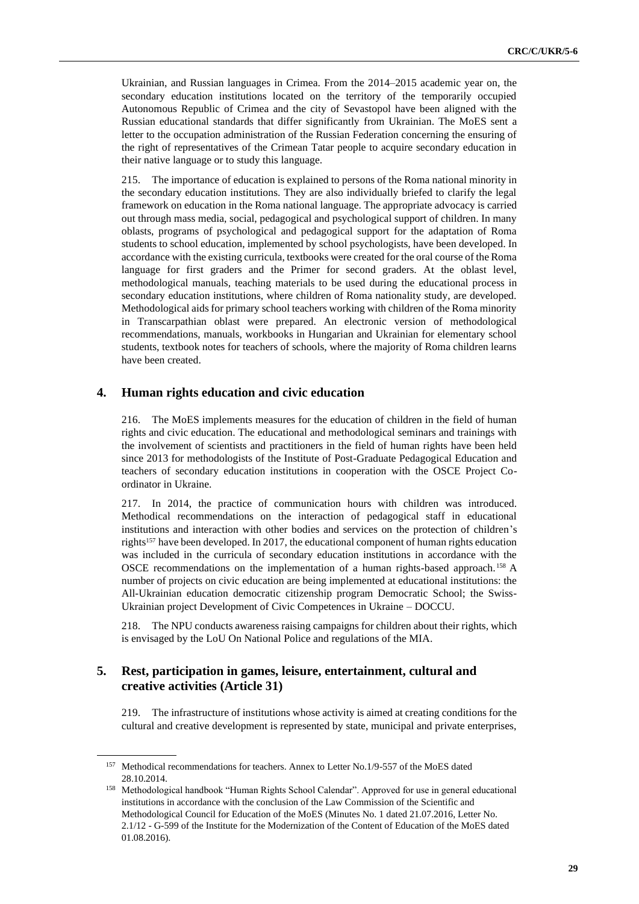Ukrainian, and Russian languages in Crimea. From the 2014–2015 academic year on, the secondary education institutions located on the territory of the temporarily occupied Autonomous Republic of Crimea and the city of Sevastopol have been aligned with the Russian educational standards that differ significantly from Ukrainian. The MoES sent a letter to the occupation administration of the Russian Federation concerning the ensuring of the right of representatives of the Crimean Tatar people to acquire secondary education in their native language or to study this language.

215. The importance of education is explained to persons of the Roma national minority in the secondary education institutions. They are also individually briefed to clarify the legal framework on education in the Roma national language. The appropriate advocacy is carried out through mass media, social, pedagogical and psychological support of children. In many oblasts, programs of psychological and pedagogical support for the adaptation of Roma students to school education, implemented by school psychologists, have been developed. In accordance with the existing curricula, textbooks were created for the oral course of the Roma language for first graders and the Primer for second graders. At the oblast level, methodological manuals, teaching materials to be used during the educational process in secondary education institutions, where children of Roma nationality study, are developed. Methodological aids for primary school teachers working with children of the Roma minority in Transcarpathian oblast were prepared. An electronic version of methodological recommendations, manuals, workbooks in Hungarian and Ukrainian for elementary school students, textbook notes for teachers of schools, where the majority of Roma children learns have been created.

## 4. Human rights education and civic education

216. The MoES implements measures for the education of children in the field of human rights and civic education. The educational and methodological seminars and trainings with the involvement of scientists and practitioners in the field of human rights have been held since 2013 for methodologists of the Institute of Post-Graduate Pedagogical Education and teachers of secondary education institutions in cooperation with the OSCE Project Co-ordinator in Ukraine.

217. In 2014, the practice of communication hours with children was introduced. Methodical recommendations on the interaction of pedagogical staff in educational institutions and interaction with other bodies and services on the protection of children's rights[157] have been developed. In 2017, the educational component of human rights education was included in the curricula of secondary education institutions in accordance with the OSCE recommendations on the implementation of a human rights-based approach.[158] A number of projects on civic education are being implemented at educational institutions: the All-Ukrainian education democratic citizenship program Democratic School; the Swiss-Ukrainian project Development of Civic Competences in Ukraine – DOCCU.

218. The NPU conducts awareness raising campaigns for children about their rights, which is envisaged by the LoU On National Police and regulations of the MIA.

## 5. Rest, participation in games, leisure, entertainment, cultural and creative activities (Article 31)

219. The infrastructure of institutions whose activity is aimed at creating conditions for the cultural and creative development is represented by state, municipal and private enterprises,

---

[157] Methodical recommendations for teachers. Annex to Letter No.1/9-557 of the MoES dated 28.10.2014.

[158] Methodological handbook "Human Rights School Calendar". Approved for use in general educational institutions in accordance with the conclusion of the Law Commission of the Scientific and Methodological Council for Education of the MoES (Minutes No. 1 dated 21.07.2016, Letter No. 2.1/12 - G-599 of the Institute for the Modernization of the Content of Education of the MoES dated 01.08.2016).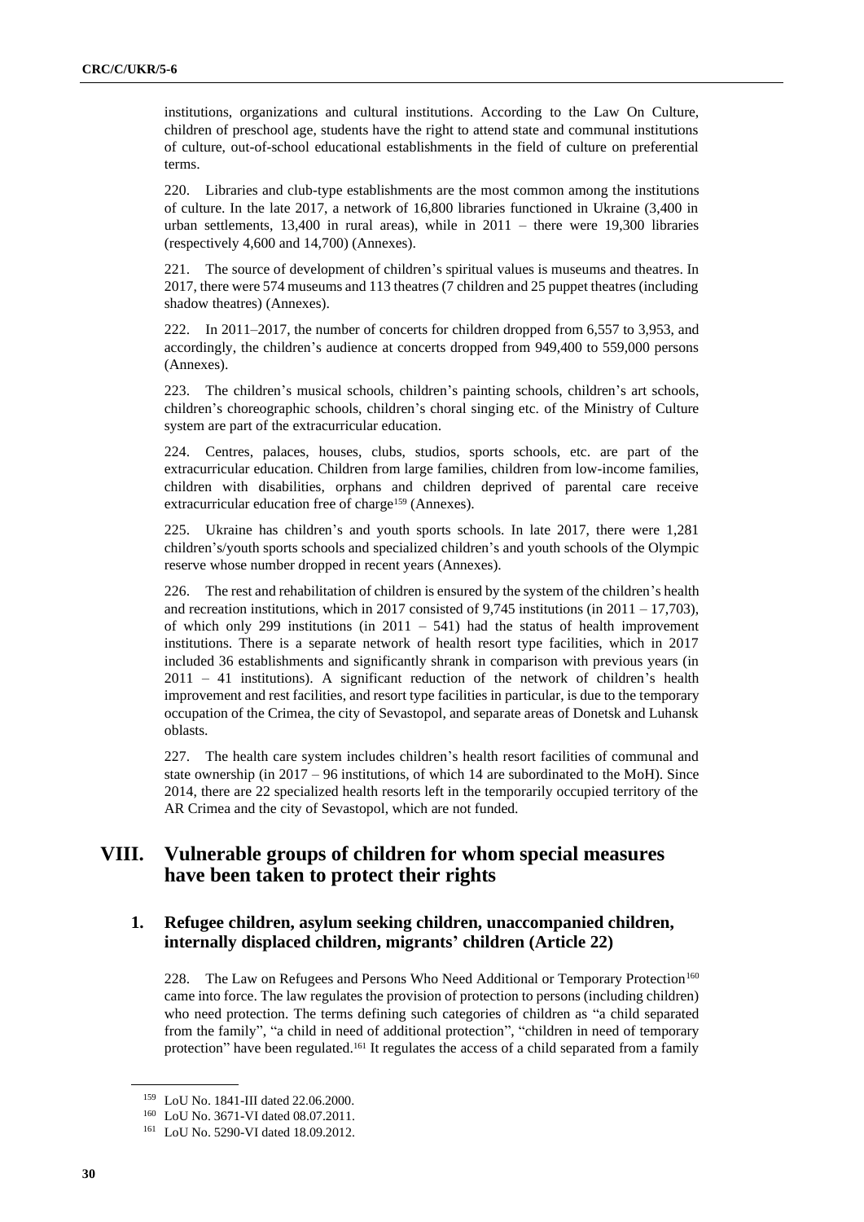institutions, organizations and cultural institutions. According to the Law On Culture, children of preschool age, students have the right to attend state and communal institutions of culture, out-of-school educational establishments in the field of culture on preferential terms.

220. Libraries and club-type establishments are the most common among the institutions of culture. In the late 2017, a network of 16,800 libraries functioned in Ukraine (3,400 in urban settlements, 13,400 in rural areas), while in 2011 – there were 19,300 libraries (respectively 4,600 and 14,700) (Annexes).

221. The source of development of children's spiritual values is museums and theatres. In 2017, there were 574 museums and 113 theatres (7 children and 25 puppet theatres (including shadow theatres) (Annexes).

222. In 2011–2017, the number of concerts for children dropped from 6,557 to 3,953, and accordingly, the children's audience at concerts dropped from 949,400 to 559,000 persons (Annexes).

223. The children's musical schools, children's painting schools, children's art schools, children's choreographic schools, children's choral singing etc. of the Ministry of Culture system are part of the extracurricular education.

224. Centres, palaces, houses, clubs, studios, sports schools, etc. are part of the extracurricular education. Children from large families, children from low-income families, children with disabilities, orphans and children deprived of parental care receive extracurricular education free of charge[159] (Annexes).

225. Ukraine has children's and youth sports schools. In late 2017, there were 1,281 children's/youth sports schools and specialized children's and youth schools of the Olympic reserve whose number dropped in recent years (Annexes).

226. The rest and rehabilitation of children is ensured by the system of the children's health and recreation institutions, which in 2017 consisted of 9,745 institutions (in 2011 – 17,703), of which only 299 institutions (in 2011 – 541) had the status of health improvement institutions. There is a separate network of health resort type facilities, which in 2017 included 36 establishments and significantly shrank in comparison with previous years (in 2011 – 41 institutions). A significant reduction of the network of children's health improvement and rest facilities, and resort type facilities in particular, is due to the temporary occupation of the Crimea, the city of Sevastopol, and separate areas of Donetsk and Luhansk oblasts.

227. The health care system includes children's health resort facilities of communal and state ownership (in 2017 – 96 institutions, of which 14 are subordinated to the MoH). Since 2014, there are 22 specialized health resorts left in the temporarily occupied territory of the AR Crimea and the city of Sevastopol, which are not funded.

# VIII. Vulnerable groups of children for whom special measures have been taken to protect their rights

## 1. Refugee children, asylum seeking children, unaccompanied children, internally displaced children, migrants' children (Article 22)

228. The Law on Refugees and Persons Who Need Additional or Temporary Protection[160] came into force. The law regulates the provision of protection to persons (including children) who need protection. The terms defining such categories of children as "a child separated from the family", "a child in need of additional protection", "children in need of temporary protection" have been regulated.[161] It regulates the access of a child separated from a family

---

[159] LoU No. 1841-III dated 22.06.2000.

[160] LoU No. 3671-VI dated 08.07.2011.

[161] LoU No. 5290-VI dated 18.09.2012.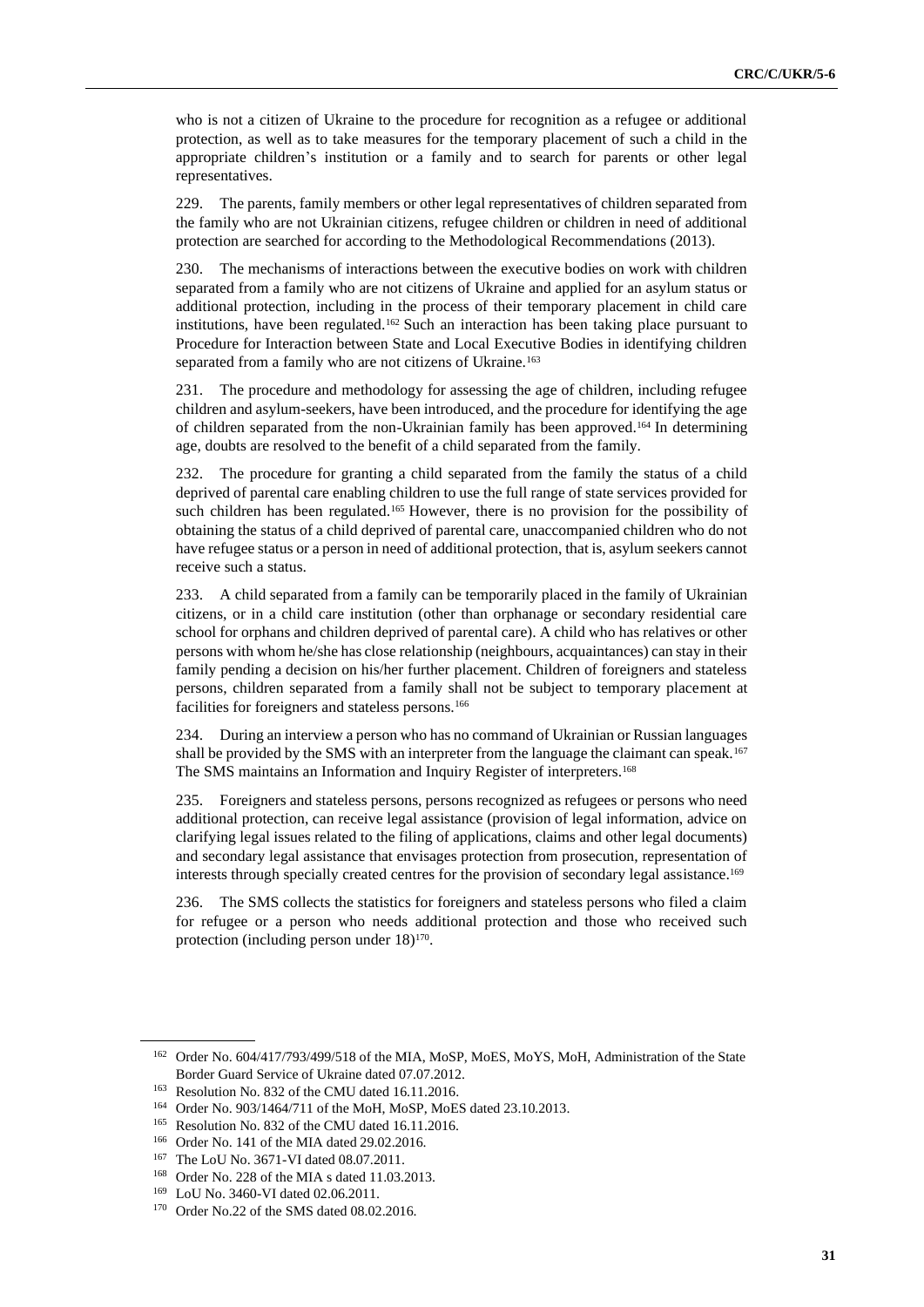who is not a citizen of Ukraine to the procedure for recognition as a refugee or additional protection, as well as to take measures for the temporary placement of such a child in the appropriate children's institution or a family and to search for parents or other legal representatives.

229. The parents, family members or other legal representatives of children separated from the family who are not Ukrainian citizens, refugee children or children in need of additional protection are searched for according to the Methodological Recommendations (2013).

230. The mechanisms of interactions between the executive bodies on work with children separated from a family who are not citizens of Ukraine and applied for an asylum status or additional protection, including in the process of their temporary placement in child care institutions, have been regulated.[162] Such an interaction has been taking place pursuant to Procedure for Interaction between State and Local Executive Bodies in identifying children separated from a family who are not citizens of Ukraine.[163]

231. The procedure and methodology for assessing the age of children, including refugee children and asylum-seekers, have been introduced, and the procedure for identifying the age of children separated from the non-Ukrainian family has been approved.[164] In determining age, doubts are resolved to the benefit of a child separated from the family.

232. The procedure for granting a child separated from the family the status of a child deprived of parental care enabling children to use the full range of state services provided for such children has been regulated.[165] However, there is no provision for the possibility of obtaining the status of a child deprived of parental care, unaccompanied children who do not have refugee status or a person in need of additional protection, that is, asylum seekers cannot receive such a status.

233. A child separated from a family can be temporarily placed in the family of Ukrainian citizens, or in a child care institution (other than orphanage or secondary residential care school for orphans and children deprived of parental care). A child who has relatives or other persons with whom he/she has close relationship (neighbours, acquaintances) can stay in their family pending a decision on his/her further placement. Children of foreigners and stateless persons, children separated from a family shall not be subject to temporary placement at facilities for foreigners and stateless persons.[166]

234. During an interview a person who has no command of Ukrainian or Russian languages shall be provided by the SMS with an interpreter from the language the claimant can speak.[167] The SMS maintains an Information and Inquiry Register of interpreters.[168]

235. Foreigners and stateless persons, persons recognized as refugees or persons who need additional protection, can receive legal assistance (provision of legal information, advice on clarifying legal issues related to the filing of applications, claims and other legal documents) and secondary legal assistance that envisages protection from prosecution, representation of interests through specially created centres for the provision of secondary legal assistance.[169]

236. The SMS collects the statistics for foreigners and stateless persons who filed a claim for refugee or a person who needs additional protection and those who received such protection (including person under 18)[170].

---

[162] Order No. 604/417/793/499/518 of the MIA, MoSP, MoES, MoYS, MoH, Administration of the State Border Guard Service of Ukraine dated 07.07.2012.

[163] Resolution No. 832 of the CMU dated 16.11.2016.

[164] Order No. 903/1464/711 of the MoH, MoSP, MoES dated 23.10.2013.

[165] Resolution No. 832 of the CMU dated 16.11.2016.

[166] Order No. 141 of the MIA dated 29.02.2016.

[167] The LoU No. 3671-VI dated 08.07.2011.

[168] Order No. 228 of the MIA s dated 11.03.2013.

[169] LoU No. 3460-VI dated 02.06.2011.

[170] Order No.22 of the SMS dated 08.02.2016.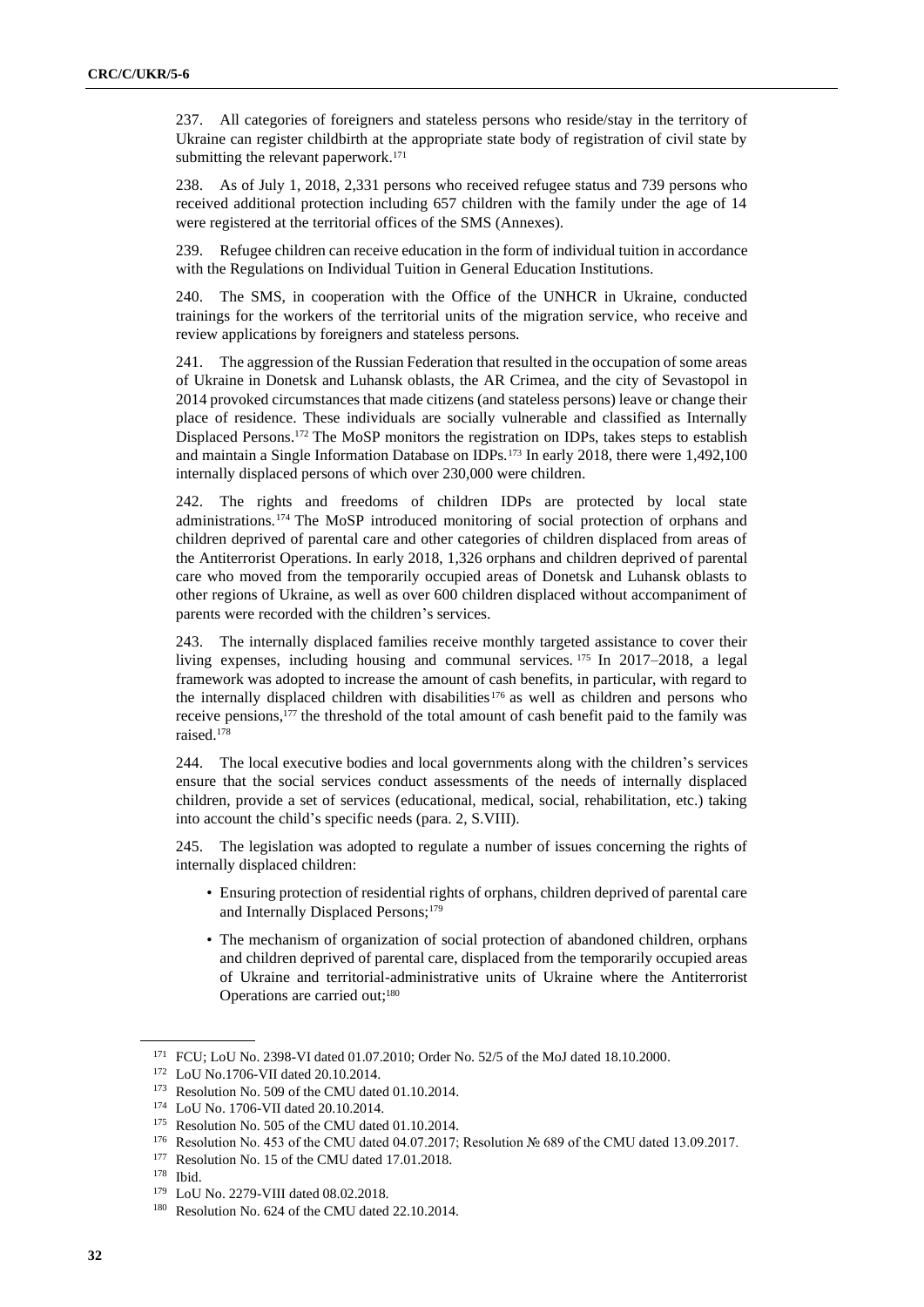237. All categories of foreigners and stateless persons who reside/stay in the territory of Ukraine can register childbirth at the appropriate state body of registration of civil state by submitting the relevant paperwork.[171]

238. As of July 1, 2018, 2,331 persons who received refugee status and 739 persons who received additional protection including 657 children with the family under the age of 14 were registered at the territorial offices of the SMS (Annexes).

239. Refugee children can receive education in the form of individual tuition in accordance with the Regulations on Individual Tuition in General Education Institutions.

240. The SMS, in cooperation with the Office of the UNHCR in Ukraine, conducted trainings for the workers of the territorial units of the migration service, who receive and review applications by foreigners and stateless persons.

241. The aggression of the Russian Federation that resulted in the occupation of some areas of Ukraine in Donetsk and Luhansk oblasts, the AR Crimea, and the city of Sevastopol in 2014 provoked circumstances that made citizens (and stateless persons) leave or change their place of residence. These individuals are socially vulnerable and classified as Internally Displaced Persons.[172] The MoSP monitors the registration on IDPs, takes steps to establish and maintain a Single Information Database on IDPs.[173] In early 2018, there were 1,492,100 internally displaced persons of which over 230,000 were children.

242. The rights and freedoms of children IDPs are protected by local state administrations.[174] The MoSP introduced monitoring of social protection of orphans and children deprived of parental care and other categories of children displaced from areas of the Antiterrorist Operations. In early 2018, 1,326 orphans and children deprived of parental care who moved from the temporarily occupied areas of Donetsk and Luhansk oblasts to other regions of Ukraine, as well as over 600 children displaced without accompaniment of parents were recorded with the children's services.

243. The internally displaced families receive monthly targeted assistance to cover their living expenses, including housing and communal services.[175] In 2017–2018, a legal framework was adopted to increase the amount of cash benefits, in particular, with regard to the internally displaced children with disabilities[176] as well as children and persons who receive pensions,[177] the threshold of the total amount of cash benefit paid to the family was raised.[178]

244. The local executive bodies and local governments along with the children's services ensure that the social services conduct assessments of the needs of internally displaced children, provide a set of services (educational, medical, social, rehabilitation, etc.) taking into account the child's specific needs (para. 2, S.VIII).

245. The legislation was adopted to regulate a number of issues concerning the rights of internally displaced children:

- Ensuring protection of residential rights of orphans, children deprived of parental care and Internally Displaced Persons;[179]
- The mechanism of organization of social protection of abandoned children, orphans and children deprived of parental care, displaced from the temporarily occupied areas of Ukraine and territorial-administrative units of Ukraine where the Antiterrorist Operations are carried out;[180]

---

[171] FCU; LoU No. 2398-VI dated 01.07.2010; Order No. 52/5 of the MoJ dated 18.10.2000.

[172] LoU No.1706-VII dated 20.10.2014.

[173] Resolution No. 509 of the CMU dated 01.10.2014.

[174] LoU No. 1706-VII dated 20.10.2014.

[175] Resolution No. 505 of the CMU dated 01.10.2014.

[176] Resolution No. 453 of the CMU dated 04.07.2017; Resolution № 689 of the CMU dated 13.09.2017.

[177] Resolution No. 15 of the CMU dated 17.01.2018.

[178] Ibid.

[179] LoU No. 2279-VIII dated 08.02.2018.

[180] Resolution No. 624 of the CMU dated 22.10.2014.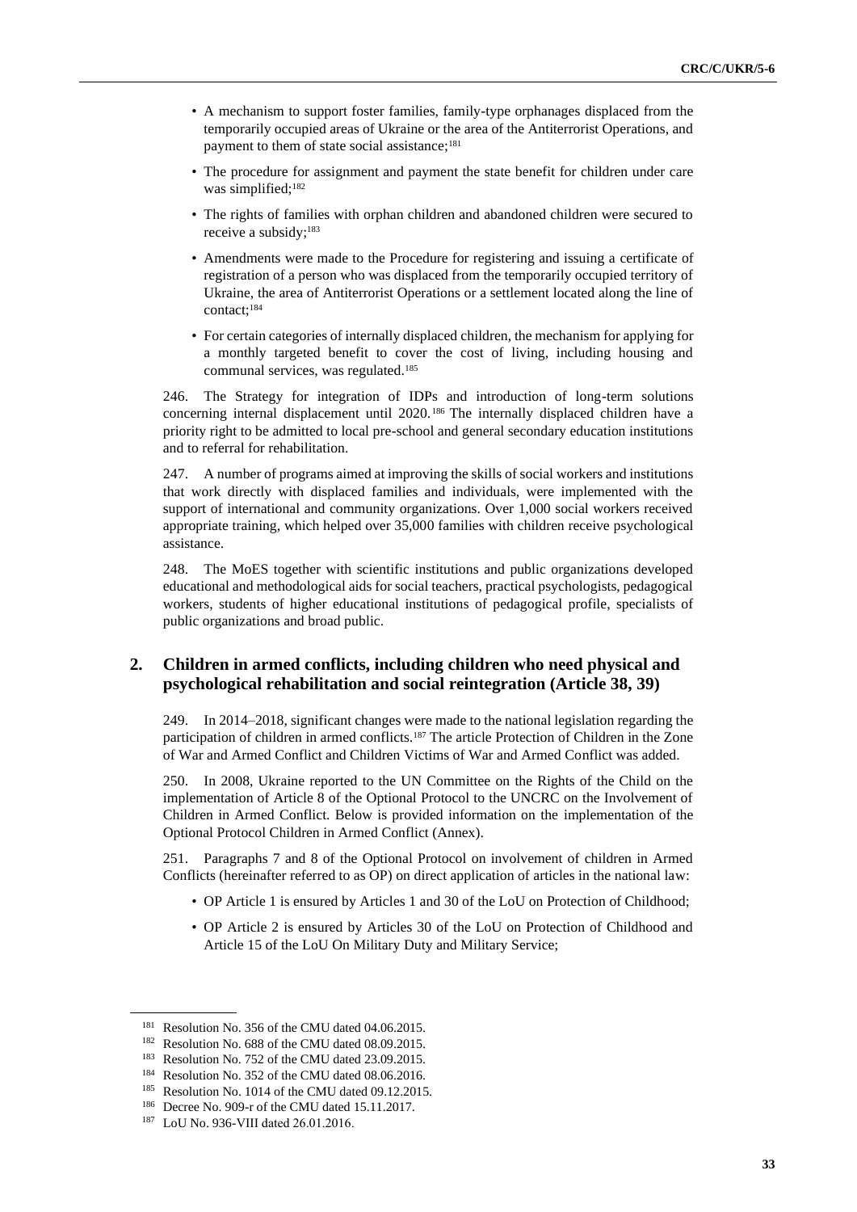- A mechanism to support foster families, family-type orphanages displaced from the temporarily occupied areas of Ukraine or the area of the Antiterrorist Operations, and payment to them of state social assistance;[181]
- The procedure for assignment and payment the state benefit for children under care was simplified;[182]
- The rights of families with orphan children and abandoned children were secured to receive a subsidy;[183]
- Amendments were made to the Procedure for registering and issuing a certificate of registration of a person who was displaced from the temporarily occupied territory of Ukraine, the area of Antiterrorist Operations or a settlement located along the line of contact;[184]
- For certain categories of internally displaced children, the mechanism for applying for a monthly targeted benefit to cover the cost of living, including housing and communal services, was regulated.[185]

246. The Strategy for integration of IDPs and introduction of long-term solutions concerning internal displacement until 2020.[186] The internally displaced children have a priority right to be admitted to local pre-school and general secondary education institutions and to referral for rehabilitation.

247. A number of programs aimed at improving the skills of social workers and institutions that work directly with displaced families and individuals, were implemented with the support of international and community organizations. Over 1,000 social workers received appropriate training, which helped over 35,000 families with children receive psychological assistance.

248. The MoES together with scientific institutions and public organizations developed educational and methodological aids for social teachers, practical psychologists, pedagogical workers, students of higher educational institutions of pedagogical profile, specialists of public organizations and broad public.

## 2. Children in armed conflicts, including children who need physical and psychological rehabilitation and social reintegration (Article 38, 39)

249. In 2014–2018, significant changes were made to the national legislation regarding the participation of children in armed conflicts.[187] The article Protection of Children in the Zone of War and Armed Conflict and Children Victims of War and Armed Conflict was added.

250. In 2008, Ukraine reported to the UN Committee on the Rights of the Child on the implementation of Article 8 of the Optional Protocol to the UNCRC on the Involvement of Children in Armed Conflict. Below is provided information on the implementation of the Optional Protocol Children in Armed Conflict (Annex).

251. Paragraphs 7 and 8 of the Optional Protocol on involvement of children in Armed Conflicts (hereinafter referred to as OP) on direct application of articles in the national law:

- OP Article 1 is ensured by Articles 1 and 30 of the LoU on Protection of Childhood;
- OP Article 2 is ensured by Articles 30 of the LoU on Protection of Childhood and Article 15 of the LoU On Military Duty and Military Service;

---

[181] Resolution No. 356 of the CMU dated 04.06.2015.

[182] Resolution No. 688 of the CMU dated 08.09.2015.

[183] Resolution No. 752 of the CMU dated 23.09.2015.

[184] Resolution No. 352 of the CMU dated 08.06.2016.

[185] Resolution No. 1014 of the CMU dated 09.12.2015.

[186] Decree No. 909-r of the CMU dated 15.11.2017.

[187] LoU No. 936-VIII dated 26.01.2016.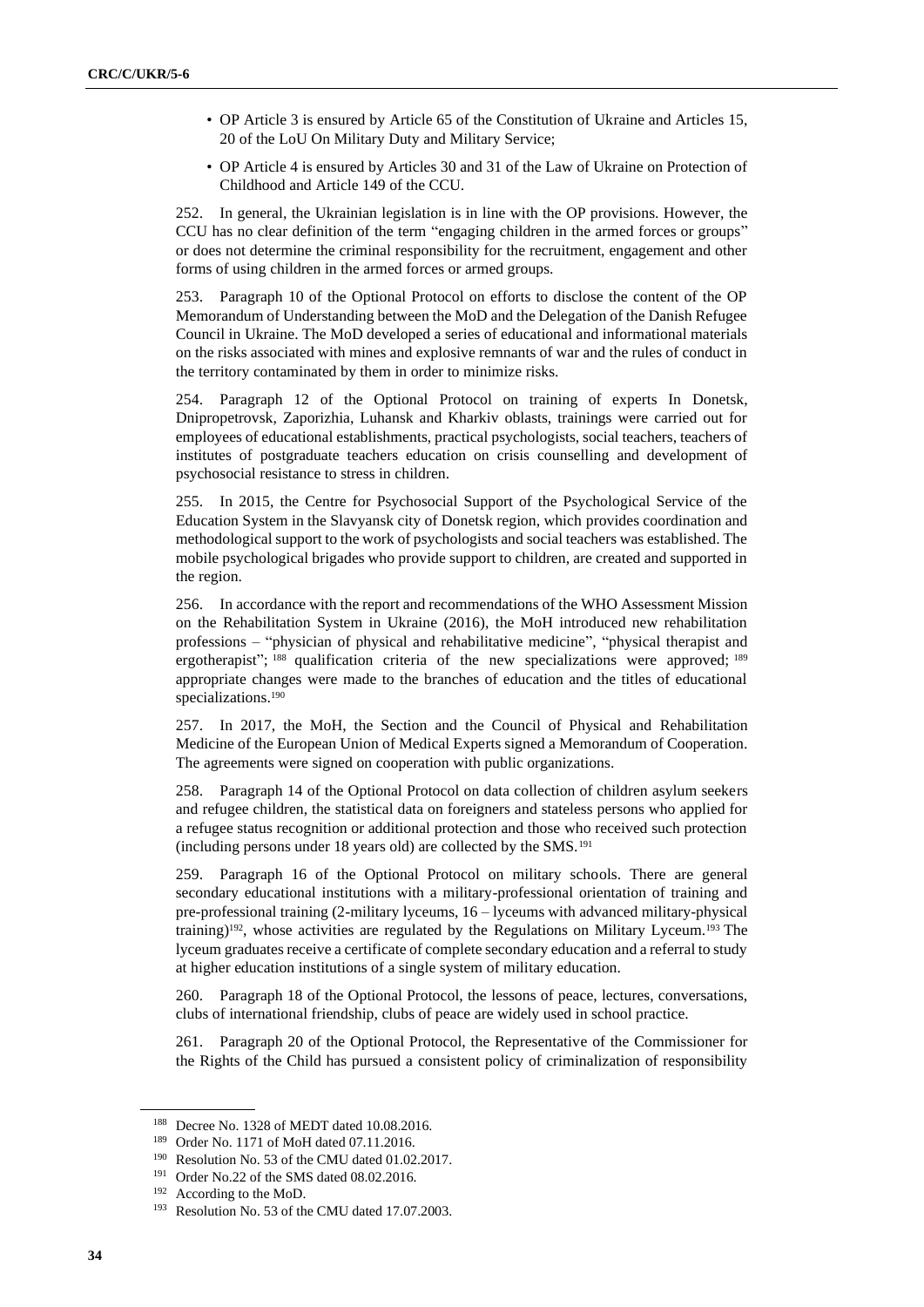- OP Article 3 is ensured by Article 65 of the Constitution of Ukraine and Articles 15, 20 of the LoU On Military Duty and Military Service;
- OP Article 4 is ensured by Articles 30 and 31 of the Law of Ukraine on Protection of Childhood and Article 149 of the CCU.

252. In general, the Ukrainian legislation is in line with the OP provisions. However, the CCU has no clear definition of the term "engaging children in the armed forces or groups" or does not determine the criminal responsibility for the recruitment, engagement and other forms of using children in the armed forces or armed groups.

253. Paragraph 10 of the Optional Protocol on efforts to disclose the content of the OP Memorandum of Understanding between the MoD and the Delegation of the Danish Refugee Council in Ukraine. The MoD developed a series of educational and informational materials on the risks associated with mines and explosive remnants of war and the rules of conduct in the territory contaminated by them in order to minimize risks.

254. Paragraph 12 of the Optional Protocol on training of experts In Donetsk, Dnipropetrovsk, Zaporizhia, Luhansk and Kharkiv oblasts, trainings were carried out for employees of educational establishments, practical psychologists, social teachers, teachers of institutes of postgraduate teachers education on crisis counselling and development of psychosocial resistance to stress in children.

255. In 2015, the Centre for Psychosocial Support of the Psychological Service of the Education System in the Slavyansk city of Donetsk region, which provides coordination and methodological support to the work of psychologists and social teachers was established. The mobile psychological brigades who provide support to children, are created and supported in the region.

256. In accordance with the report and recommendations of the WHO Assessment Mission on the Rehabilitation System in Ukraine (2016), the MoH introduced new rehabilitation professions – "physician of physical and rehabilitative medicine", "physical therapist and ergotherapist"; [188] qualification criteria of the new specializations were approved; [189] appropriate changes were made to the branches of education and the titles of educational specializations.[190]

257. In 2017, the MoH, the Section and the Council of Physical and Rehabilitation Medicine of the European Union of Medical Experts signed a Memorandum of Cooperation. The agreements were signed on cooperation with public organizations.

258. Paragraph 14 of the Optional Protocol on data collection of children asylum seekers and refugee children, the statistical data on foreigners and stateless persons who applied for a refugee status recognition or additional protection and those who received such protection (including persons under 18 years old) are collected by the SMS.[191]

259. Paragraph 16 of the Optional Protocol on military schools. There are general secondary educational institutions with a military-professional orientation of training and pre-professional training (2-military lyceums, 16 – lyceums with advanced military-physical training)[192], whose activities are regulated by the Regulations on Military Lyceum.[193] The lyceum graduates receive a certificate of complete secondary education and a referral to study at higher education institutions of a single system of military education.

260. Paragraph 18 of the Optional Protocol, the lessons of peace, lectures, conversations, clubs of international friendship, clubs of peace are widely used in school practice.

261. Paragraph 20 of the Optional Protocol, the Representative of the Commissioner for the Rights of the Child has pursued a consistent policy of criminalization of responsibility

---

[188] Decree No. 1328 of MEDT dated 10.08.2016.

[189] Order No. 1171 of MoH dated 07.11.2016.

[190] Resolution No. 53 of the CMU dated 01.02.2017.

[191] Order No.22 of the SMS dated 08.02.2016.

[192] According to the MoD.

[193] Resolution No. 53 of the CMU dated 17.07.2003.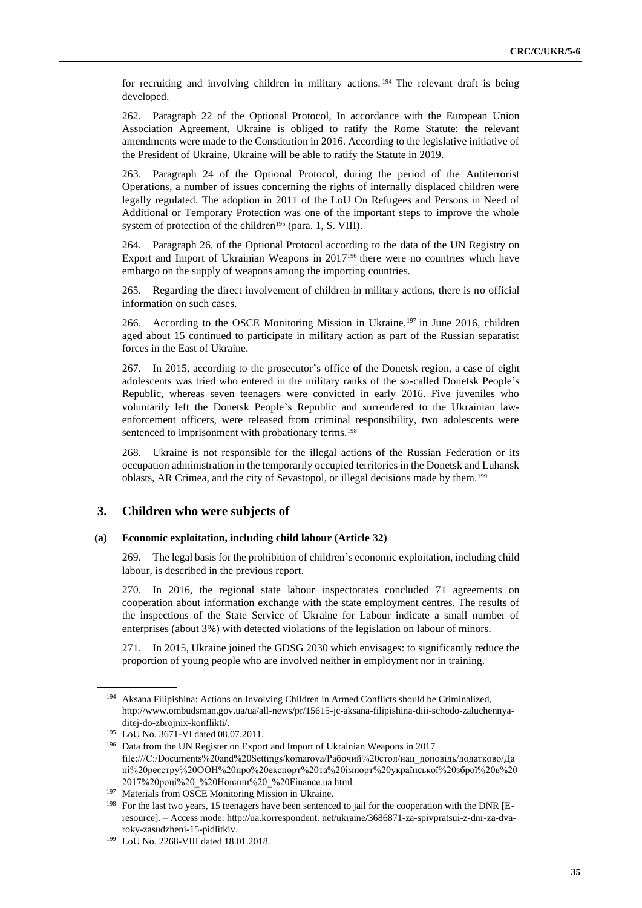for recruiting and involving children in military actions.[194] The relevant draft is being developed.

262. Paragraph 22 of the Optional Protocol, In accordance with the European Union Association Agreement, Ukraine is obliged to ratify the Rome Statute: the relevant amendments were made to the Constitution in 2016. According to the legislative initiative of the President of Ukraine, Ukraine will be able to ratify the Statute in 2019.

263. Paragraph 24 of the Optional Protocol, during the period of the Antiterrorist Operations, a number of issues concerning the rights of internally displaced children were legally regulated. The adoption in 2011 of the LoU On Refugees and Persons in Need of Additional or Temporary Protection was one of the important steps to improve the whole system of protection of the children[195] (para. 1, S. VIII).

264. Paragraph 26, of the Optional Protocol according to the data of the UN Registry on Export and Import of Ukrainian Weapons in 2017[196] there were no countries which have embargo on the supply of weapons among the importing countries.

265. Regarding the direct involvement of children in military actions, there is no official information on such cases.

266. According to the OSCE Monitoring Mission in Ukraine,[197] in June 2016, children aged about 15 continued to participate in military action as part of the Russian separatist forces in the East of Ukraine.

267. In 2015, according to the prosecutor's office of the Donetsk region, a case of eight adolescents was tried who entered in the military ranks of the so-called Donetsk People's Republic, whereas seven teenagers were convicted in early 2016. Five juveniles who voluntarily left the Donetsk People's Republic and surrendered to the Ukrainian law-enforcement officers, were released from criminal responsibility, two adolescents were sentenced to imprisonment with probationary terms.[198]

268. Ukraine is not responsible for the illegal actions of the Russian Federation or its occupation administration in the temporarily occupied territories in the Donetsk and Luhansk oblasts, AR Crimea, and the city of Sevastopol, or illegal decisions made by them.[199]

## 3. Children who were subjects of

### (a) Economic exploitation, including child labour (Article 32)

269. The legal basis for the prohibition of children's economic exploitation, including child labour, is described in the previous report.

270. In 2016, the regional state labour inspectorates concluded 71 agreements on cooperation about information exchange with the state employment centres. The results of the inspections of the State Service of Ukraine for Labour indicate a small number of enterprises (about 3%) with detected violations of the legislation on labour of minors.

271. In 2015, Ukraine joined the GDSG 2030 which envisages: to significantly reduce the proportion of young people who are involved neither in employment nor in training.

---

[194] Aksana Filipishina: Actions on Involving Children in Armed Conflicts should be Criminalized, http://www.ombudsman.gov.ua/ua/all-news/pr/15615-jc-aksana-filipishina-diii-schodo-zaluchennya-ditej-do-zbrojnix-konflikti/.

[195] LoU No. 3671-VI dated 08.07.2011.

[196] Data from the UN Register on Export and Import of Ukrainian Weapons in 2017 file:///C:/Documents%20and%20Settings/komarova/Рабочий%20стол/нац_доповідь/додатково/Дані%20реєстру%20ООН%20про%20експорт%20та%20імпорт%20української%20зброї%20в%202017%20році%20_%20Новини%20_%20Finance.ua.html.

[197] Materials from OSCE Monitoring Mission in Ukraine.

[198] For the last two years, 15 teenagers have been sentenced to jail for the cooperation with the DNR [E-resource]. – Access mode: http://ua.korrespondent. net/ukraine/3686871-za-spivpratsui-z-dnr-za-dva-roky-zasudzheni-15-pidlitkiv.

[199] LoU No. 2268-VIII dated 18.01.2018.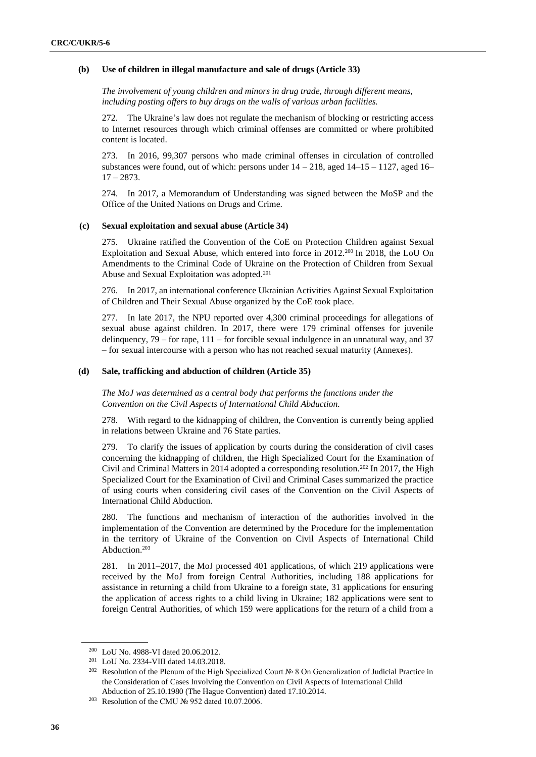### (b) Use of children in illegal manufacture and sale of drugs (Article 33)

*The involvement of young children and minors in drug trade, through different means, including posting offers to buy drugs on the walls of various urban facilities.*

272. The Ukraine's law does not regulate the mechanism of blocking or restricting access to Internet resources through which criminal offenses are committed or where prohibited content is located.

273. In 2016, 99,307 persons who made criminal offenses in circulation of controlled substances were found, out of which: persons under 14 – 218, aged 14–15 – 1127, aged 16–17 – 2873.

274. In 2017, a Memorandum of Understanding was signed between the MoSP and the Office of the United Nations on Drugs and Crime.

### (c) Sexual exploitation and sexual abuse (Article 34)

275. Ukraine ratified the Convention of the CoE on Protection Children against Sexual Exploitation and Sexual Abuse, which entered into force in 2012.[200] In 2018, the LoU On Amendments to the Criminal Code of Ukraine on the Protection of Children from Sexual Abuse and Sexual Exploitation was adopted.[201]

276. In 2017, an international conference Ukrainian Activities Against Sexual Exploitation of Children and Their Sexual Abuse organized by the CoE took place.

277. In late 2017, the NPU reported over 4,300 criminal proceedings for allegations of sexual abuse against children. In 2017, there were 179 criminal offenses for juvenile delinquency, 79 – for rape, 111 – for forcible sexual indulgence in an unnatural way, and 37 – for sexual intercourse with a person who has not reached sexual maturity (Annexes).

### (d) Sale, trafficking and abduction of children (Article 35)

*The MoJ was determined as a central body that performs the functions under the Convention on the Civil Aspects of International Child Abduction.*

278. With regard to the kidnapping of children, the Convention is currently being applied in relations between Ukraine and 76 State parties.

279. To clarify the issues of application by courts during the consideration of civil cases concerning the kidnapping of children, the High Specialized Court for the Examination of Civil and Criminal Matters in 2014 adopted a corresponding resolution.[202] In 2017, the High Specialized Court for the Examination of Civil and Criminal Cases summarized the practice of using courts when considering civil cases of the Convention on the Civil Aspects of International Child Abduction.

280. The functions and mechanism of interaction of the authorities involved in the implementation of the Convention are determined by the Procedure for the implementation in the territory of Ukraine of the Convention on Civil Aspects of International Child Abduction.[203]

281. In 2011–2017, the MoJ processed 401 applications, of which 219 applications were received by the MoJ from foreign Central Authorities, including 188 applications for assistance in returning a child from Ukraine to a foreign state, 31 applications for ensuring the application of access rights to a child living in Ukraine; 182 applications were sent to foreign Central Authorities, of which 159 were applications for the return of a child from a

---

[200] LoU No. 4988-VI dated 20.06.2012.

[201] LoU No. 2334-VIII dated 14.03.2018.

[202] Resolution of the Plenum of the High Specialized Court № 8 On Generalization of Judicial Practice in the Consideration of Cases Involving the Convention on Civil Aspects of International Child Abduction of 25.10.1980 (The Hague Convention) dated 17.10.2014.

[203] Resolution of the CMU № 952 dated 10.07.2006.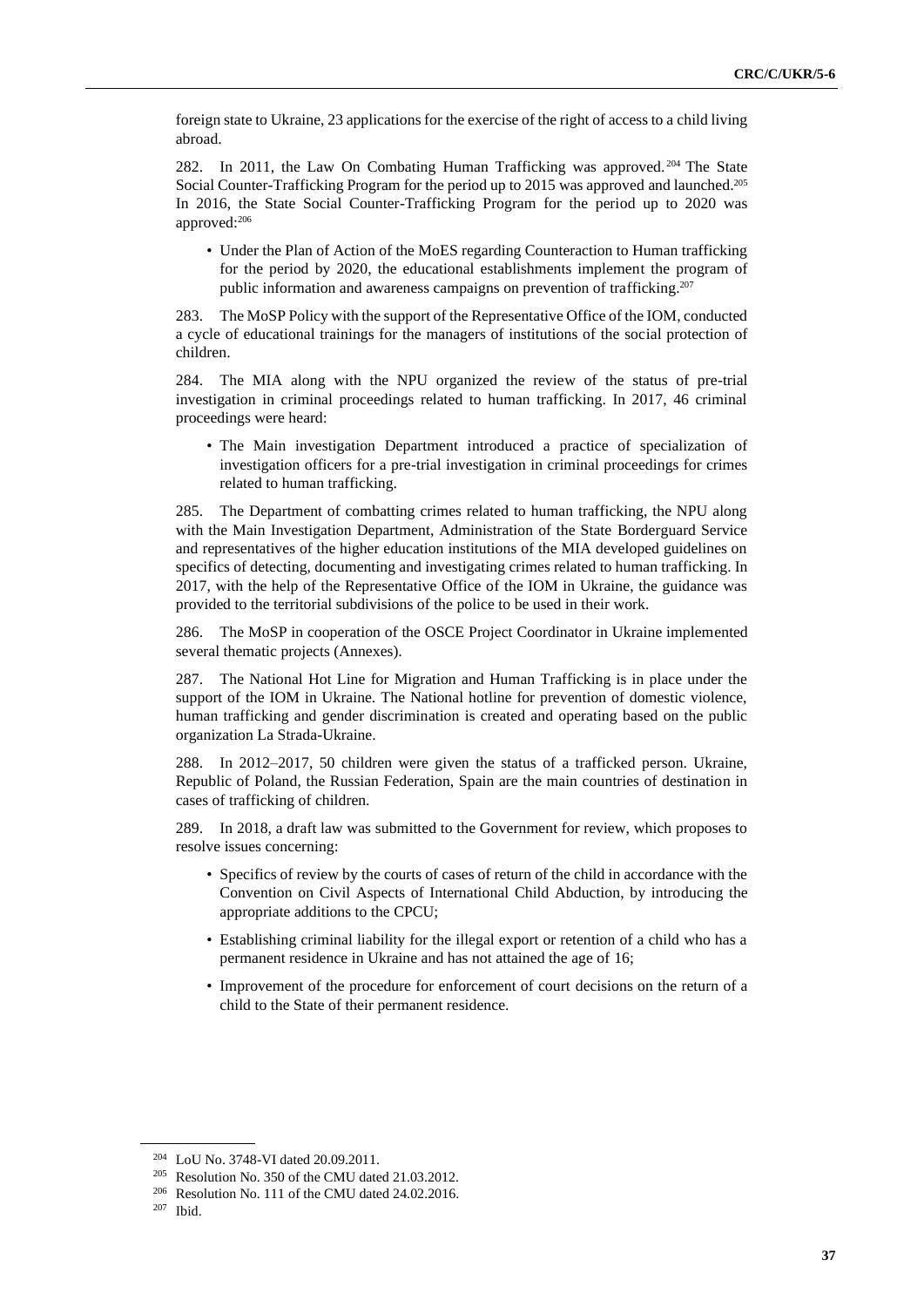foreign state to Ukraine, 23 applications for the exercise of the right of access to a child living abroad.

282. In 2011, the Law On Combating Human Trafficking was approved.[204] The State Social Counter-Trafficking Program for the period up to 2015 was approved and launched.[205] In 2016, the State Social Counter-Trafficking Program for the period up to 2020 was approved:[206]

- Under the Plan of Action of the MoES regarding Counteraction to Human trafficking for the period by 2020, the educational establishments implement the program of public information and awareness campaigns on prevention of trafficking.[207]

283. The MoSP Policy with the support of the Representative Office of the IOM, conducted a cycle of educational trainings for the managers of institutions of the social protection of children.

284. The MIA along with the NPU organized the review of the status of pre-trial investigation in criminal proceedings related to human trafficking. In 2017, 46 criminal proceedings were heard:

- The Main investigation Department introduced a practice of specialization of investigation officers for a pre-trial investigation in criminal proceedings for crimes related to human trafficking.

285. The Department of combatting crimes related to human trafficking, the NPU along with the Main Investigation Department, Administration of the State Borderguard Service and representatives of the higher education institutions of the MIA developed guidelines on specifics of detecting, documenting and investigating crimes related to human trafficking. In 2017, with the help of the Representative Office of the IOM in Ukraine, the guidance was provided to the territorial subdivisions of the police to be used in their work.

286. The MoSP in cooperation of the OSCE Project Coordinator in Ukraine implemented several thematic projects (Annexes).

287. The National Hot Line for Migration and Human Trafficking is in place under the support of the IOM in Ukraine. The National hotline for prevention of domestic violence, human trafficking and gender discrimination is created and operating based on the public organization La Strada-Ukraine.

288. In 2012–2017, 50 children were given the status of a trafficked person. Ukraine, Republic of Poland, the Russian Federation, Spain are the main countries of destination in cases of trafficking of children.

289. In 2018, a draft law was submitted to the Government for review, which proposes to resolve issues concerning:

- Specifics of review by the courts of cases of return of the child in accordance with the Convention on Civil Aspects of International Child Abduction, by introducing the appropriate additions to the CPCU;
- Establishing criminal liability for the illegal export or retention of a child who has a permanent residence in Ukraine and has not attained the age of 16;
- Improvement of the procedure for enforcement of court decisions on the return of a child to the State of their permanent residence.

---

[204] LoU No. 3748-VI dated 20.09.2011.

[205] Resolution No. 350 of the CMU dated 21.03.2012.

[206] Resolution No. 111 of the CMU dated 24.02.2016.

[207] Ibid.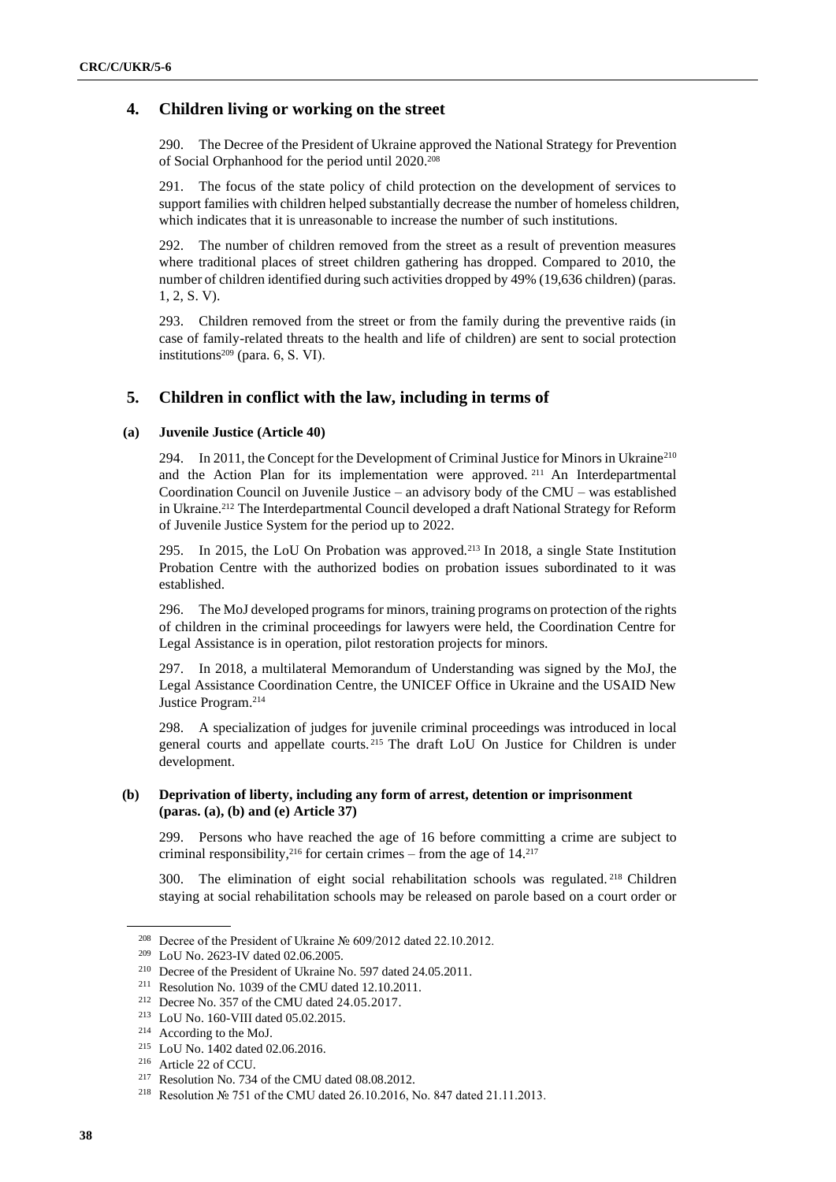## 4. Children living or working on the street

290. The Decree of the President of Ukraine approved the National Strategy for Prevention of Social Orphanhood for the period until 2020.[208]

291. The focus of the state policy of child protection on the development of services to support families with children helped substantially decrease the number of homeless children, which indicates that it is unreasonable to increase the number of such institutions.

292. The number of children removed from the street as a result of prevention measures where traditional places of street children gathering has dropped. Compared to 2010, the number of children identified during such activities dropped by 49% (19,636 children) (paras. 1, 2, S. V).

293. Children removed from the street or from the family during the preventive raids (in case of family-related threats to the health and life of children) are sent to social protection institutions[209] (para. 6, S. VI).

## 5. Children in conflict with the law, including in terms of

### (a) Juvenile Justice (Article 40)

294. In 2011, the Concept for the Development of Criminal Justice for Minors in Ukraine[210] and the Action Plan for its implementation were approved.[211] An Interdepartmental Coordination Council on Juvenile Justice – an advisory body of the CMU – was established in Ukraine.[212] The Interdepartmental Council developed a draft National Strategy for Reform of Juvenile Justice System for the period up to 2022.

295. In 2015, the LoU On Probation was approved.[213] In 2018, a single State Institution Probation Centre with the authorized bodies on probation issues subordinated to it was established.

296. The MoJ developed programs for minors, training programs on protection of the rights of children in the criminal proceedings for lawyers were held, the Coordination Centre for Legal Assistance is in operation, pilot restoration projects for minors.

297. In 2018, a multilateral Memorandum of Understanding was signed by the MoJ, the Legal Assistance Coordination Centre, the UNICEF Office in Ukraine and the USAID New Justice Program.[214]

298. A specialization of judges for juvenile criminal proceedings was introduced in local general courts and appellate courts.[215] The draft LoU On Justice for Children is under development.

### (b) Deprivation of liberty, including any form of arrest, detention or imprisonment (paras. (a), (b) and (e) Article 37)

299. Persons who have reached the age of 16 before committing a crime are subject to criminal responsibility,[216] for certain crimes – from the age of 14.[217]

300. The elimination of eight social rehabilitation schools was regulated.[218] Children staying at social rehabilitation schools may be released on parole based on a court order or

---

[208] Decree of the President of Ukraine № 609/2012 dated 22.10.2012.

[209] LoU No. 2623-IV dated 02.06.2005.

[210] Decree of the President of Ukraine No. 597 dated 24.05.2011.

[211] Resolution No. 1039 of the CMU dated 12.10.2011.

[212] Decree No. 357 of the CMU dated 24.05.2017.

[213] LoU No. 160-VIII dated 05.02.2015.

[214] According to the MoJ.

[215] LoU No. 1402 dated 02.06.2016.

[216] Article 22 of CCU.

[217] Resolution No. 734 of the CMU dated 08.08.2012.

[218] Resolution № 751 of the CMU dated 26.10.2016, No. 847 dated 21.11.2013.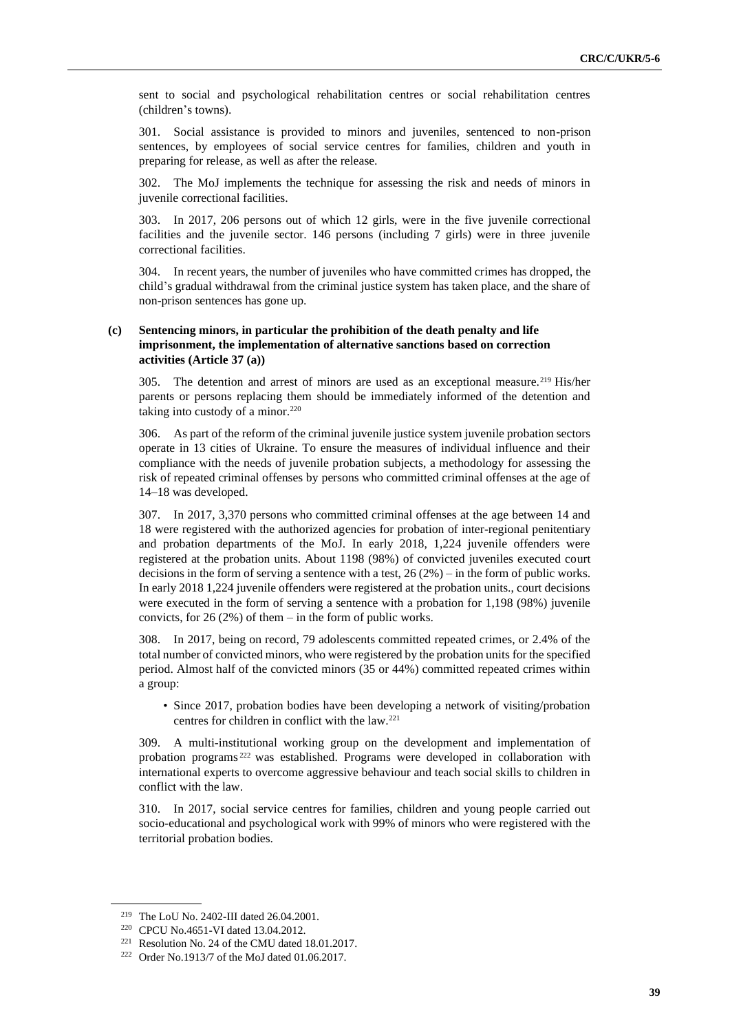sent to social and psychological rehabilitation centres or social rehabilitation centres (children's towns).

301. Social assistance is provided to minors and juveniles, sentenced to non-prison sentences, by employees of social service centres for families, children and youth in preparing for release, as well as after the release.

302. The MoJ implements the technique for assessing the risk and needs of minors in juvenile correctional facilities.

303. In 2017, 206 persons out of which 12 girls, were in the five juvenile correctional facilities and the juvenile sector. 146 persons (including 7 girls) were in three juvenile correctional facilities.

304. In recent years, the number of juveniles who have committed crimes has dropped, the child's gradual withdrawal from the criminal justice system has taken place, and the share of non-prison sentences has gone up.

### (c) Sentencing minors, in particular the prohibition of the death penalty and life imprisonment, the implementation of alternative sanctions based on correction activities (Article 37 (a))

305. The detention and arrest of minors are used as an exceptional measure.[219] His/her parents or persons replacing them should be immediately informed of the detention and taking into custody of a minor.[220]

306. As part of the reform of the criminal juvenile justice system juvenile probation sectors operate in 13 cities of Ukraine. To ensure the measures of individual influence and their compliance with the needs of juvenile probation subjects, a methodology for assessing the risk of repeated criminal offenses by persons who committed criminal offenses at the age of 14–18 was developed.

307. In 2017, 3,370 persons who committed criminal offenses at the age between 14 and 18 were registered with the authorized agencies for probation of inter-regional penitentiary and probation departments of the MoJ. In early 2018, 1,224 juvenile offenders were registered at the probation units. About 1198 (98%) of convicted juveniles executed court decisions in the form of serving a sentence with a test, 26 (2%) – in the form of public works. In early 2018 1,224 juvenile offenders were registered at the probation units., court decisions were executed in the form of serving a sentence with a probation for 1,198 (98%) juvenile convicts, for 26 (2%) of them – in the form of public works.

308. In 2017, being on record, 79 adolescents committed repeated crimes, or 2.4% of the total number of convicted minors, who were registered by the probation units for the specified period. Almost half of the convicted minors (35 or 44%) committed repeated crimes within a group:

- Since 2017, probation bodies have been developing a network of visiting/probation centres for children in conflict with the law.[221]

309. A multi-institutional working group on the development and implementation of probation programs[222] was established. Programs were developed in collaboration with international experts to overcome aggressive behaviour and teach social skills to children in conflict with the law.

310. In 2017, social service centres for families, children and young people carried out socio-educational and psychological work with 99% of minors who were registered with the territorial probation bodies.

---

[219] The LoU No. 2402-III dated 26.04.2001.

[220] CPCU No.4651-VI dated 13.04.2012.

[221] Resolution No. 24 of the CMU dated 18.01.2017.

[222] Order No.1913/7 of the MoJ dated 01.06.2017.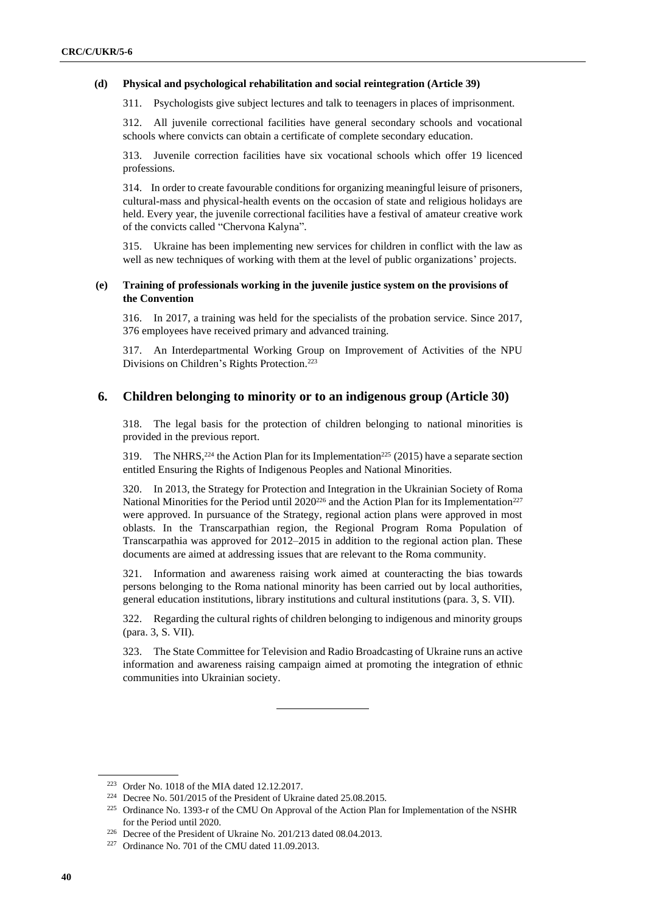### (d) Physical and psychological rehabilitation and social reintegration (Article 39)

311. Psychologists give subject lectures and talk to teenagers in places of imprisonment.

312. All juvenile correctional facilities have general secondary schools and vocational schools where convicts can obtain a certificate of complete secondary education.

313. Juvenile correction facilities have six vocational schools which offer 19 licenced professions.

314. In order to create favourable conditions for organizing meaningful leisure of prisoners, cultural-mass and physical-health events on the occasion of state and religious holidays are held. Every year, the juvenile correctional facilities have a festival of amateur creative work of the convicts called "Chervona Kalyna".

315. Ukraine has been implementing new services for children in conflict with the law as well as new techniques of working with them at the level of public organizations' projects.

### (e) Training of professionals working in the juvenile justice system on the provisions of the Convention

316. In 2017, a training was held for the specialists of the probation service. Since 2017, 376 employees have received primary and advanced training.

317. An Interdepartmental Working Group on Improvement of Activities of the NPU Divisions on Children's Rights Protection.[223]

## 6. Children belonging to minority or to an indigenous group (Article 30)

318. The legal basis for the protection of children belonging to national minorities is provided in the previous report.

319. The NHRS,[224] the Action Plan for its Implementation[225] (2015) have a separate section entitled Ensuring the Rights of Indigenous Peoples and National Minorities.

320. In 2013, the Strategy for Protection and Integration in the Ukrainian Society of Roma National Minorities for the Period until 2020[226] and the Action Plan for its Implementation[227] were approved. In pursuance of the Strategy, regional action plans were approved in most oblasts. In the Transcarpathian region, the Regional Program Roma Population of Transcarpathia was approved for 2012–2015 in addition to the regional action plan. These documents are aimed at addressing issues that are relevant to the Roma community.

321. Information and awareness raising work aimed at counteracting the bias towards persons belonging to the Roma national minority has been carried out by local authorities, general education institutions, library institutions and cultural institutions (para. 3, S. VII).

322. Regarding the cultural rights of children belonging to indigenous and minority groups (para. 3, S. VII).

323. The State Committee for Television and Radio Broadcasting of Ukraine runs an active information and awareness raising campaign aimed at promoting the integration of ethnic communities into Ukrainian society.

---

[223] Order No. 1018 of the MIA dated 12.12.2017.

[224] Decree No. 501/2015 of the President of Ukraine dated 25.08.2015.

[225] Ordinance No. 1393-r of the CMU On Approval of the Action Plan for Implementation of the NSHR for the Period until 2020.

[226] Decree of the President of Ukraine No. 201/213 dated 08.04.2013.

[227] Ordinance No. 701 of the CMU dated 11.09.2013.